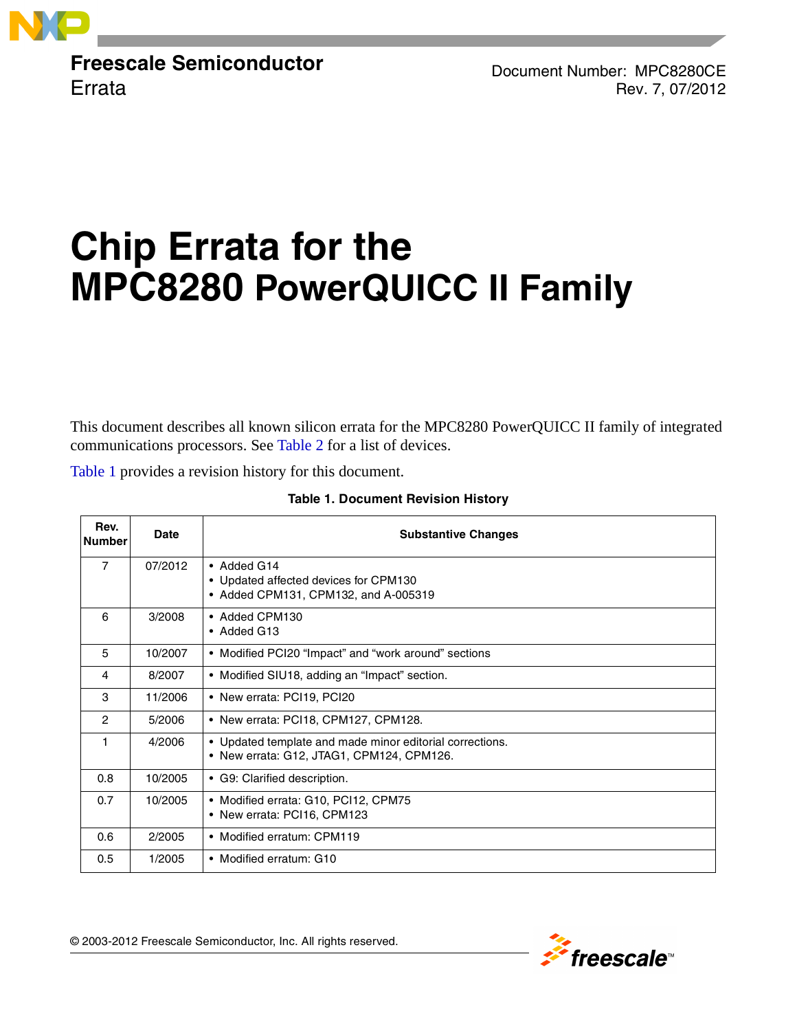**Freescale Semiconductor**
Errata

Document Number: MPC8280CE
Rev. 7, 07/2012

# Chip Errata for the MPC8280 PowerQUICC II Family

This document describes all known silicon errata for the MPC8280 PowerQUICC II family of integrated communications processors. See Table 2 for a list of devices.

Table 1 provides a revision history for this document.

**Table 1. Document Revision History**

| Rev. Number | Date | Substantive Changes |
|---|---|---|
| 7 | 07/2012 | • Added G14<br>• Updated affected devices for CPM130<br>• Added CPM131, CPM132, and A-005319 |
| 6 | 3/2008 | • Added CPM130<br>• Added G13 |
| 5 | 10/2007 | • Modified PCI20 “Impact” and “work around” sections |
| 4 | 8/2007 | • Modified SIU18, adding an “Impact” section. |
| 3 | 11/2006 | • New errata: PCI19, PCI20 |
| 2 | 5/2006 | • New errata: PCI18, CPM127, CPM128. |
| 1 | 4/2006 | • Updated template and made minor editorial corrections.<br>• New errata: G12, JTAG1, CPM124, CPM126. |
| 0.8 | 10/2005 | • G9: Clarified description. |
| 0.7 | 10/2005 | • Modified errata: G10, PCI12, CPM75<br>• New errata: PCI16, CPM123 |
| 0.6 | 2/2005 | • Modified erratum: CPM119 |
| 0.5 | 1/2005 | • Modified erratum: G10 |

© 2003-2012 Freescale Semiconductor, Inc. All rights reserved.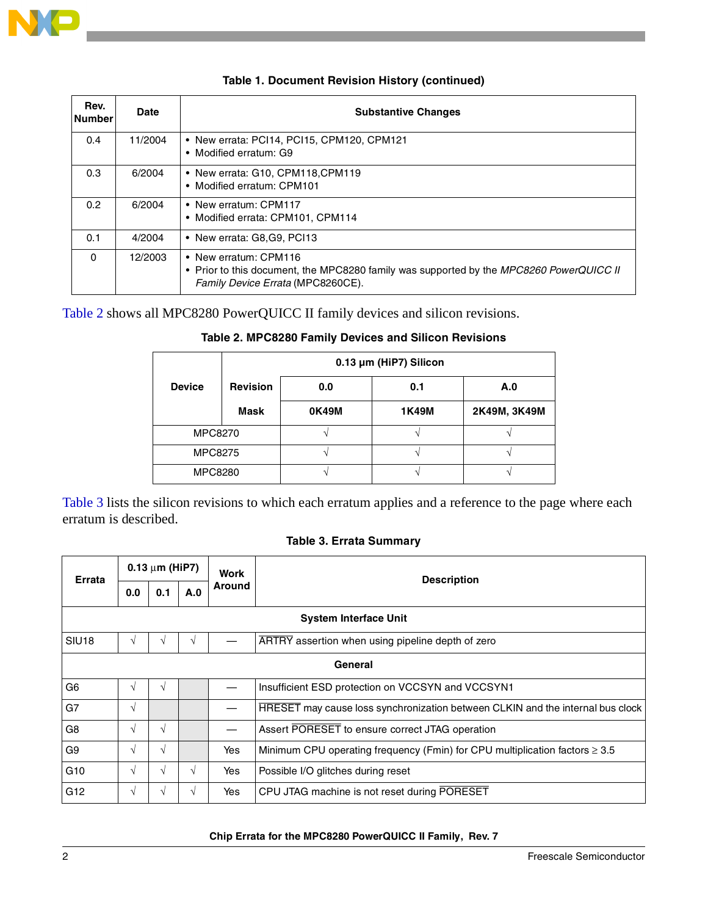**Table 1. Document Revision History (continued)**

| Rev. Number | Date | Substantive Changes |
|---|---|---|
| 0.4 | 11/2004 | • New errata: PCI14, PCI15, CPM120, CPM121<br>• Modified erratum: G9 |
| 0.3 | 6/2004 | • New errata: G10, CPM118,CPM119<br>• Modified erratum: CPM101 |
| 0.2 | 6/2004 | • New erratum: CPM117<br>• Modified errata: CPM101, CPM114 |
| 0.1 | 4/2004 | • New errata: G8,G9, PCI13 |
| 0 | 12/2003 | • New erratum: CPM116<br>• Prior to this document, the MPC8280 family was supported by the *MPC8260 PowerQUICC II Family Device Errata* (MPC8260CE). |

Table 2 shows all MPC8280 PowerQUICC II family devices and silicon revisions.

**Table 2. MPC8280 Family Devices and Silicon Revisions**

| Device | | 0.13 µm (HiP7) Silicon | | |
|---|---|---|---|---|
| | Revision | 0.0 | 0.1 | A.0 |
| | Mask | 0K49M | 1K49M | 2K49M, 3K49M |
| MPC8270 | | √ | √ | √ |
| MPC8275 | | √ | √ | √ |
| MPC8280 | | √ | √ | √ |

Table 3 lists the silicon revisions to which each erratum applies and a reference to the page where each erratum is described.

**Table 3. Errata Summary**

| Errata | 0.13 µm (HiP7) | | | Work Around | Description |
|---|---|---|---|---|---|
| | 0.0 | 0.1 | A.0 | | |
| **System Interface Unit** | | | | | |
| SIU18 | √ | √ | √ | — | $\overline{\text{ARTRY}}$ assertion when using pipeline depth of zero |
| **General** | | | | | |
| G6 | √ | √ | | — | Insufficient ESD protection on VCCSYN and VCCSYN1 |
| G7 | √ | | | — | $\overline{\text{HRESET}}$ may cause loss synchronization between CLKIN and the internal bus clock |
| G8 | √ | √ | | — | Assert $\overline{\text{PORESET}}$ to ensure correct JTAG operation |
| G9 | √ | √ | | Yes | Minimum CPU operating frequency (Fmin) for CPU multiplication factors ≥ 3.5 |
| G10 | √ | √ | √ | Yes | Possible I/O glitches during reset |
| G12 | √ | √ | √ | Yes | CPU JTAG machine is not reset during $\overline{\text{PORESET}}$ |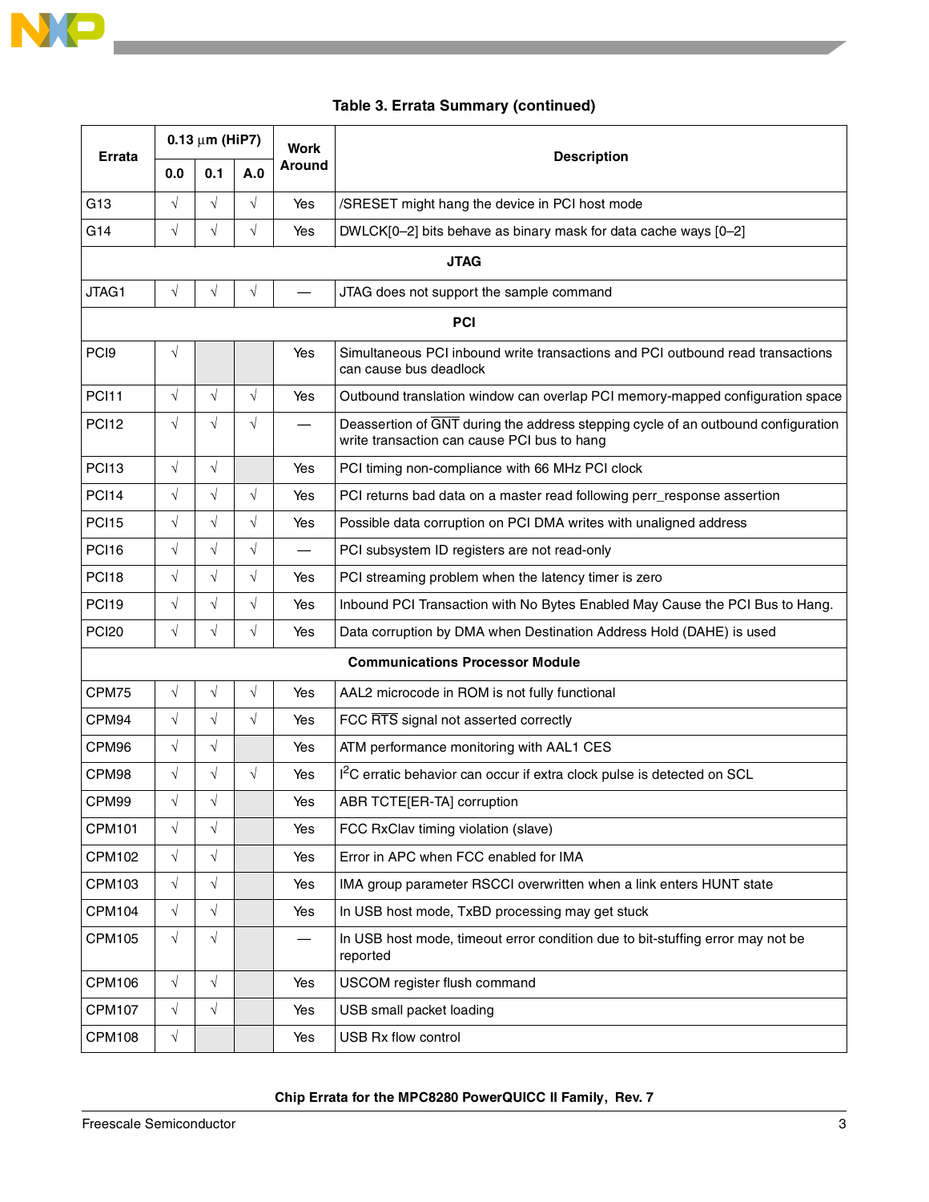**Table 3. Errata Summary (continued)**

| Errata | 0.13 µm (HiP7) | | | Work Around | Description |
|---|---|---|---|---|---|
| | 0.0 | 0.1 | A.0 | | |
| G13 | √ | √ | √ | Yes | /SRESET might hang the device in PCI host mode |
| G14 | √ | √ | √ | Yes | DWLCK[0–2] bits behave as binary mask for data cache ways [0–2] |
| **JTAG** | | | | | |
| JTAG1 | √ | √ | √ | — | JTAG does not support the sample command |
| **PCI** | | | | | |
| PCI9 | √ | | | Yes | Simultaneous PCI inbound write transactions and PCI outbound read transactions can cause bus deadlock |
| PCI11 | √ | √ | √ | Yes | Outbound translation window can overlap PCI memory-mapped configuration space |
| PCI12 | √ | √ | √ | — | Deassertion of $\overline{GNT}$ during the address stepping cycle of an outbound configuration write transaction can cause PCI bus to hang |
| PCI13 | √ | √ | | Yes | PCI timing non-compliance with 66 MHz PCI clock |
| PCI14 | √ | √ | √ | Yes | PCI returns bad data on a master read following perr_response assertion |
| PCI15 | √ | √ | √ | Yes | Possible data corruption on PCI DMA writes with unaligned address |
| PCI16 | √ | √ | √ | — | PCI subsystem ID registers are not read-only |
| PCI18 | √ | √ | √ | Yes | PCI streaming problem when the latency timer is zero |
| PCI19 | √ | √ | √ | Yes | Inbound PCI Transaction with No Bytes Enabled May Cause the PCI Bus to Hang. |
| PCI20 | √ | √ | √ | Yes | Data corruption by DMA when Destination Address Hold (DAHE) is used |
| **Communications Processor Module** | | | | | |
| CPM75 | √ | √ | √ | Yes | AAL2 microcode in ROM is not fully functional |
| CPM94 | √ | √ | √ | Yes | FCC $\overline{RTS}$ signal not asserted correctly |
| CPM96 | √ | √ | | Yes | ATM performance monitoring with AAL1 CES |
| CPM98 | √ | √ | √ | Yes | I$^2$C erratic behavior can occur if extra clock pulse is detected on SCL |
| CPM99 | √ | √ | | Yes | ABR TCTE[ER-TA] corruption |
| CPM101 | √ | √ | | Yes | FCC RxClav timing violation (slave) |
| CPM102 | √ | √ | | Yes | Error in APC when FCC enabled for IMA |
| CPM103 | √ | √ | | Yes | IMA group parameter RSCCI overwritten when a link enters HUNT state |
| CPM104 | √ | √ | | Yes | In USB host mode, TxBD processing may get stuck |
| CPM105 | √ | √ | | — | In USB host mode, timeout error condition due to bit-stuffing error may not be reported |
| CPM106 | √ | √ | | Yes | USCOM register flush command |
| CPM107 | √ | √ | | Yes | USB small packet loading |
| CPM108 | √ | | | Yes | USB Rx flow control |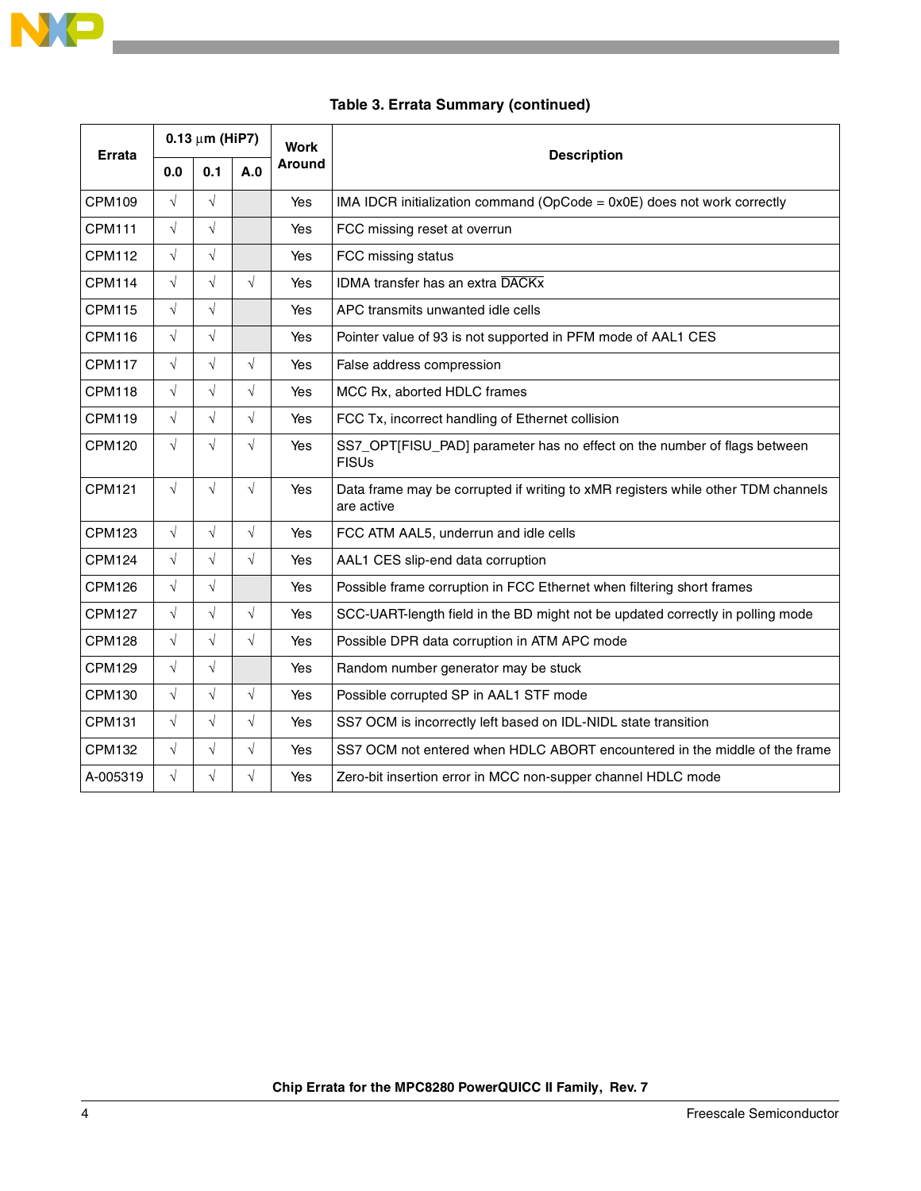**Table 3. Errata Summary (continued)**

| Errata | 0.13 µm (HiP7) | | | Work Around | Description |
|---|---|---|---|---|---|
| | 0.0 | 0.1 | A.0 | | |
| CPM109 | √ | √ | | Yes | IMA IDCR initialization command (OpCode = 0x0E) does not work correctly |
| CPM111 | √ | √ | | Yes | FCC missing reset at overrun |
| CPM112 | √ | √ | | Yes | FCC missing status |
| CPM114 | √ | √ | √ | Yes | IDMA transfer has an extra $\overline{\text{DACKx}}$ |
| CPM115 | √ | √ | | Yes | APC transmits unwanted idle cells |
| CPM116 | √ | √ | | Yes | Pointer value of 93 is not supported in PFM mode of AAL1 CES |
| CPM117 | √ | √ | √ | Yes | False address compression |
| CPM118 | √ | √ | √ | Yes | MCC Rx, aborted HDLC frames |
| CPM119 | √ | √ | √ | Yes | FCC Tx, incorrect handling of Ethernet collision |
| CPM120 | √ | √ | √ | Yes | SS7_OPT[FISU_PAD] parameter has no effect on the number of flags between FISUs |
| CPM121 | √ | √ | √ | Yes | Data frame may be corrupted if writing to xMR registers while other TDM channels are active |
| CPM123 | √ | √ | √ | Yes | FCC ATM AAL5, underrun and idle cells |
| CPM124 | √ | √ | √ | Yes | AAL1 CES slip-end data corruption |
| CPM126 | √ | √ | | Yes | Possible frame corruption in FCC Ethernet when filtering short frames |
| CPM127 | √ | √ | √ | Yes | SCC-UART-length field in the BD might not be updated correctly in polling mode |
| CPM128 | √ | √ | √ | Yes | Possible DPR data corruption in ATM APC mode |
| CPM129 | √ | √ | | Yes | Random number generator may be stuck |
| CPM130 | √ | √ | √ | Yes | Possible corrupted SP in AAL1 STF mode |
| CPM131 | √ | √ | √ | Yes | SS7 OCM is incorrectly left based on IDL-NIDL state transition |
| CPM132 | √ | √ | √ | Yes | SS7 OCM not entered when HDLC ABORT encountered in the middle of the frame |
| A-005319 | √ | √ | √ | Yes | Zero-bit insertion error in MCC non-supper channel HDLC mode |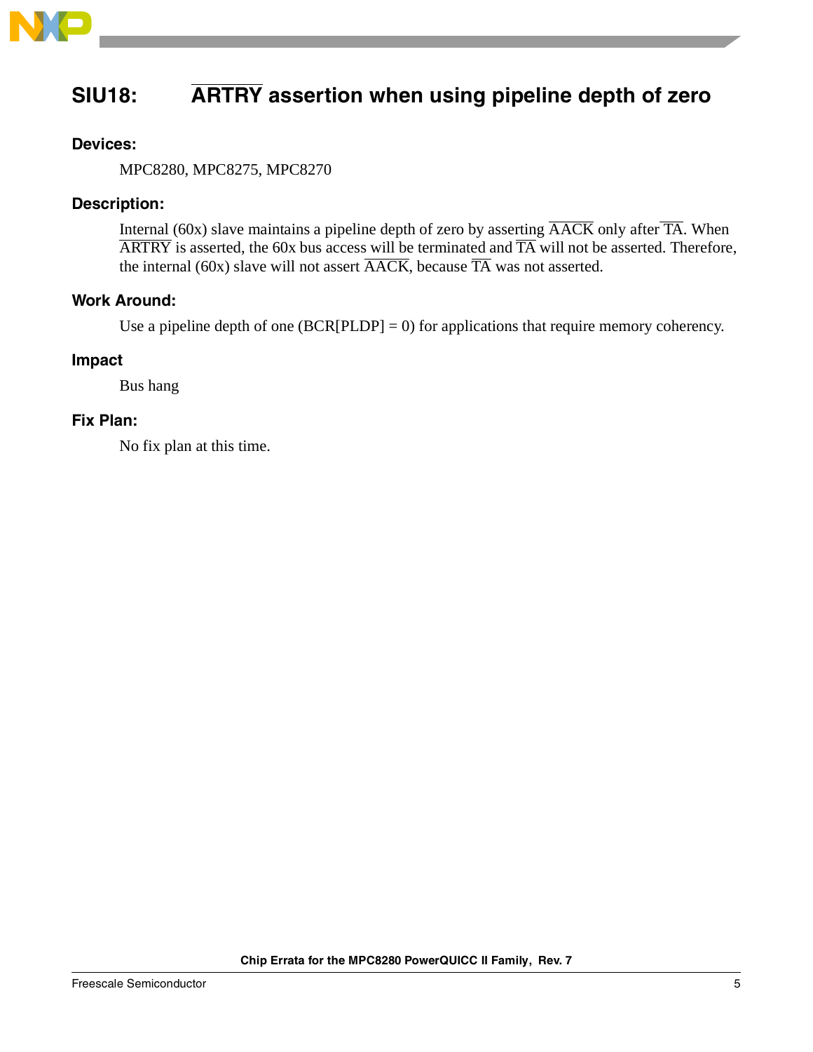## SIU18: ARTRY assertion when using pipeline depth of zero

### Devices:

MPC8280, MPC8275, MPC8270

### Description:

Internal (60x) slave maintains a pipeline depth of zero by asserting AACK only after TA. When ARTRY is asserted, the 60x bus access will be terminated and TA will not be asserted. Therefore, the internal (60x) slave will not assert AACK, because TA was not asserted.

### Work Around:

Use a pipeline depth of one (BCR[PLDP] = 0) for applications that require memory coherency.

### Impact

Bus hang

### Fix Plan:

No fix plan at this time.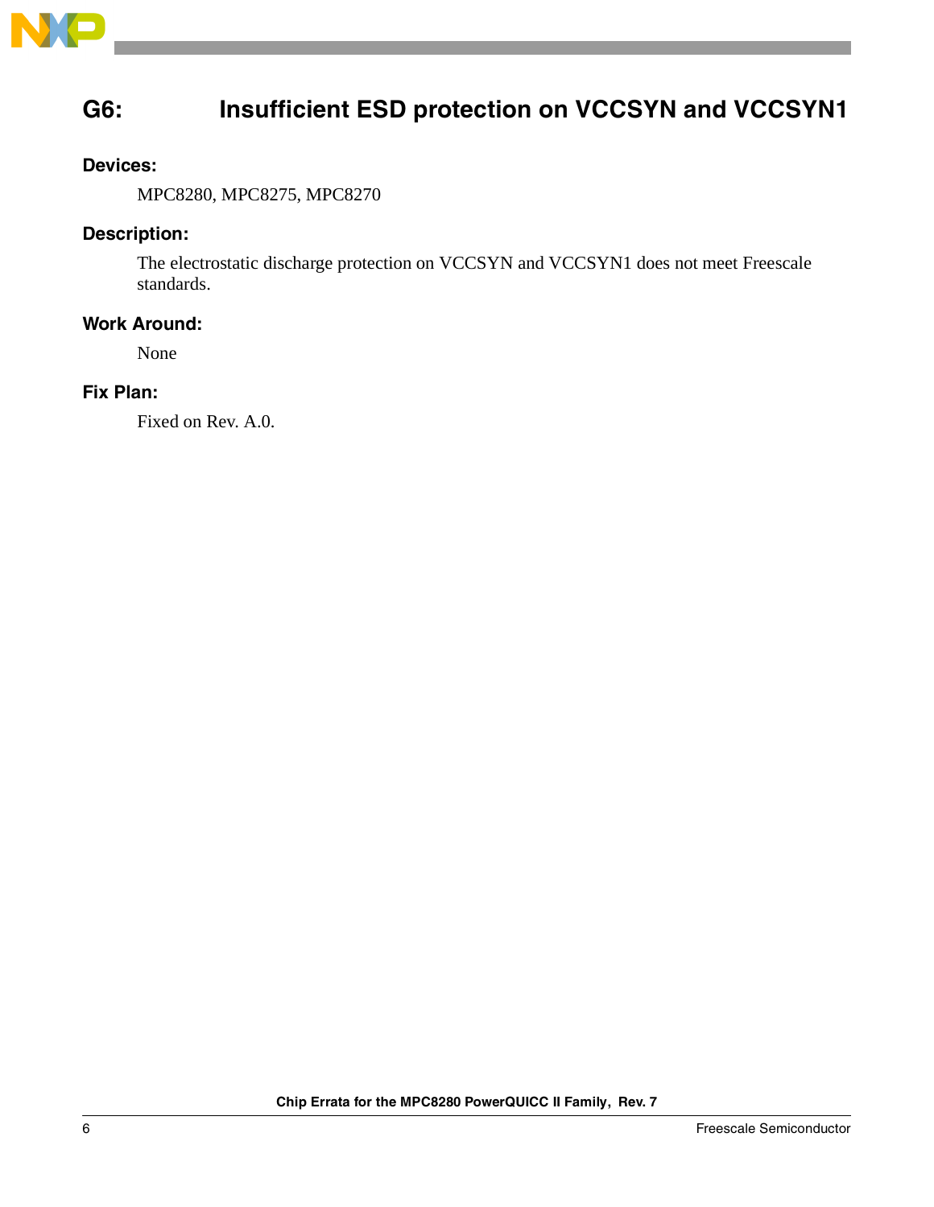## G6: Insufficient ESD protection on VCCSYN and VCCSYN1

### Devices:

MPC8280, MPC8275, MPC8270

### Description:

The electrostatic discharge protection on VCCSYN and VCCSYN1 does not meet Freescale standards.

### Work Around:

None

### Fix Plan:

Fixed on Rev. A.0.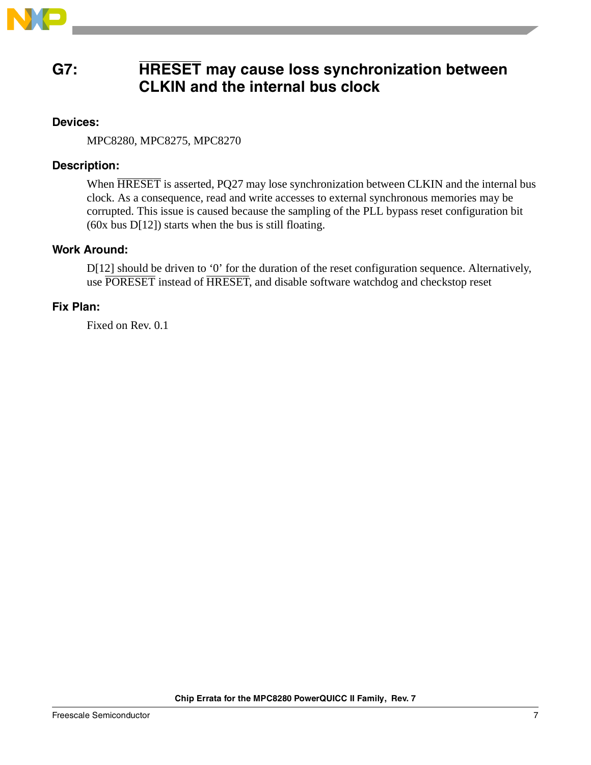## G7: HRESET may cause loss synchronization between CLKIN and the internal bus clock

### Devices:

MPC8280, MPC8275, MPC8270

### Description:

When HRESET is asserted, PQ27 may lose synchronization between CLKIN and the internal bus clock. As a consequence, read and write accesses to external synchronous memories may be corrupted. This issue is caused because the sampling of the PLL bypass reset configuration bit (60x bus D[12]) starts when the bus is still floating.

### Work Around:

D[12] should be driven to '0' for the duration of the reset configuration sequence. Alternatively, use PORESET instead of HRESET, and disable software watchdog and checkstop reset

### Fix Plan:

Fixed on Rev. 0.1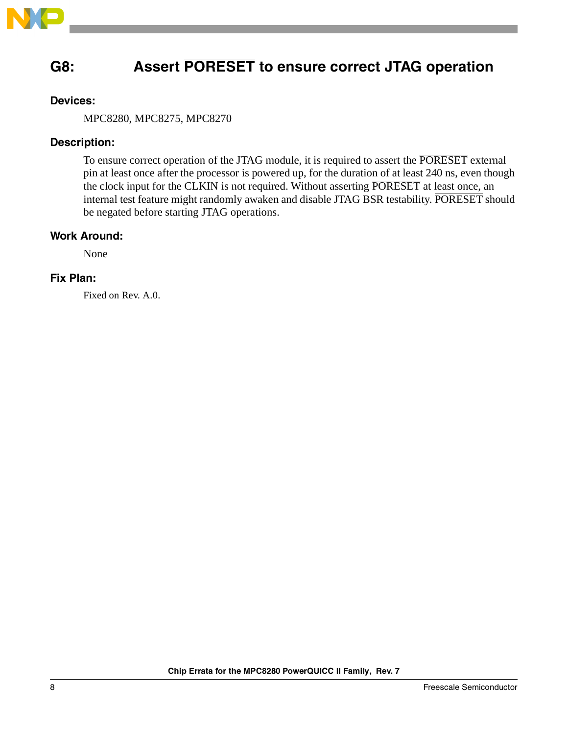## G8: Assert PORESET to ensure correct JTAG operation

### Devices:

MPC8280, MPC8275, MPC8270

### Description:

To ensure correct operation of the JTAG module, it is required to assert the PORESET external pin at least once after the processor is powered up, for the duration of at least 240 ns, even though the clock input for the CLKIN is not required. Without asserting PORESET at least once, an internal test feature might randomly awaken and disable JTAG BSR testability. PORESET should be negated before starting JTAG operations.

### Work Around:

None

### Fix Plan:

Fixed on Rev. A.0.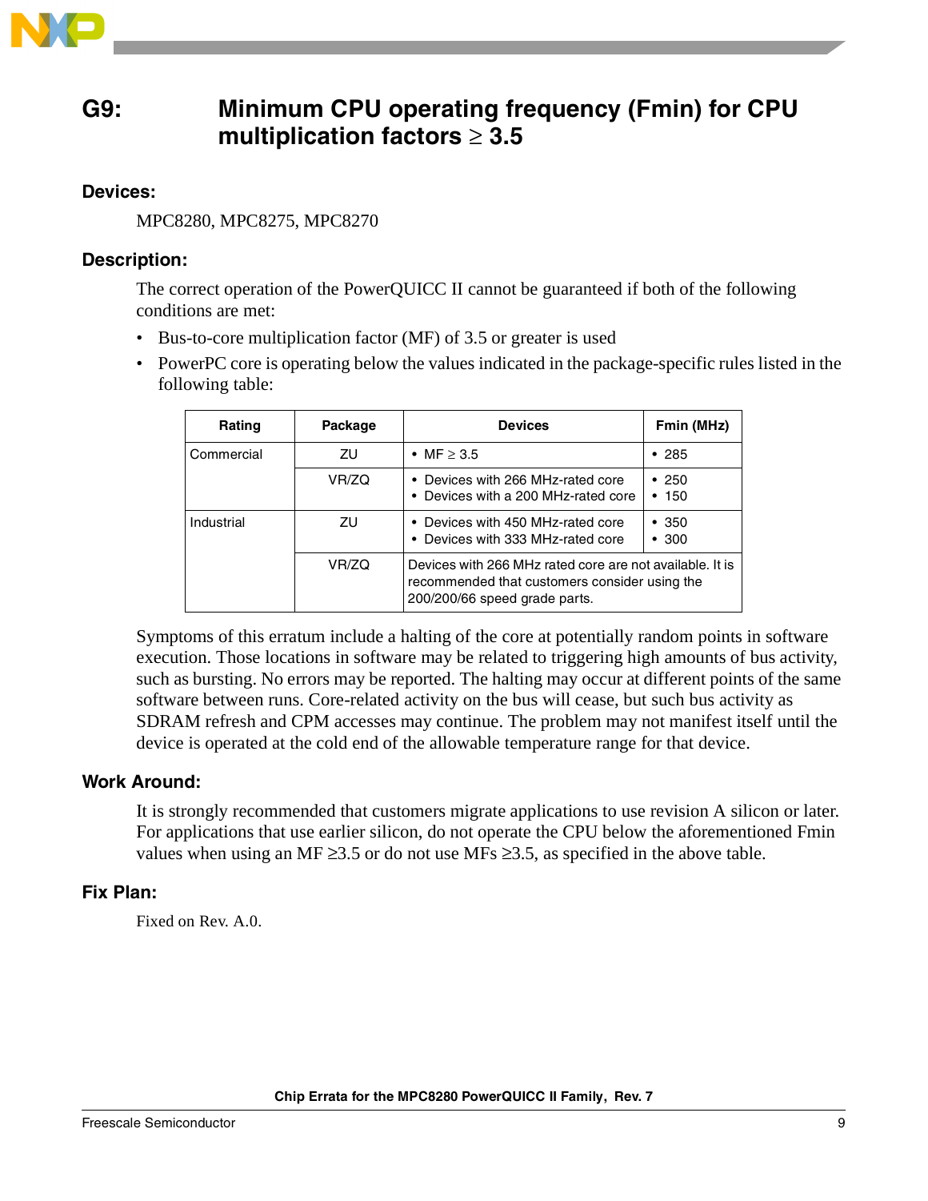## G9: Minimum CPU operating frequency (Fmin) for CPU multiplication factors ≥ 3.5

### Devices:

MPC8280, MPC8275, MPC8270

### Description:

The correct operation of the PowerQUICC II cannot be guaranteed if both of the following conditions are met:

- Bus-to-core multiplication factor (MF) of 3.5 or greater is used
- PowerPC core is operating below the values indicated in the package-specific rules listed in the following table:

| Rating | Package | Devices | Fmin (MHz) |
|---|---|---|---|
| Commercial | ZU | • MF ≥ 3.5 | • 285 |
| | VR/ZQ | • Devices with 266 MHz-rated core<br>• Devices with a 200 MHz-rated core | • 250<br>• 150 |
| Industrial | ZU | • Devices with 450 MHz-rated core<br>• Devices with 333 MHz-rated core | • 350<br>• 300 |
| | VR/ZQ | Devices with 266 MHz rated core are not available. It is recommended that customers consider using the 200/200/66 speed grade parts. | |

Symptoms of this erratum include a halting of the core at potentially random points in software execution. Those locations in software may be related to triggering high amounts of bus activity, such as bursting. No errors may be reported. The halting may occur at different points of the same software between runs. Core-related activity on the bus will cease, but such bus activity as SDRAM refresh and CPM accesses may continue. The problem may not manifest itself until the device is operated at the cold end of the allowable temperature range for that device.

### Work Around:

It is strongly recommended that customers migrate applications to use revision A silicon or later. For applications that use earlier silicon, do not operate the CPU below the aforementioned Fmin values when using an MF ≥3.5 or do not use MFs ≥3.5, as specified in the above table.

### Fix Plan:

Fixed on Rev. A.0.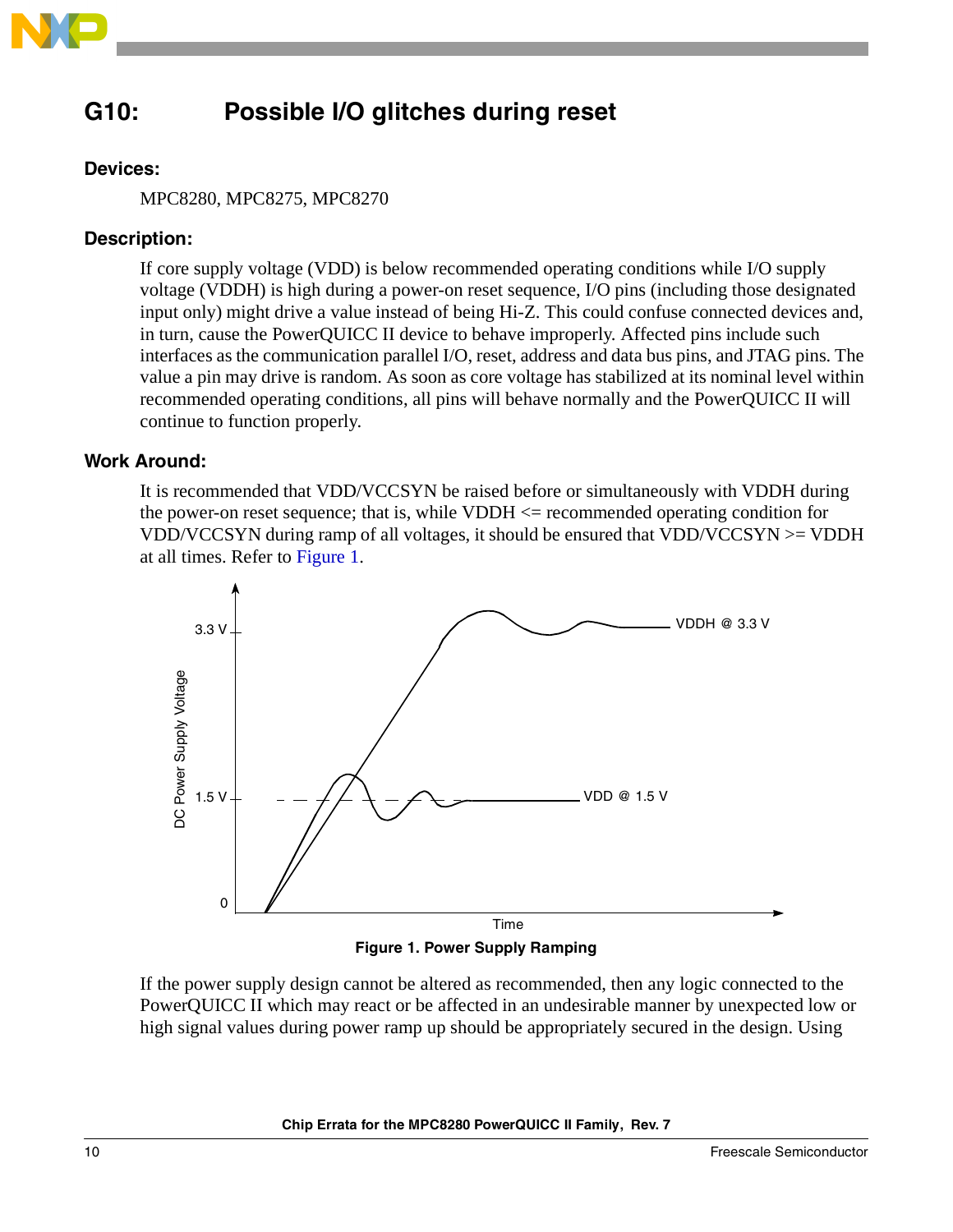## G10: Possible I/O glitches during reset

### Devices:

MPC8280, MPC8275, MPC8270

### Description:

If core supply voltage (VDD) is below recommended operating conditions while I/O supply voltage (VDDH) is high during a power-on reset sequence, I/O pins (including those designated input only) might drive a value instead of being Hi-Z. This could confuse connected devices and, in turn, cause the PowerQUICC II device to behave improperly. Affected pins include such interfaces as the communication parallel I/O, reset, address and data bus pins, and JTAG pins. The value a pin may drive is random. As soon as core voltage has stabilized at its nominal level within recommended operating conditions, all pins will behave normally and the PowerQUICC II will continue to function properly.

### Work Around:

It is recommended that VDD/VCCSYN be raised before or simultaneously with VDDH during the power-on reset sequence; that is, while VDDH <= recommended operating condition for VDD/VCCSYN during ramp of all voltages, it should be ensured that VDD/VCCSYN >= VDDH at all times. Refer to Figure 1.

**Figure 1. Power Supply Ramping**

If the power supply design cannot be altered as recommended, then any logic connected to the PowerQUICC II which may react or be affected in an undesirable manner by unexpected low or high signal values during power ramp up should be appropriately secured in the design. Using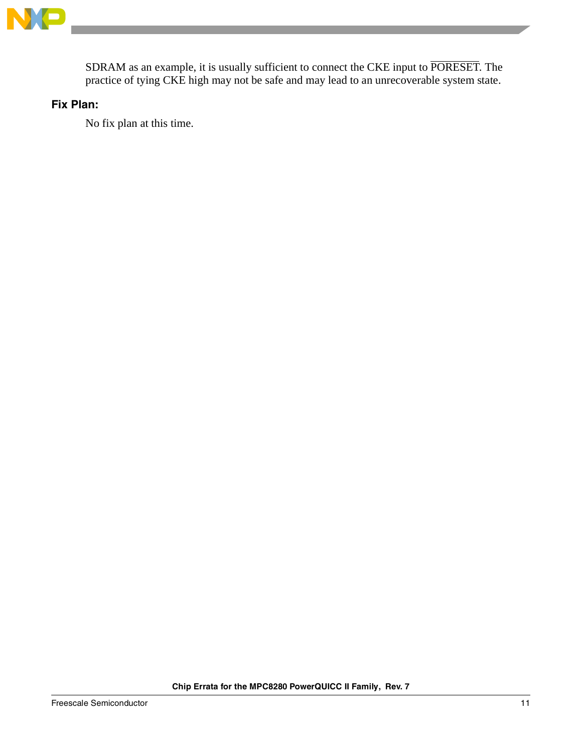SDRAM as an example, it is usually sufficient to connect the CKE input to $\overline{\text{PORESET}}$. The practice of tying CKE high may not be safe and may lead to an unrecoverable system state.

**Fix Plan:**

No fix plan at this time.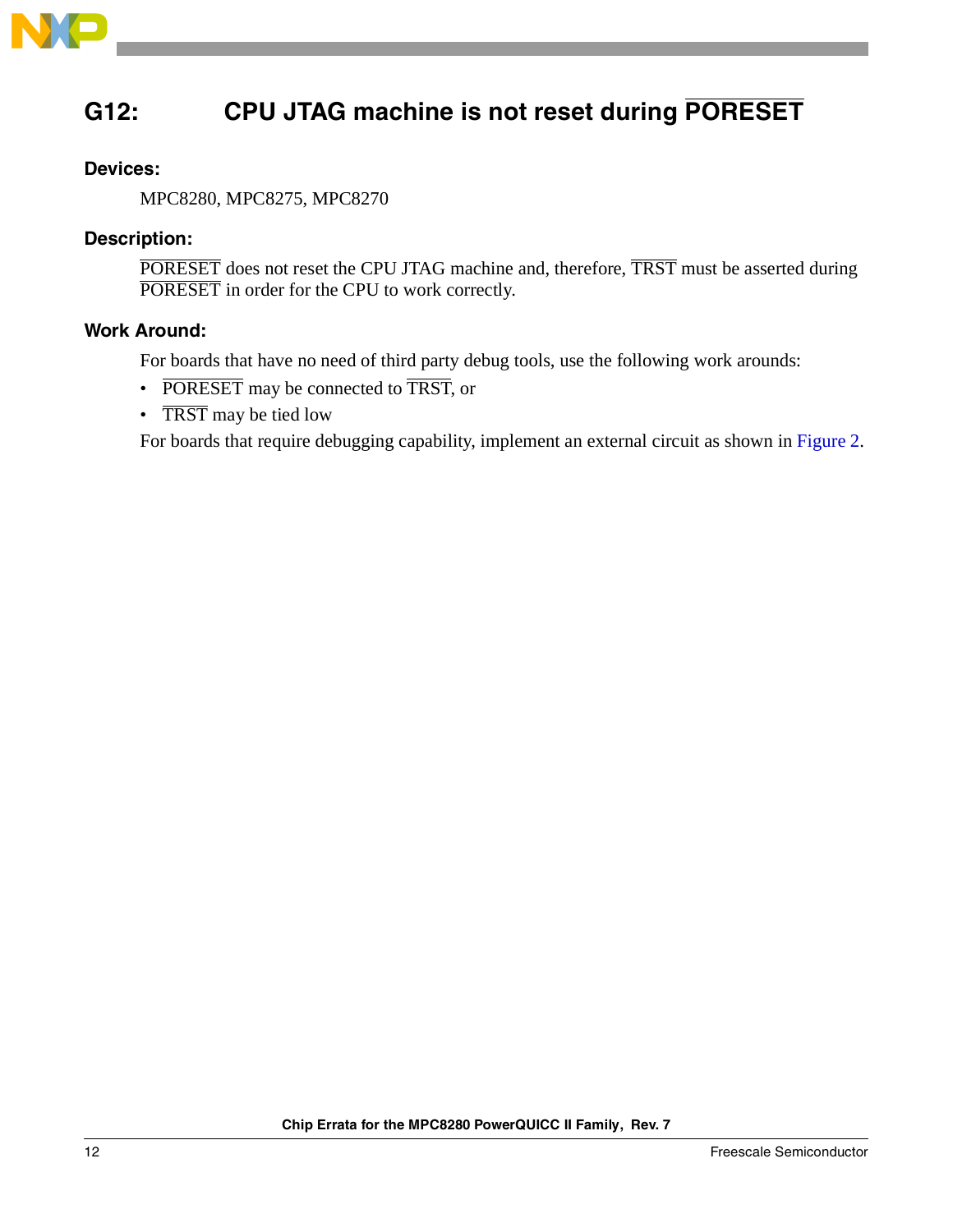## G12: CPU JTAG machine is not reset during $\overline{\text{PORESET}}$

### Devices:

MPC8280, MPC8275, MPC8270

### Description:

$\overline{\text{PORESET}}$ does not reset the CPU JTAG machine and, therefore, $\overline{\text{TRST}}$ must be asserted during $\overline{\text{PORESET}}$ in order for the CPU to work correctly.

### Work Around:

For boards that have no need of third party debug tools, use the following work arounds:

- $\overline{\text{PORESET}}$ may be connected to $\overline{\text{TRST}}$, or
- $\overline{\text{TRST}}$ may be tied low

For boards that require debugging capability, implement an external circuit as shown in Figure 2.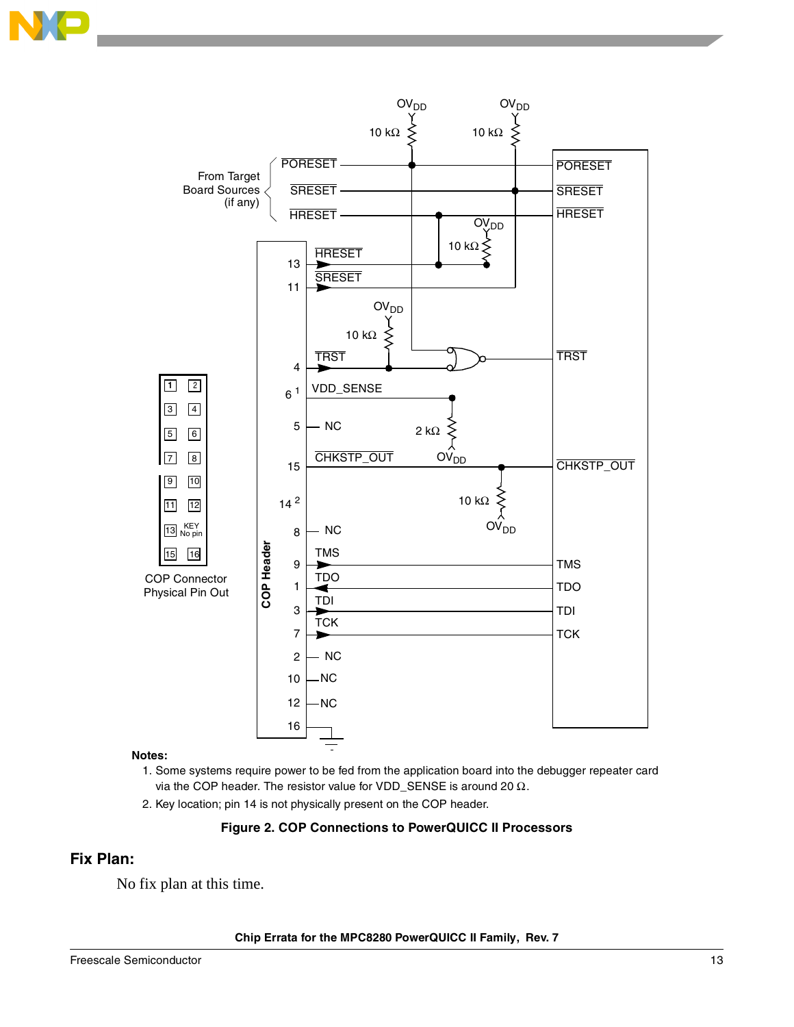**Notes:**

1. Some systems require power to be fed from the application board into the debugger repeater card via the COP header. The resistor value for VDD_SENSE is around 20 Ω.
2. Key location; pin 14 is not physically present on the COP header.

**Figure 2. COP Connections to PowerQUICC II Processors**

## Fix Plan:

No fix plan at this time.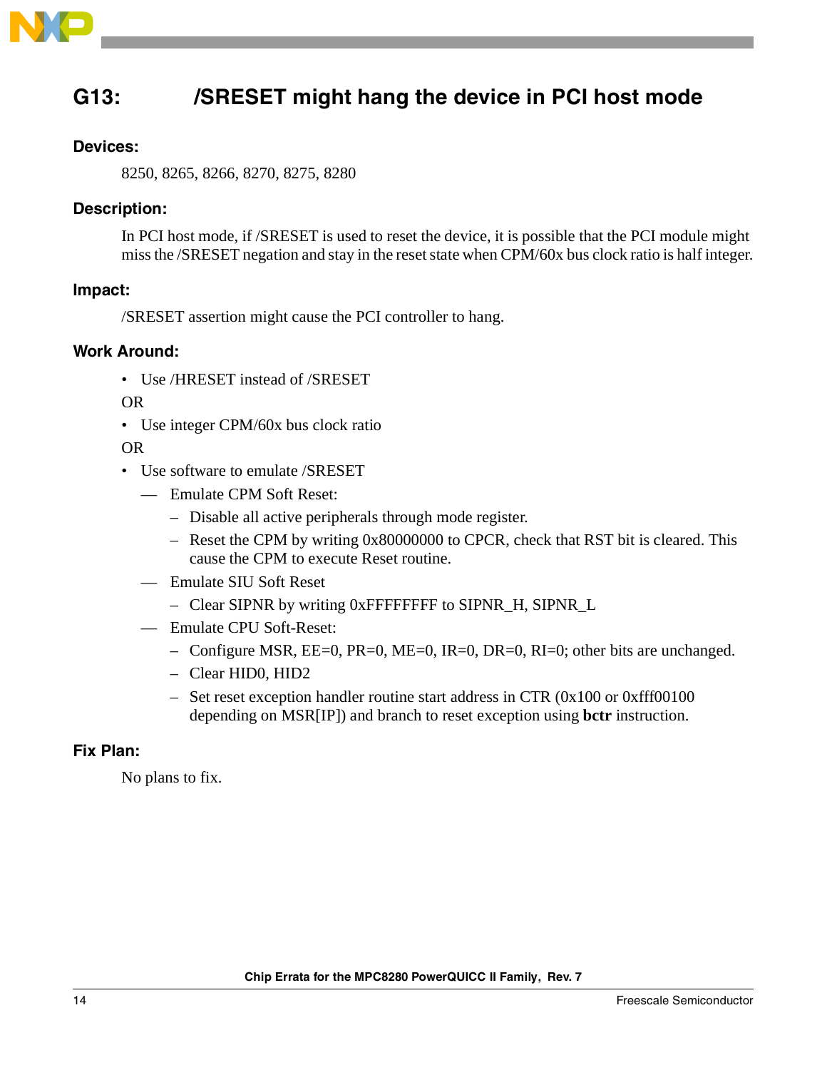## G13: /SRESET might hang the device in PCI host mode

### Devices:

8250, 8265, 8266, 8270, 8275, 8280

### Description:

In PCI host mode, if /SRESET is used to reset the device, it is possible that the PCI module might miss the /SRESET negation and stay in the reset state when CPM/60x bus clock ratio is half integer.

### Impact:

/SRESET assertion might cause the PCI controller to hang.

### Work Around:

- Use /HRESET instead of /SRESET

OR

- Use integer CPM/60x bus clock ratio

OR

- Use software to emulate /SRESET
  - Emulate CPM Soft Reset:
    - Disable all active peripherals through mode register.
    - Reset the CPM by writing 0x80000000 to CPCR, check that RST bit is cleared. This cause the CPM to execute Reset routine.
  - Emulate SIU Soft Reset
    - Clear SIPNR by writing 0xFFFFFFFF to SIPNR_H, SIPNR_L
  - Emulate CPU Soft-Reset:
    - Configure MSR, EE=0, PR=0, ME=0, IR=0, DR=0, RI=0; other bits are unchanged.
    - Clear HID0, HID2
    - Set reset exception handler routine start address in CTR (0x100 or 0xfff00100 depending on MSR[IP]) and branch to reset exception using **bctr** instruction.

### Fix Plan:

No plans to fix.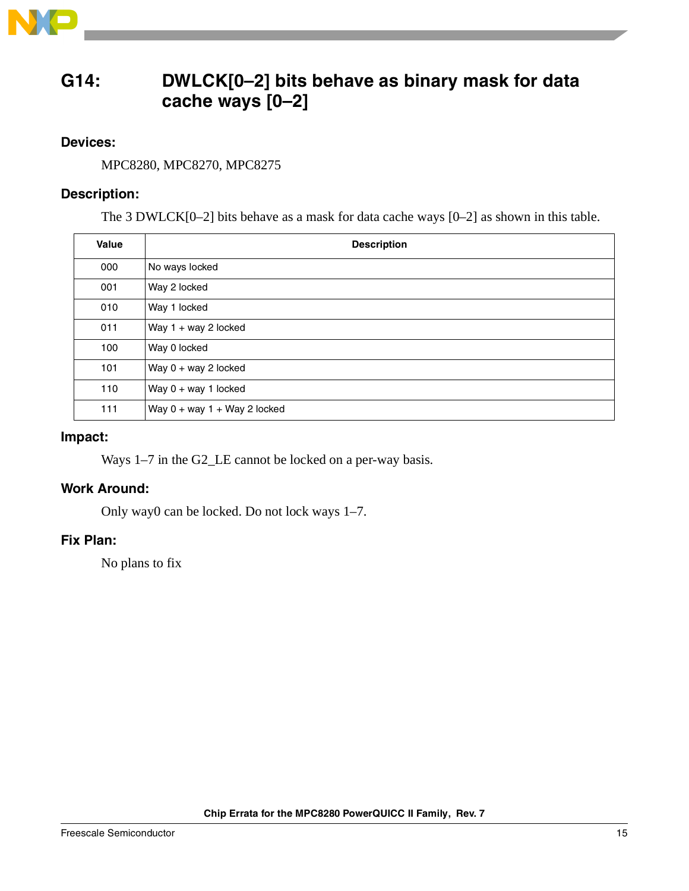## G14: DWLCK[0–2] bits behave as binary mask for data cache ways [0–2]

### Devices:

MPC8280, MPC8270, MPC8275

### Description:

The 3 DWLCK[0–2] bits behave as a mask for data cache ways [0–2] as shown in this table.

| Value | Description |
|---|---|
| 000 | No ways locked |
| 001 | Way 2 locked |
| 010 | Way 1 locked |
| 011 | Way 1 + way 2 locked |
| 100 | Way 0 locked |
| 101 | Way 0 + way 2 locked |
| 110 | Way 0 + way 1 locked |
| 111 | Way 0 + way 1 + Way 2 locked |

### Impact:

Ways 1–7 in the G2_LE cannot be locked on a per-way basis.

### Work Around:

Only way0 can be locked. Do not lock ways 1–7.

### Fix Plan:

No plans to fix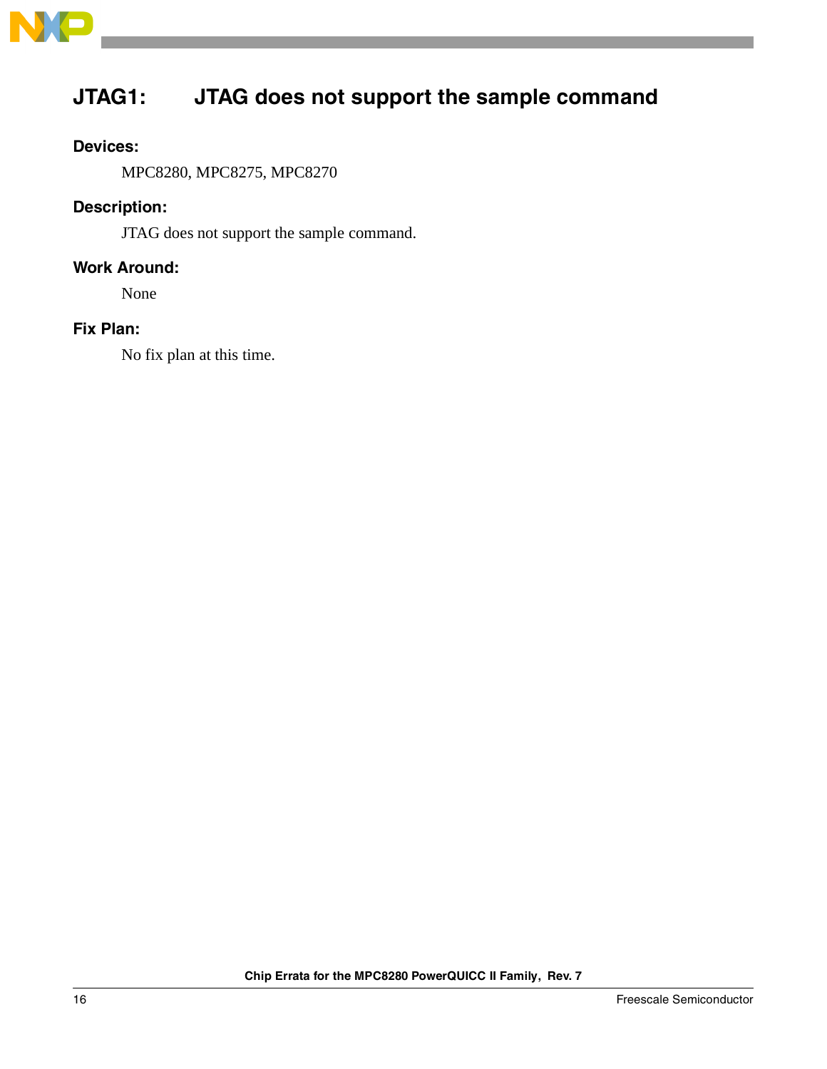## JTAG1: JTAG does not support the sample command

### Devices:

MPC8280, MPC8275, MPC8270

### Description:

JTAG does not support the sample command.

### Work Around:

None

### Fix Plan:

No fix plan at this time.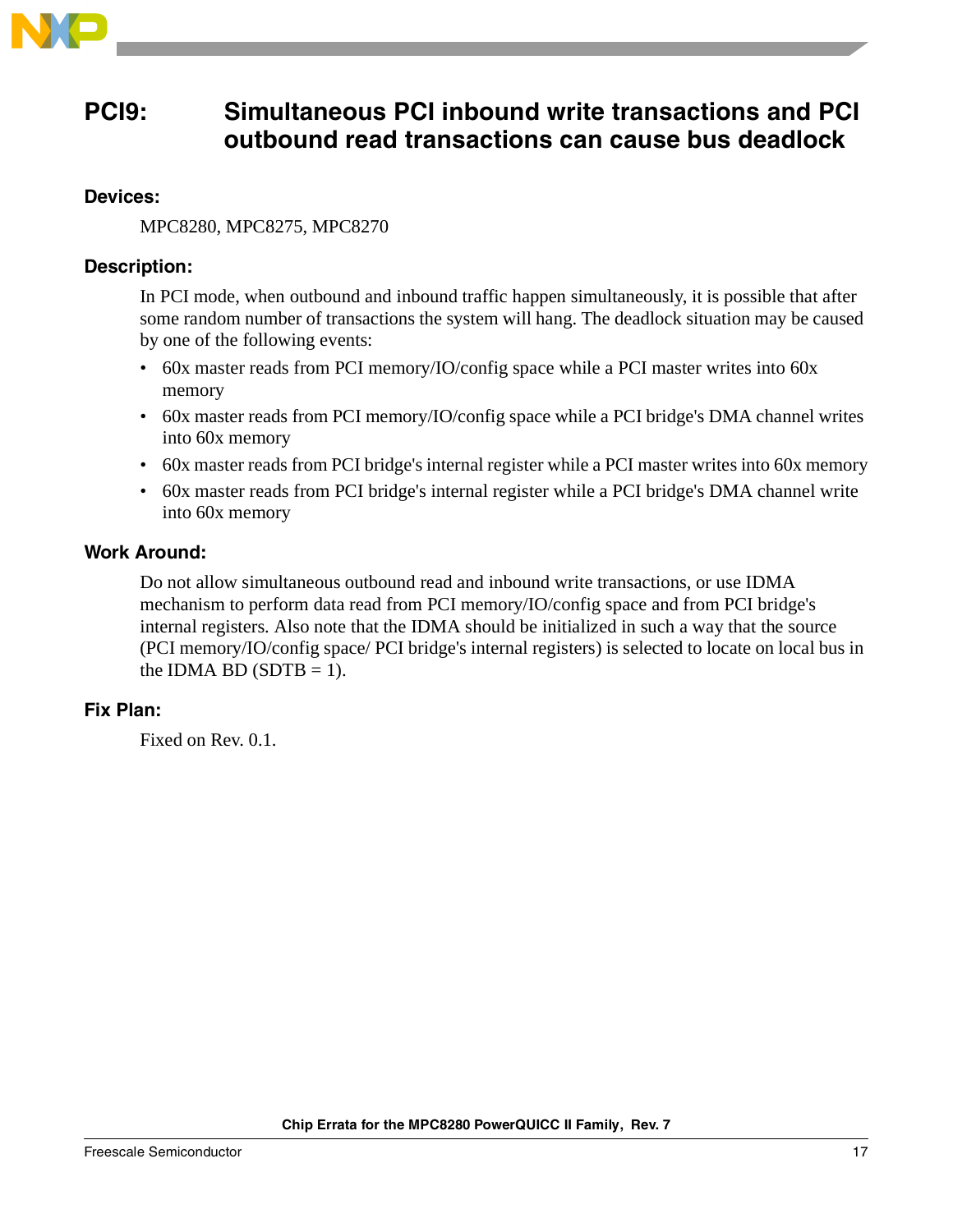## PCI9: Simultaneous PCI inbound write transactions and PCI outbound read transactions can cause bus deadlock

### Devices:

MPC8280, MPC8275, MPC8270

### Description:

In PCI mode, when outbound and inbound traffic happen simultaneously, it is possible that after some random number of transactions the system will hang. The deadlock situation may be caused by one of the following events:

- 60x master reads from PCI memory/IO/config space while a PCI master writes into 60x memory
- 60x master reads from PCI memory/IO/config space while a PCI bridge's DMA channel writes into 60x memory
- 60x master reads from PCI bridge's internal register while a PCI master writes into 60x memory
- 60x master reads from PCI bridge's internal register while a PCI bridge's DMA channel write into 60x memory

### Work Around:

Do not allow simultaneous outbound read and inbound write transactions, or use IDMA mechanism to perform data read from PCI memory/IO/config space and from PCI bridge's internal registers. Also note that the IDMA should be initialized in such a way that the source (PCI memory/IO/config space/ PCI bridge's internal registers) is selected to locate on local bus in the IDMA BD (SDTB = 1).

### Fix Plan:

Fixed on Rev. 0.1.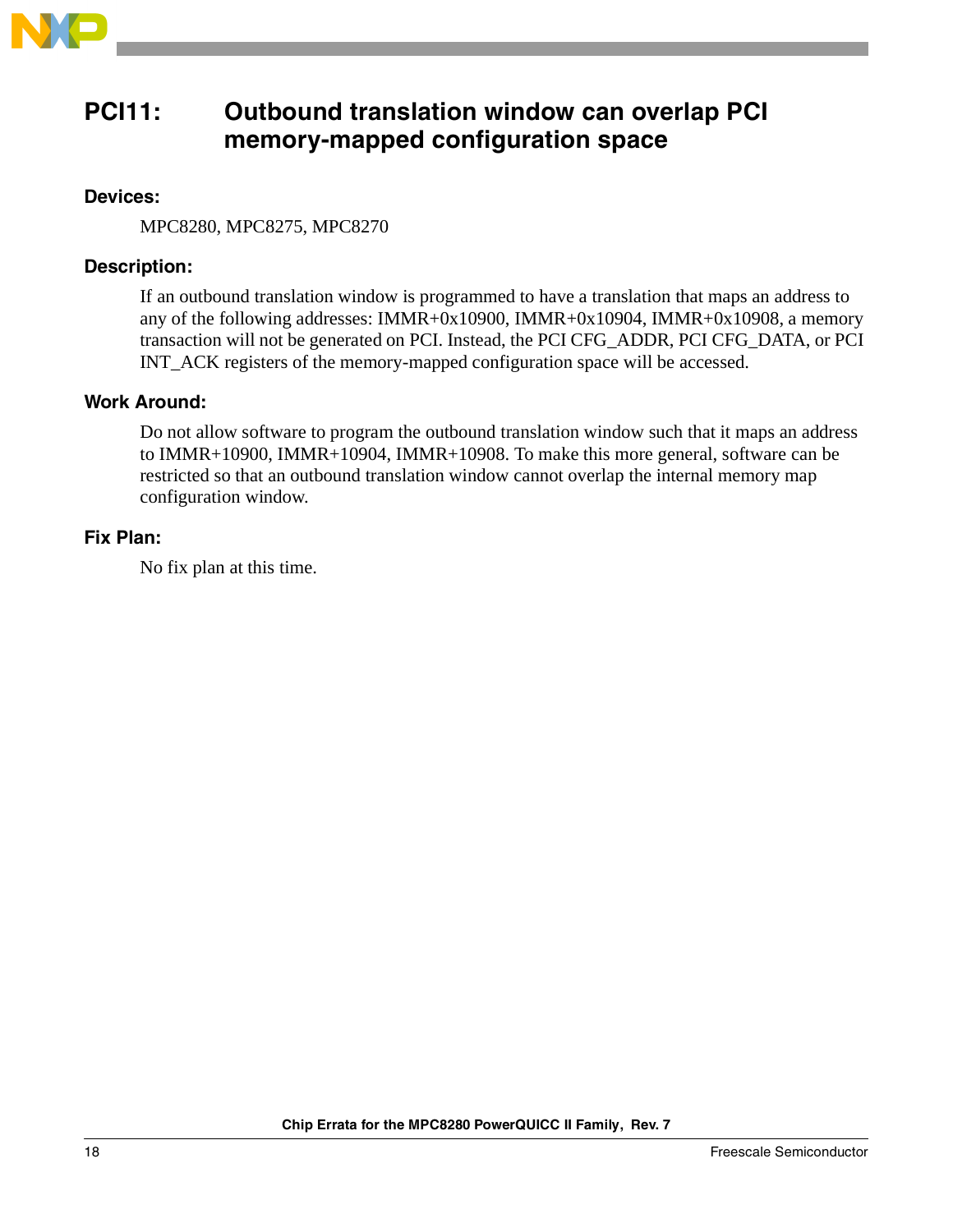## PCI11: Outbound translation window can overlap PCI memory-mapped configuration space

### Devices:

MPC8280, MPC8275, MPC8270

### Description:

If an outbound translation window is programmed to have a translation that maps an address to any of the following addresses: IMMR+0x10900, IMMR+0x10904, IMMR+0x10908, a memory transaction will not be generated on PCI. Instead, the PCI CFG_ADDR, PCI CFG_DATA, or PCI INT_ACK registers of the memory-mapped configuration space will be accessed.

### Work Around:

Do not allow software to program the outbound translation window such that it maps an address to IMMR+10900, IMMR+10904, IMMR+10908. To make this more general, software can be restricted so that an outbound translation window cannot overlap the internal memory map configuration window.

### Fix Plan:

No fix plan at this time.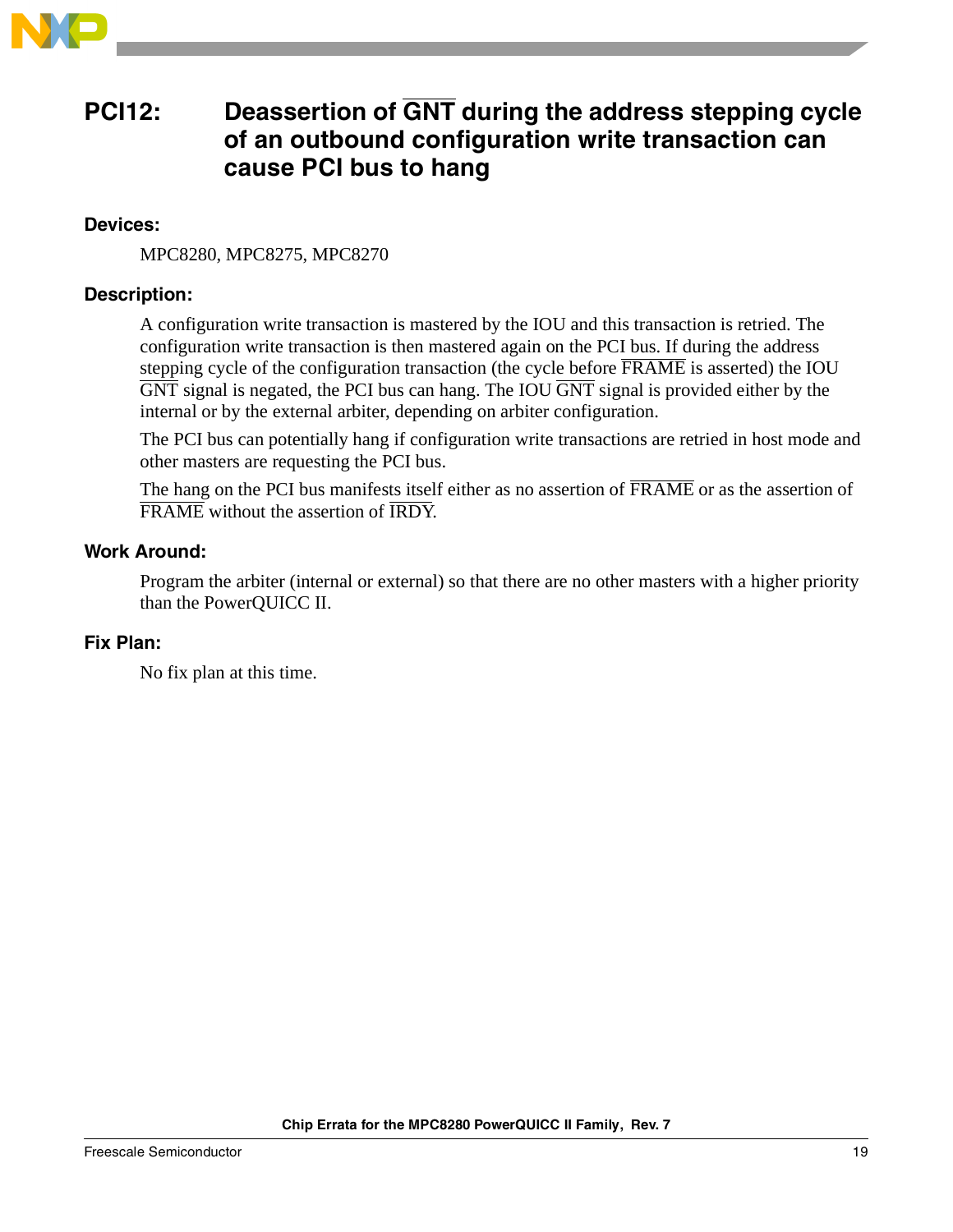## PCI12: Deassertion of $\overline{\text{GNT}}$ during the address stepping cycle of an outbound configuration write transaction can cause PCI bus to hang

### Devices:

MPC8280, MPC8275, MPC8270

### Description:

A configuration write transaction is mastered by the IOU and this transaction is retried. The configuration write transaction is then mastered again on the PCI bus. If during the address stepping cycle of the configuration transaction (the cycle before $\overline{\text{FRAME}}$ is asserted) the IOU $\overline{\text{GNT}}$ signal is negated, the PCI bus can hang. The IOU $\overline{\text{GNT}}$ signal is provided either by the internal or by the external arbiter, depending on arbiter configuration.

The PCI bus can potentially hang if configuration write transactions are retried in host mode and other masters are requesting the PCI bus.

The hang on the PCI bus manifests itself either as no assertion of $\overline{\text{FRAME}}$ or as the assertion of $\overline{\text{FRAME}}$ without the assertion of $\overline{\text{IRDY}}$.

### Work Around:

Program the arbiter (internal or external) so that there are no other masters with a higher priority than the PowerQUICC II.

### Fix Plan:

No fix plan at this time.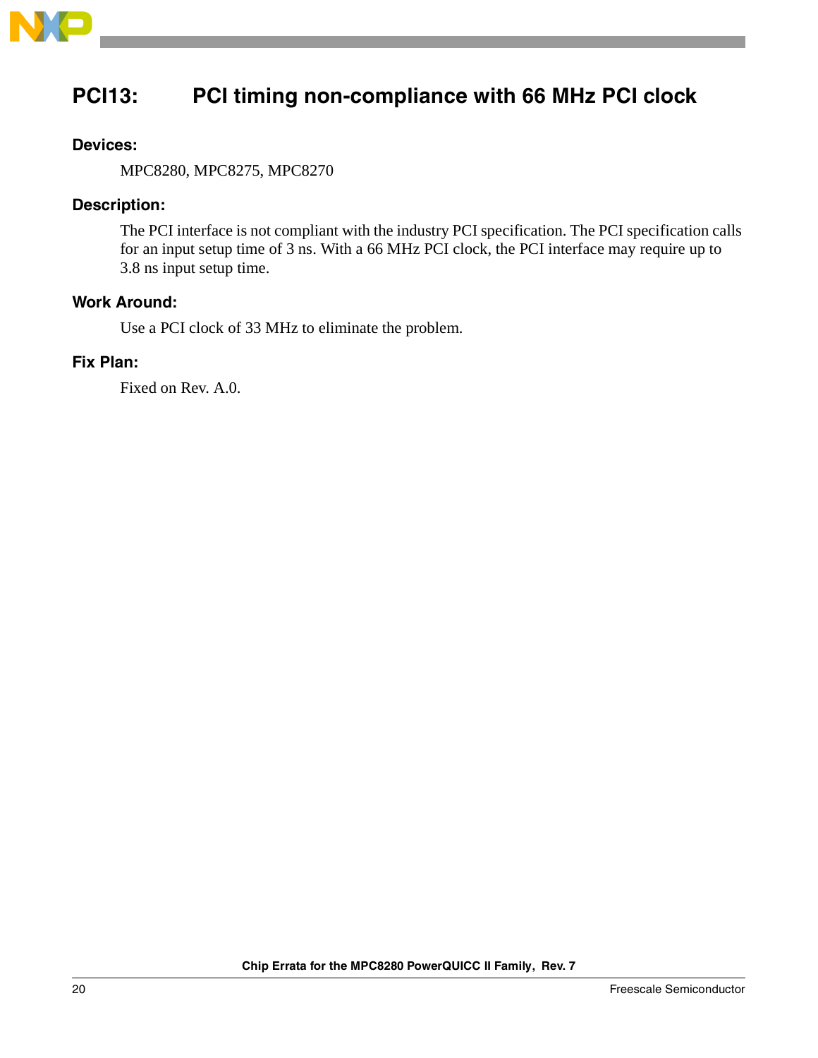## PCI13: PCI timing non-compliance with 66 MHz PCI clock

### Devices:

MPC8280, MPC8275, MPC8270

### Description:

The PCI interface is not compliant with the industry PCI specification. The PCI specification calls for an input setup time of 3 ns. With a 66 MHz PCI clock, the PCI interface may require up to 3.8 ns input setup time.

### Work Around:

Use a PCI clock of 33 MHz to eliminate the problem.

### Fix Plan:

Fixed on Rev. A.0.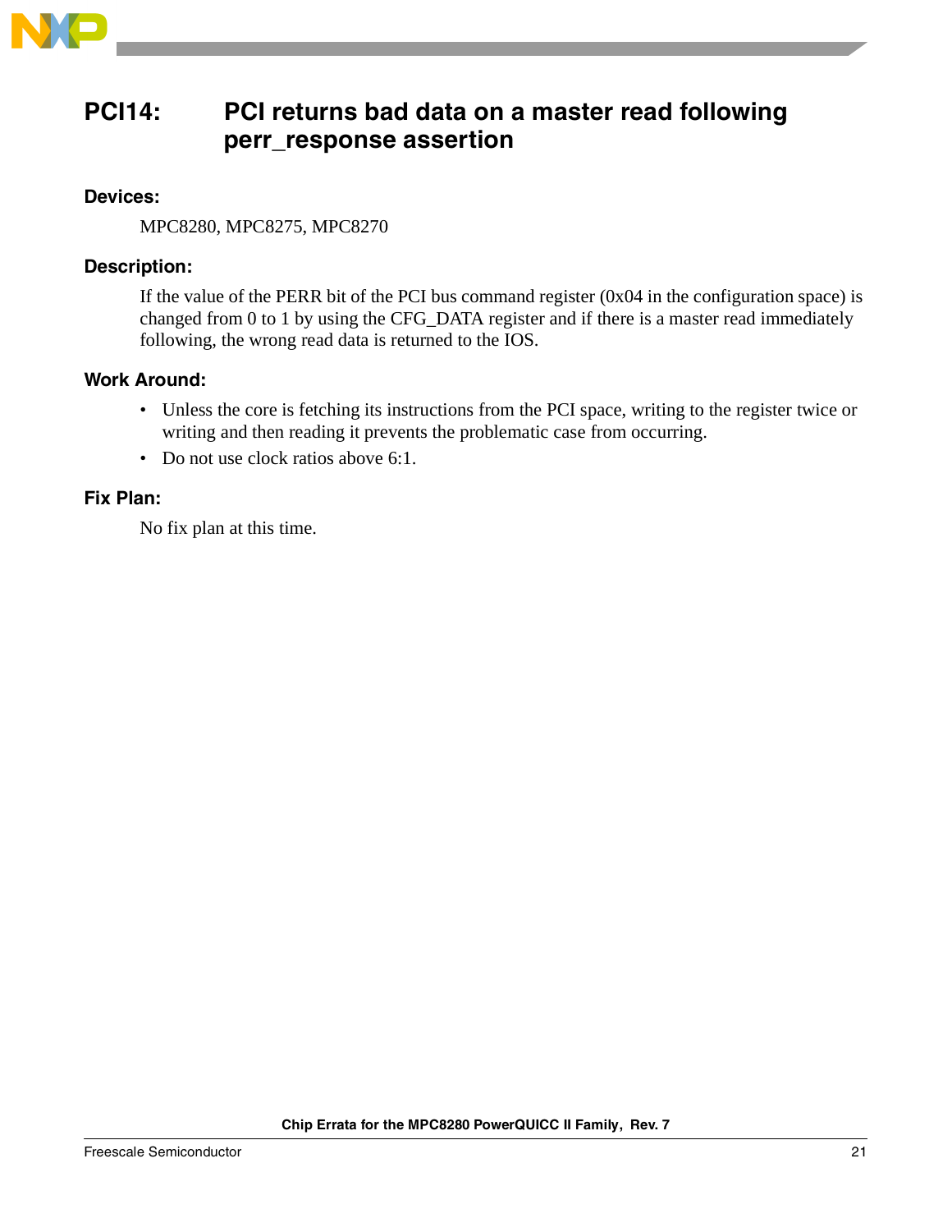## PCI14: PCI returns bad data on a master read following perr_response assertion

### Devices:

MPC8280, MPC8275, MPC8270

### Description:

If the value of the PERR bit of the PCI bus command register (0x04 in the configuration space) is changed from 0 to 1 by using the CFG_DATA register and if there is a master read immediately following, the wrong read data is returned to the IOS.

### Work Around:

- Unless the core is fetching its instructions from the PCI space, writing to the register twice or writing and then reading it prevents the problematic case from occurring.
- Do not use clock ratios above 6:1.

### Fix Plan:

No fix plan at this time.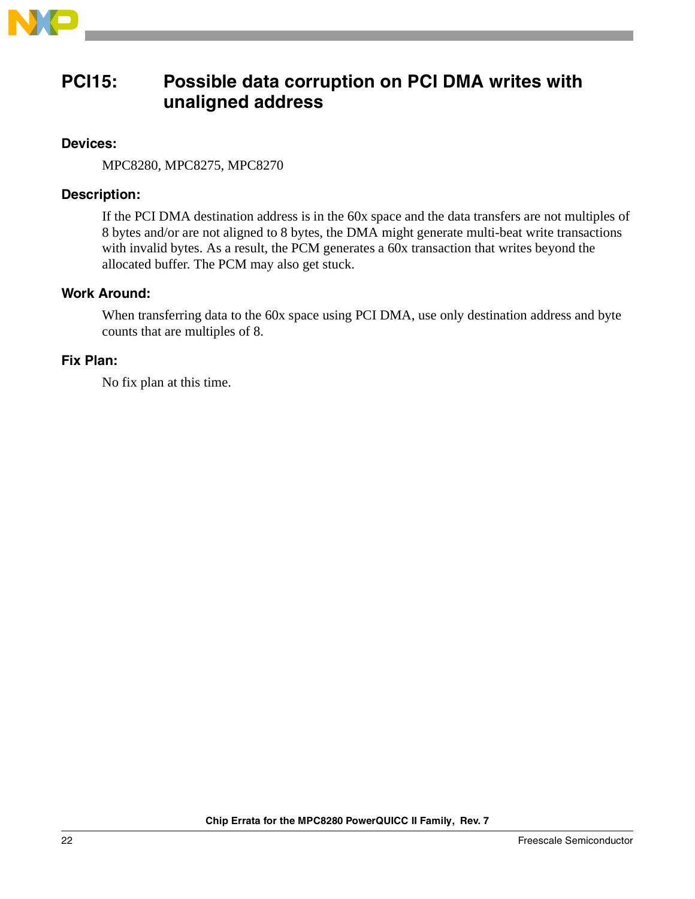## PCI15: Possible data corruption on PCI DMA writes with unaligned address

### Devices:

MPC8280, MPC8275, MPC8270

### Description:

If the PCI DMA destination address is in the 60x space and the data transfers are not multiples of 8 bytes and/or are not aligned to 8 bytes, the DMA might generate multi-beat write transactions with invalid bytes. As a result, the PCM generates a 60x transaction that writes beyond the allocated buffer. The PCM may also get stuck.

### Work Around:

When transferring data to the 60x space using PCI DMA, use only destination address and byte counts that are multiples of 8.

### Fix Plan:

No fix plan at this time.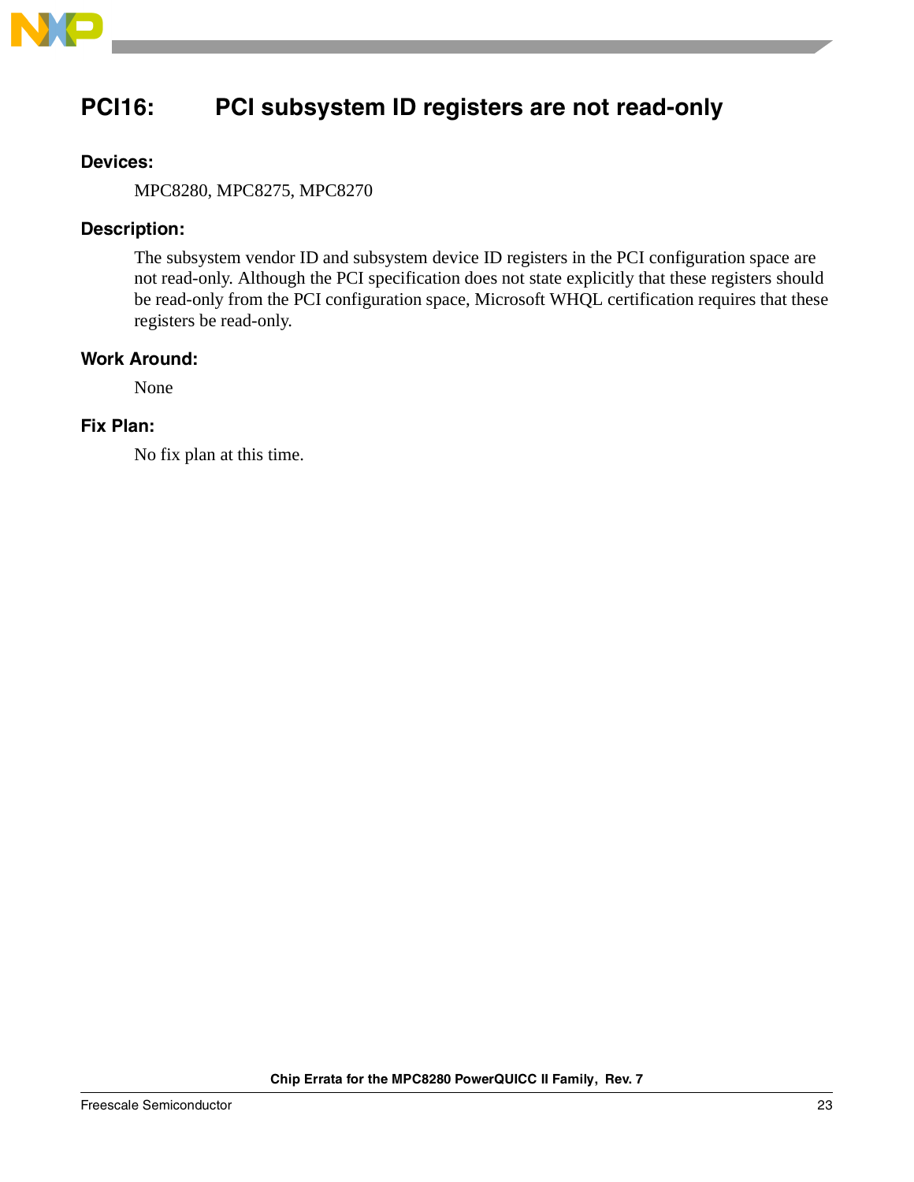## PCI16: PCI subsystem ID registers are not read-only

### Devices:

MPC8280, MPC8275, MPC8270

### Description:

The subsystem vendor ID and subsystem device ID registers in the PCI configuration space are not read-only. Although the PCI specification does not state explicitly that these registers should be read-only from the PCI configuration space, Microsoft WHQL certification requires that these registers be read-only.

### Work Around:

None

### Fix Plan:

No fix plan at this time.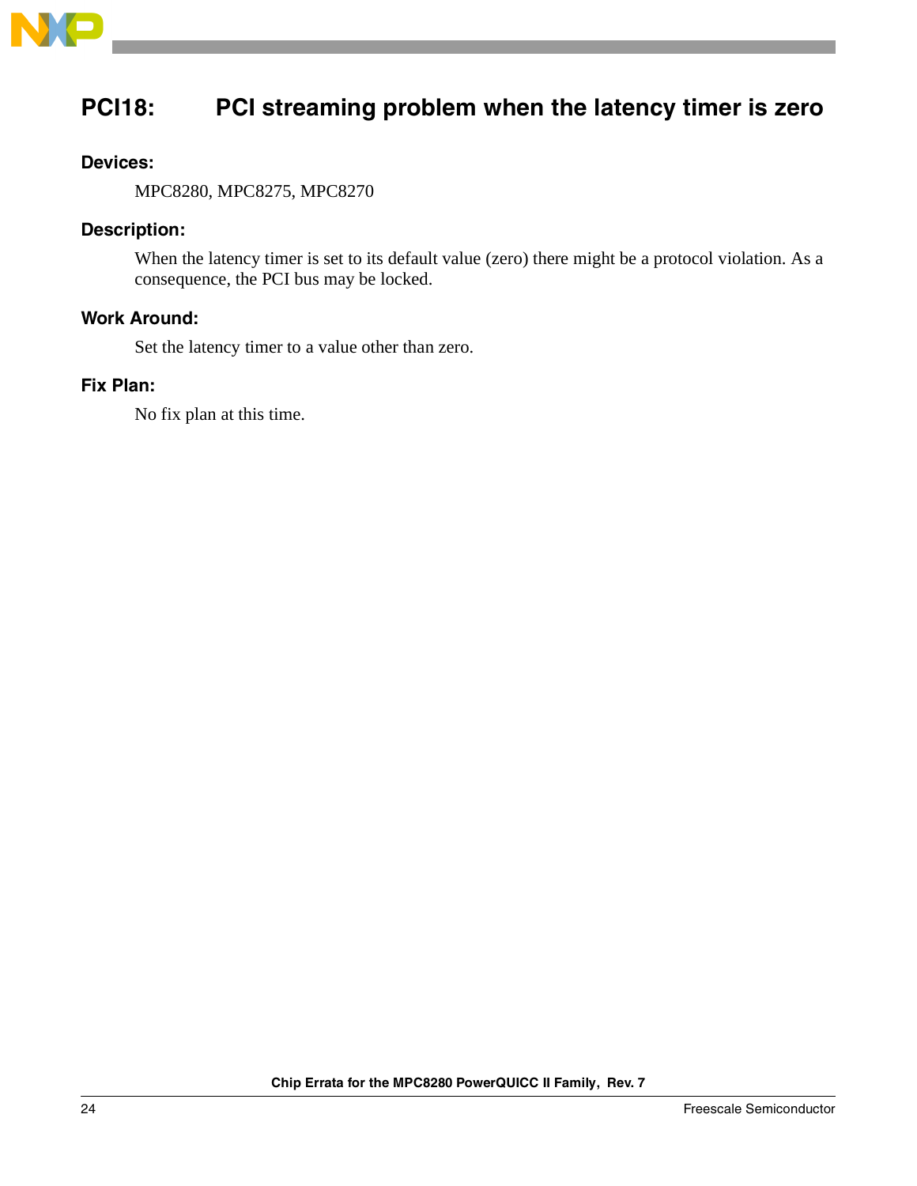## PCI18: PCI streaming problem when the latency timer is zero

### Devices:

MPC8280, MPC8275, MPC8270

### Description:

When the latency timer is set to its default value (zero) there might be a protocol violation. As a consequence, the PCI bus may be locked.

### Work Around:

Set the latency timer to a value other than zero.

### Fix Plan:

No fix plan at this time.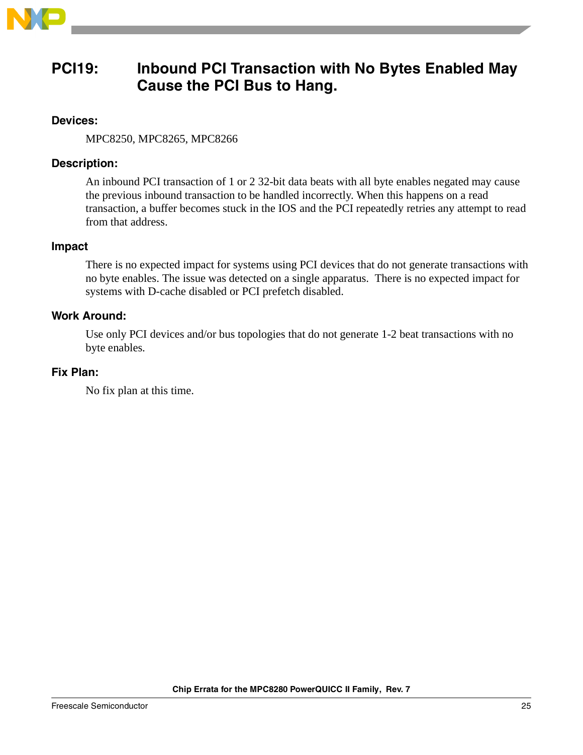## PCI19: Inbound PCI Transaction with No Bytes Enabled May Cause the PCI Bus to Hang.

### Devices:

MPC8250, MPC8265, MPC8266

### Description:

An inbound PCI transaction of 1 or 2 32-bit data beats with all byte enables negated may cause the previous inbound transaction to be handled incorrectly. When this happens on a read transaction, a buffer becomes stuck in the IOS and the PCI repeatedly retries any attempt to read from that address.

### Impact

There is no expected impact for systems using PCI devices that do not generate transactions with no byte enables. The issue was detected on a single apparatus. There is no expected impact for systems with D-cache disabled or PCI prefetch disabled.

### Work Around:

Use only PCI devices and/or bus topologies that do not generate 1-2 beat transactions with no byte enables.

### Fix Plan:

No fix plan at this time.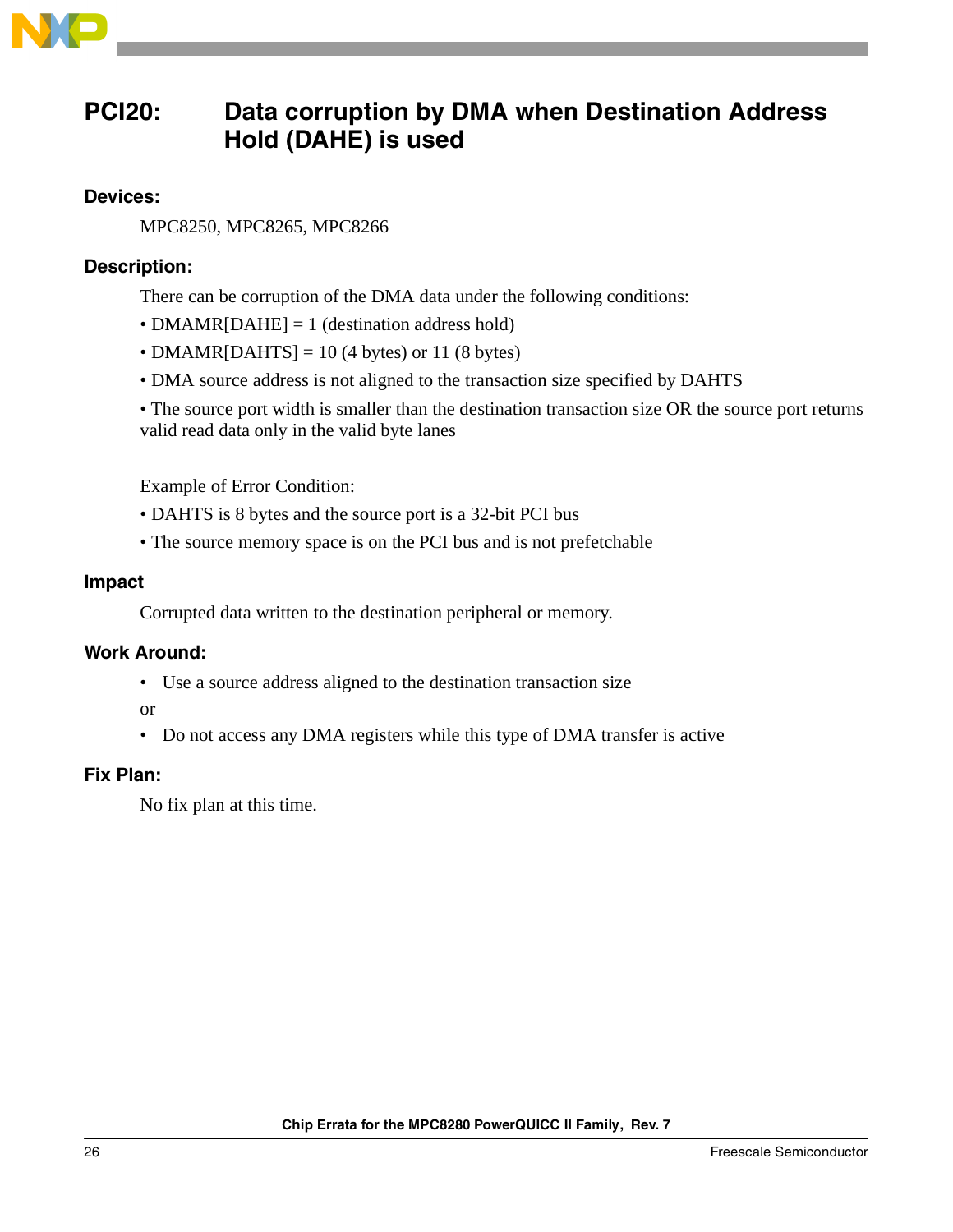## PCI20: Data corruption by DMA when Destination Address Hold (DAHE) is used

### Devices:

MPC8250, MPC8265, MPC8266

### Description:

There can be corruption of the DMA data under the following conditions:

- DMAMR[DAHE] = 1 (destination address hold)
- DMAMR[DAHTS] = 10 (4 bytes) or 11 (8 bytes)
- DMA source address is not aligned to the transaction size specified by DAHTS
- The source port width is smaller than the destination transaction size OR the source port returns valid read data only in the valid byte lanes

Example of Error Condition:

- DAHTS is 8 bytes and the source port is a 32-bit PCI bus
- The source memory space is on the PCI bus and is not prefetchable

### Impact

Corrupted data written to the destination peripheral or memory.

### Work Around:

- Use a source address aligned to the destination transaction size

or

- Do not access any DMA registers while this type of DMA transfer is active

### Fix Plan:

No fix plan at this time.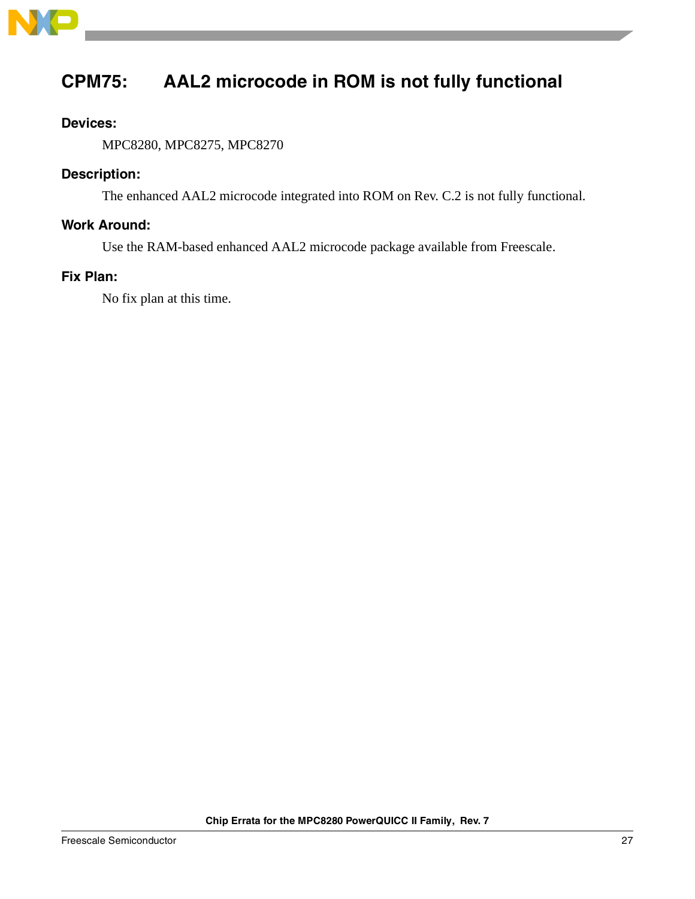## CPM75: AAL2 microcode in ROM is not fully functional

**Devices:**

MPC8280, MPC8275, MPC8270

**Description:**

The enhanced AAL2 microcode integrated into ROM on Rev. C.2 is not fully functional.

**Work Around:**

Use the RAM-based enhanced AAL2 microcode package available from Freescale.

**Fix Plan:**

No fix plan at this time.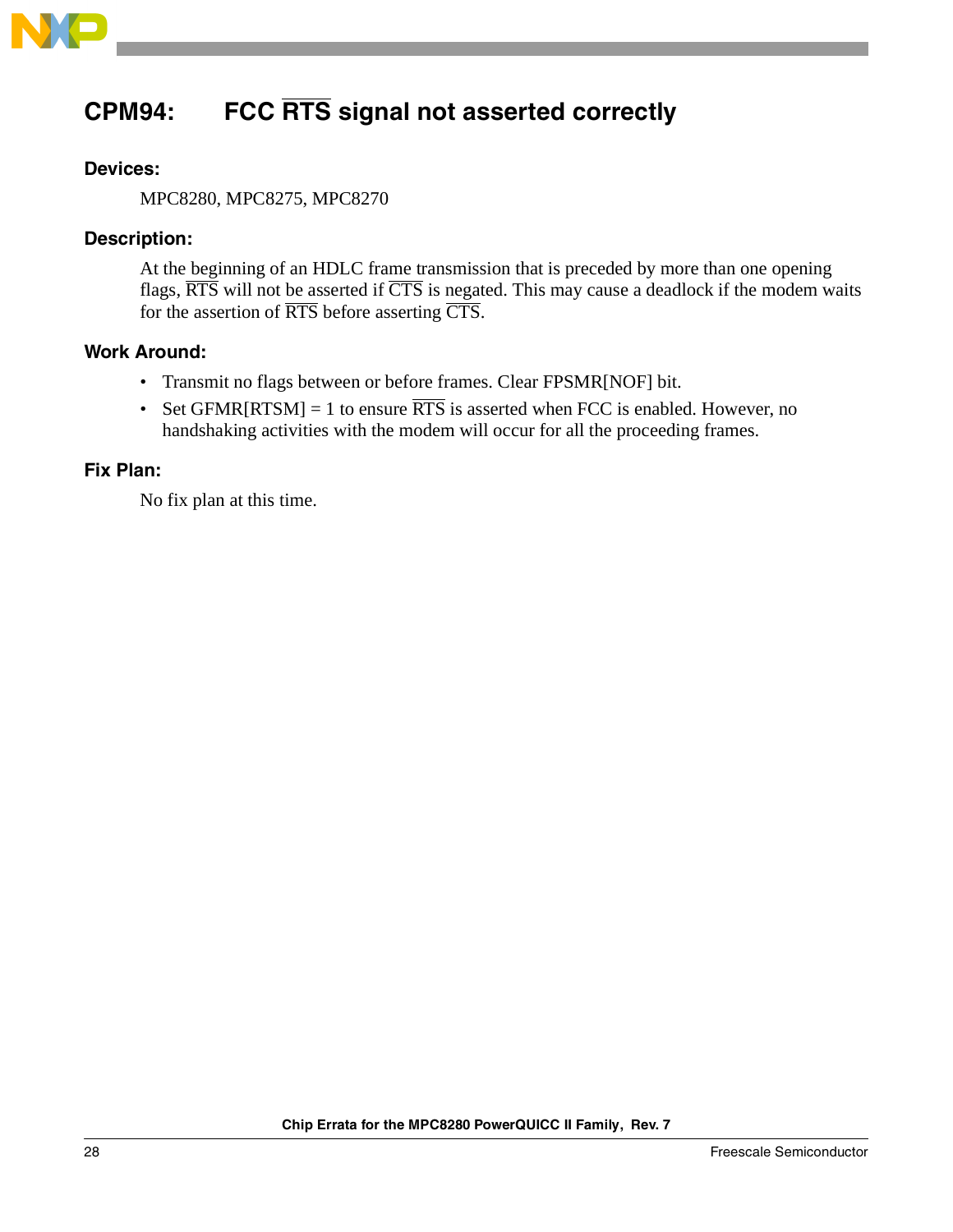## CPM94: FCC $\overline{\text{RTS}}$ signal not asserted correctly

### Devices:

MPC8280, MPC8275, MPC8270

### Description:

At the beginning of an HDLC frame transmission that is preceded by more than one opening flags, $\overline{\text{RTS}}$ will not be asserted if $\overline{\text{CTS}}$ is negated. This may cause a deadlock if the modem waits for the assertion of $\overline{\text{RTS}}$ before asserting $\overline{\text{CTS}}$.

### Work Around:

- Transmit no flags between or before frames. Clear FPSMR[NOF] bit.
- Set GFMR[RTSM] = 1 to ensure $\overline{\text{RTS}}$ is asserted when FCC is enabled. However, no handshaking activities with the modem will occur for all the proceeding frames.

### Fix Plan:

No fix plan at this time.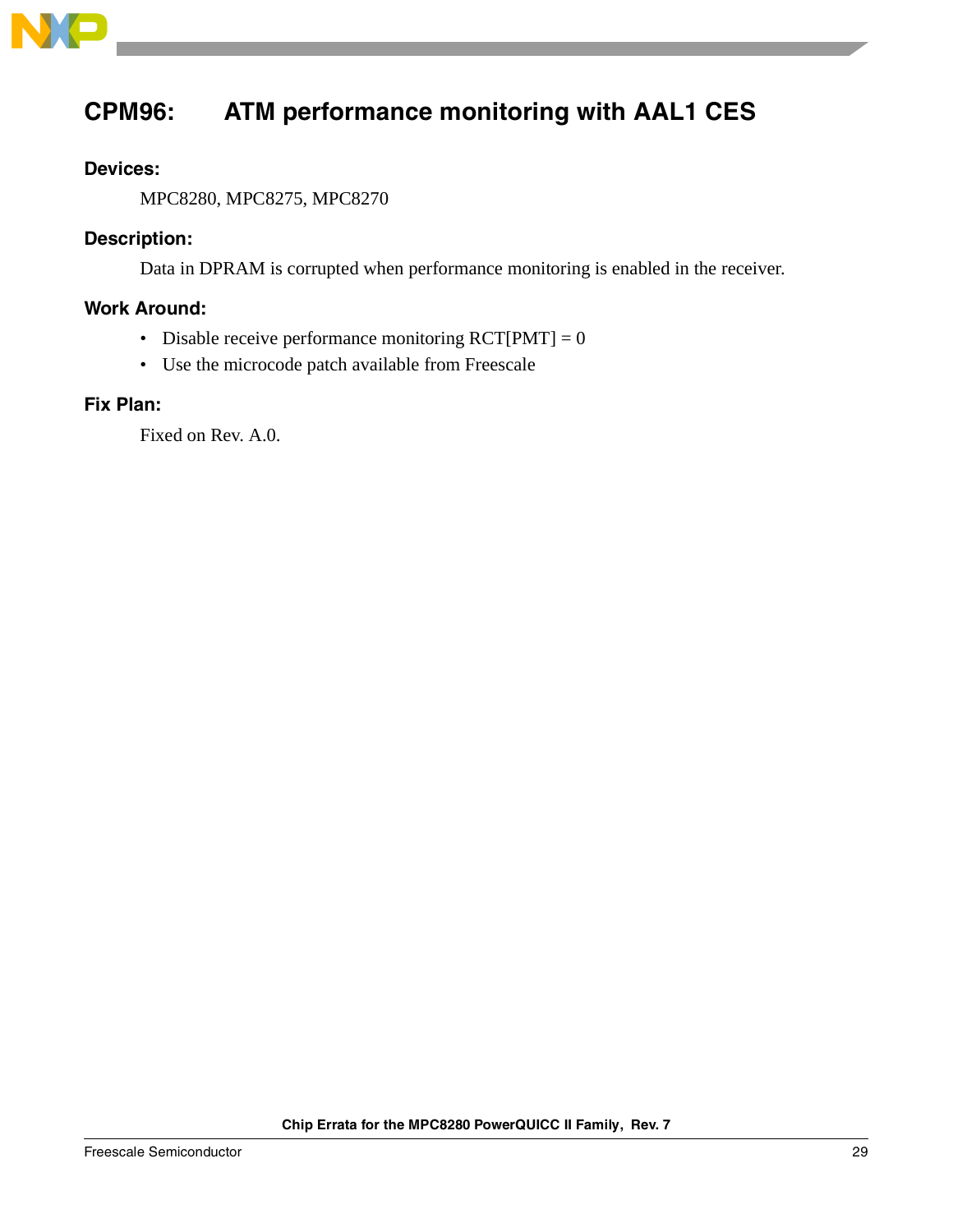## CPM96: ATM performance monitoring with AAL1 CES

### Devices:

MPC8280, MPC8275, MPC8270

### Description:

Data in DPRAM is corrupted when performance monitoring is enabled in the receiver.

### Work Around:

- Disable receive performance monitoring RCT[PMT] = 0
- Use the microcode patch available from Freescale

### Fix Plan:

Fixed on Rev. A.0.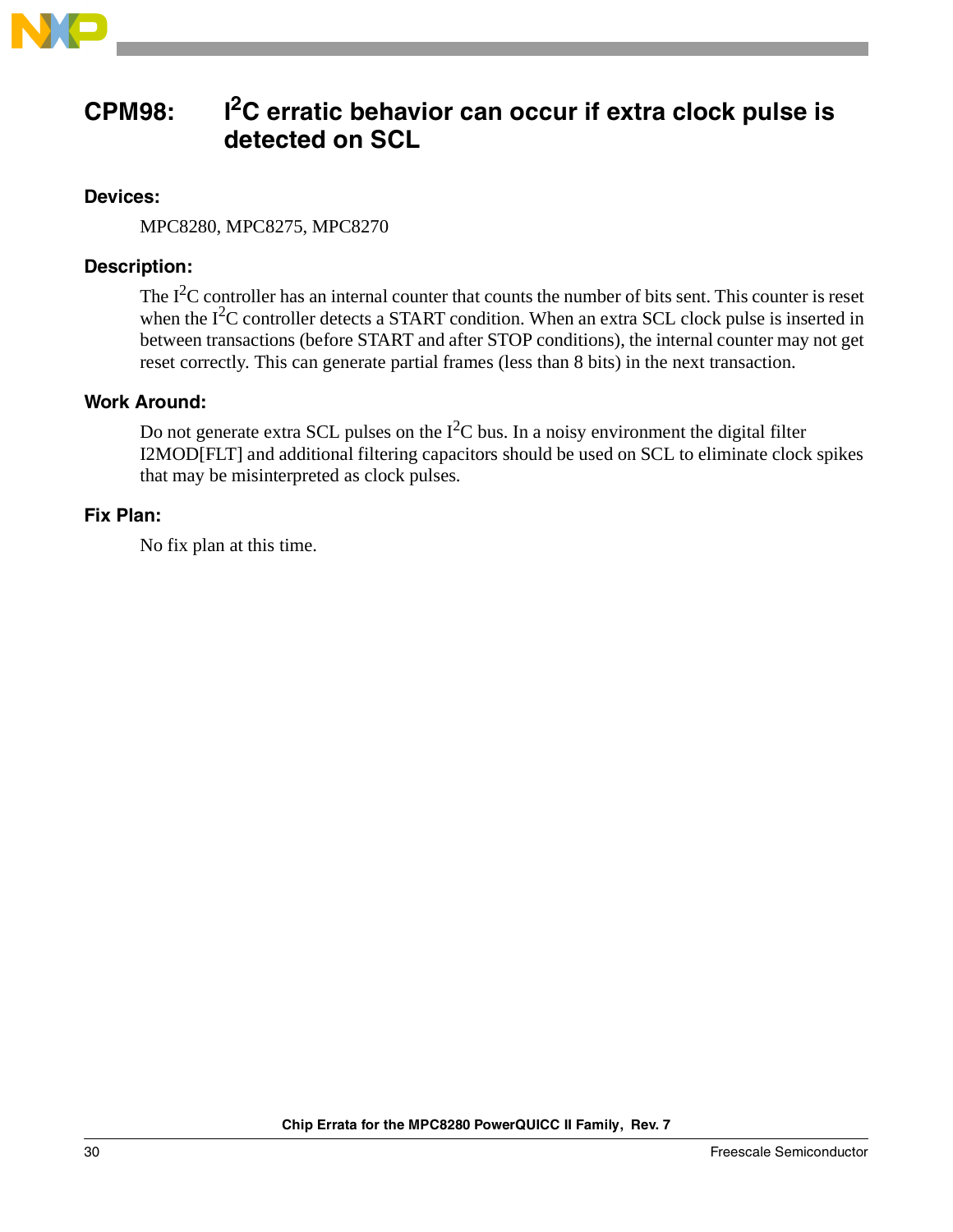## CPM98: I$^2$C erratic behavior can occur if extra clock pulse is detected on SCL

### Devices:

MPC8280, MPC8275, MPC8270

### Description:

The I$^2$C controller has an internal counter that counts the number of bits sent. This counter is reset when the I$^2$C controller detects a START condition. When an extra SCL clock pulse is inserted in between transactions (before START and after STOP conditions), the internal counter may not get reset correctly. This can generate partial frames (less than 8 bits) in the next transaction.

### Work Around:

Do not generate extra SCL pulses on the I$^2$C bus. In a noisy environment the digital filter I2MOD[FLT] and additional filtering capacitors should be used on SCL to eliminate clock spikes that may be misinterpreted as clock pulses.

### Fix Plan:

No fix plan at this time.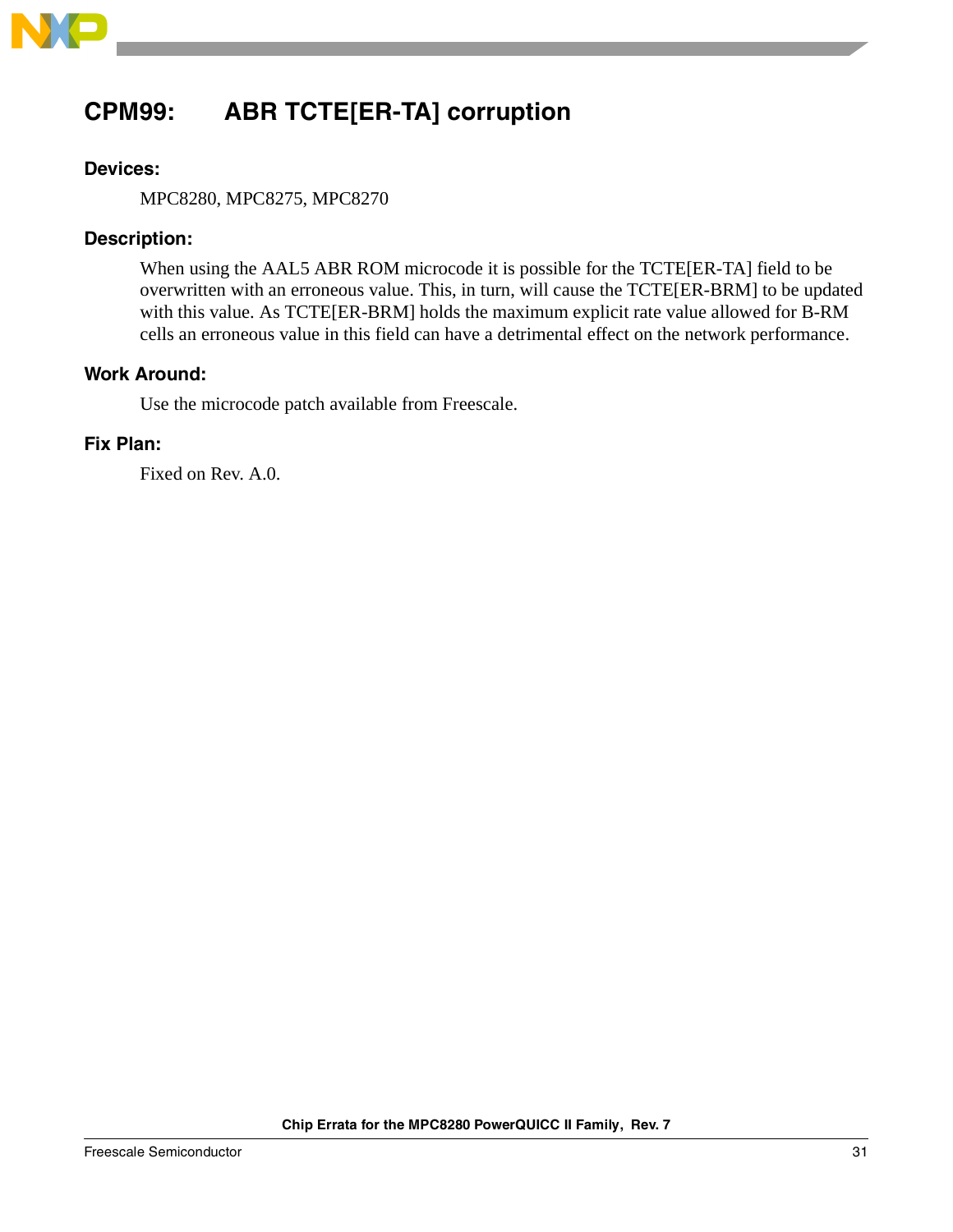## CPM99: ABR TCTE[ER-TA] corruption

**Devices:**

MPC8280, MPC8275, MPC8270

**Description:**

When using the AAL5 ABR ROM microcode it is possible for the TCTE[ER-TA] field to be overwritten with an erroneous value. This, in turn, will cause the TCTE[ER-BRM] to be updated with this value. As TCTE[ER-BRM] holds the maximum explicit rate value allowed for B-RM cells an erroneous value in this field can have a detrimental effect on the network performance.

**Work Around:**

Use the microcode patch available from Freescale.

**Fix Plan:**

Fixed on Rev. A.0.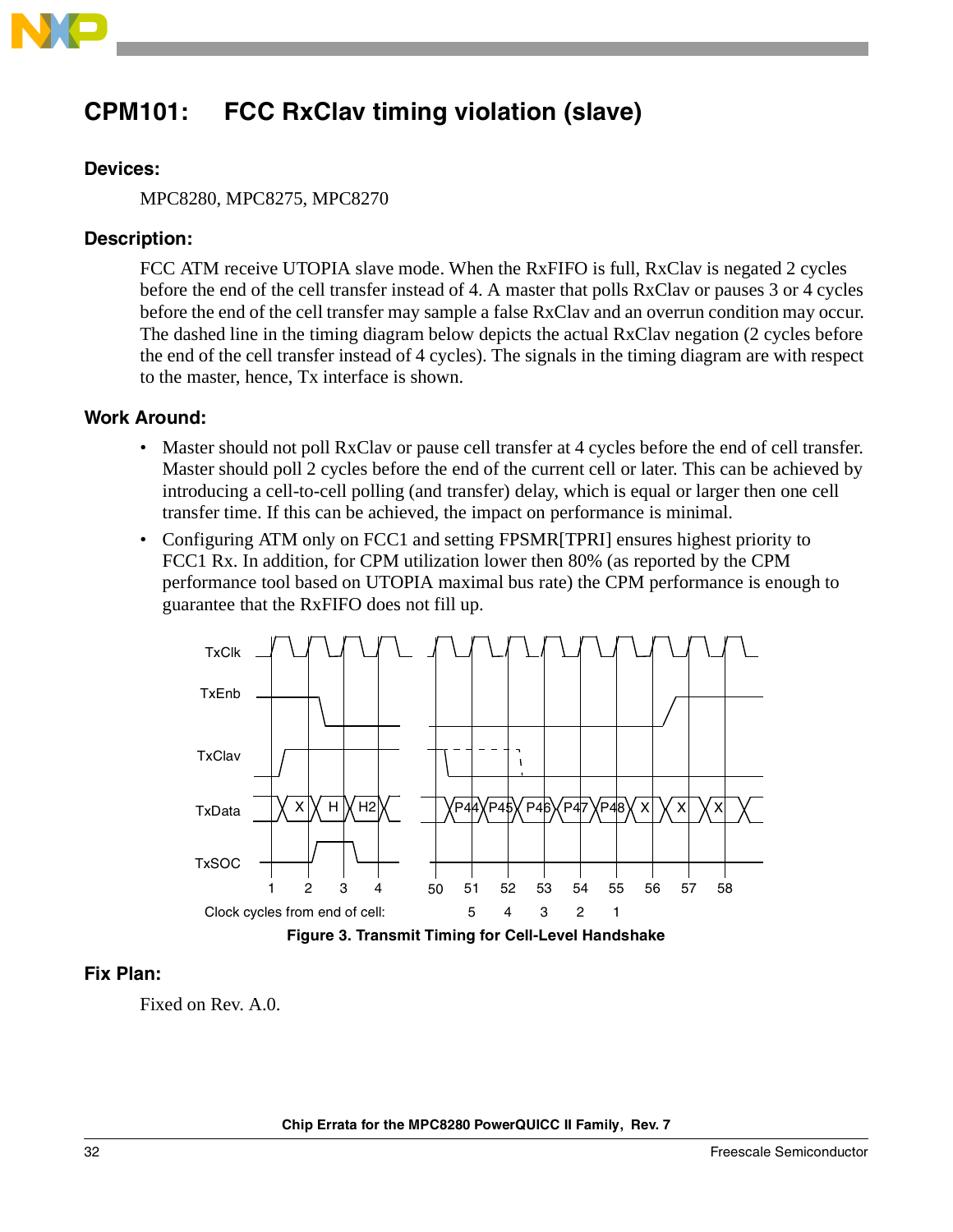## CPM101: FCC RxClav timing violation (slave)

### Devices:

MPC8280, MPC8275, MPC8270

### Description:

FCC ATM receive UTOPIA slave mode. When the RxFIFO is full, RxClav is negated 2 cycles before the end of the cell transfer instead of 4. A master that polls RxClav or pauses 3 or 4 cycles before the end of the cell transfer may sample a false RxClav and an overrun condition may occur. The dashed line in the timing diagram below depicts the actual RxClav negation (2 cycles before the end of the cell transfer instead of 4 cycles). The signals in the timing diagram are with respect to the master, hence, Tx interface is shown.

### Work Around:

- Master should not poll RxClav or pause cell transfer at 4 cycles before the end of cell transfer. Master should poll 2 cycles before the end of the current cell or later. This can be achieved by introducing a cell-to-cell polling (and transfer) delay, which is equal or larger then one cell transfer time. If this can be achieved, the impact on performance is minimal.
- Configuring ATM only on FCC1 and setting FPSMR[TPRI] ensures highest priority to FCC1 Rx. In addition, for CPM utilization lower then 80% (as reported by the CPM performance tool based on UTOPIA maximal bus rate) the CPM performance is enough to guarantee that the RxFIFO does not fill up.

Figure 3. Transmit Timing for Cell-Level Handshake

### Fix Plan:

Fixed on Rev. A.0.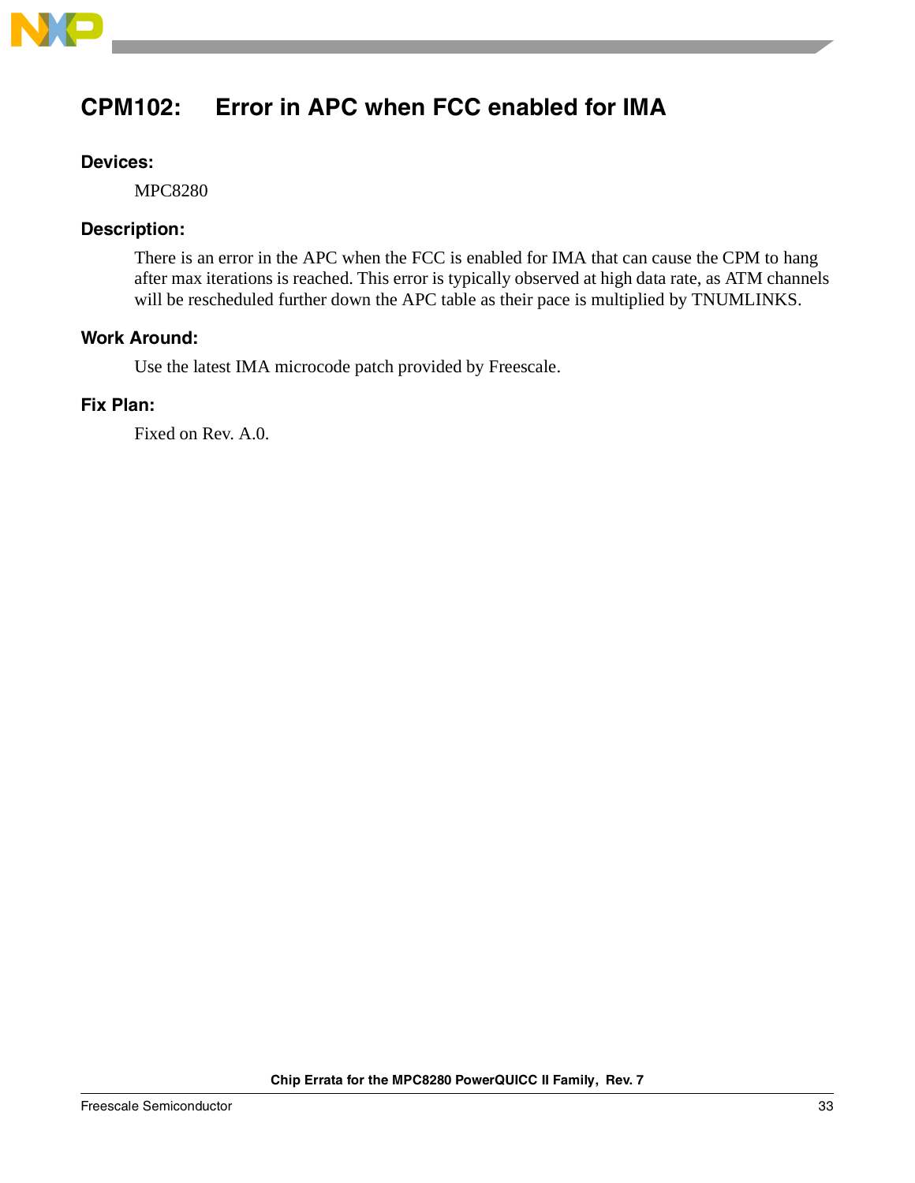## CPM102: Error in APC when FCC enabled for IMA

**Devices:**

MPC8280

**Description:**

There is an error in the APC when the FCC is enabled for IMA that can cause the CPM to hang after max iterations is reached. This error is typically observed at high data rate, as ATM channels will be rescheduled further down the APC table as their pace is multiplied by TNUMLINKS.

**Work Around:**

Use the latest IMA microcode patch provided by Freescale.

**Fix Plan:**

Fixed on Rev. A.0.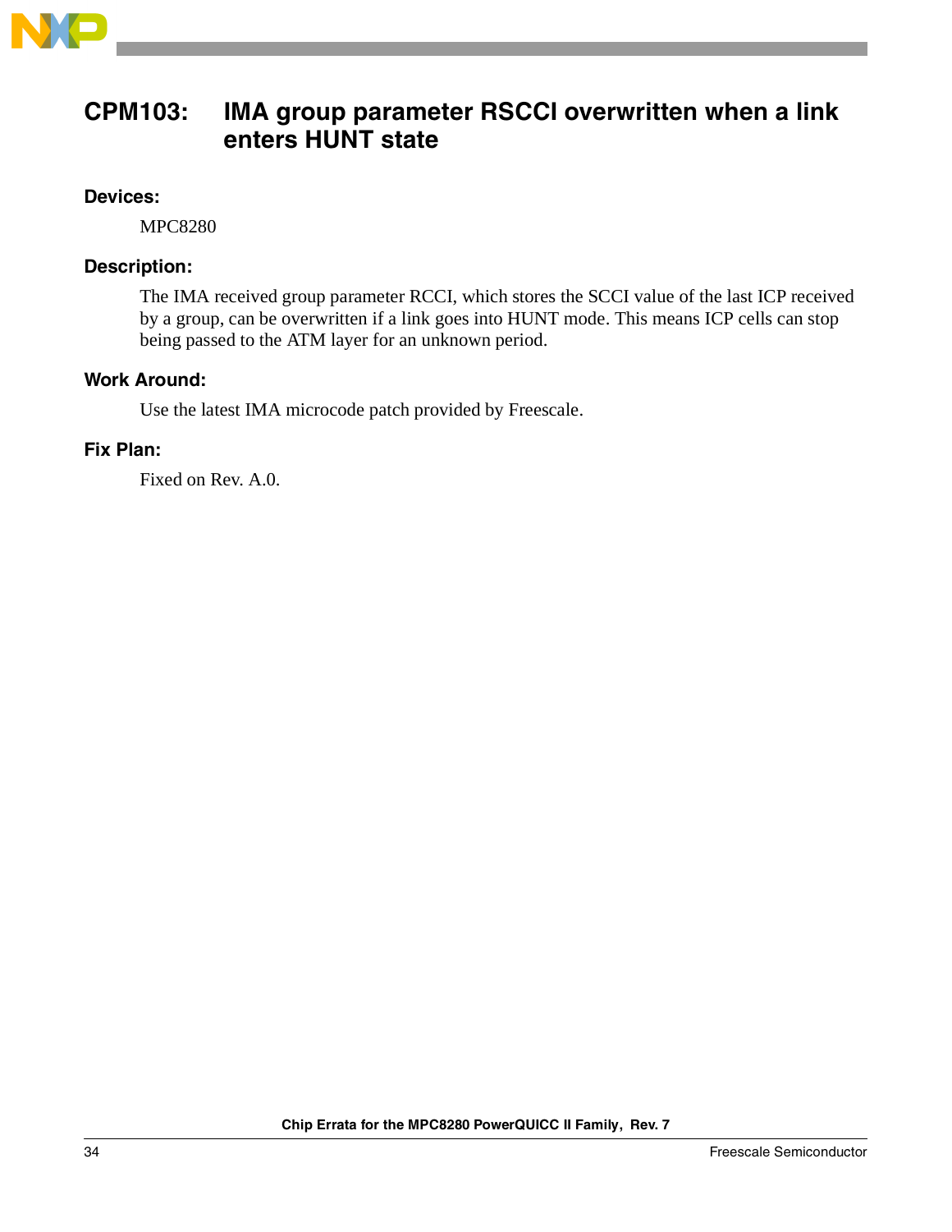## CPM103: IMA group parameter RSCCI overwritten when a link enters HUNT state

**Devices:**

MPC8280

**Description:**

The IMA received group parameter RCCI, which stores the SCCI value of the last ICP received by a group, can be overwritten if a link goes into HUNT mode. This means ICP cells can stop being passed to the ATM layer for an unknown period.

**Work Around:**

Use the latest IMA microcode patch provided by Freescale.

**Fix Plan:**

Fixed on Rev. A.0.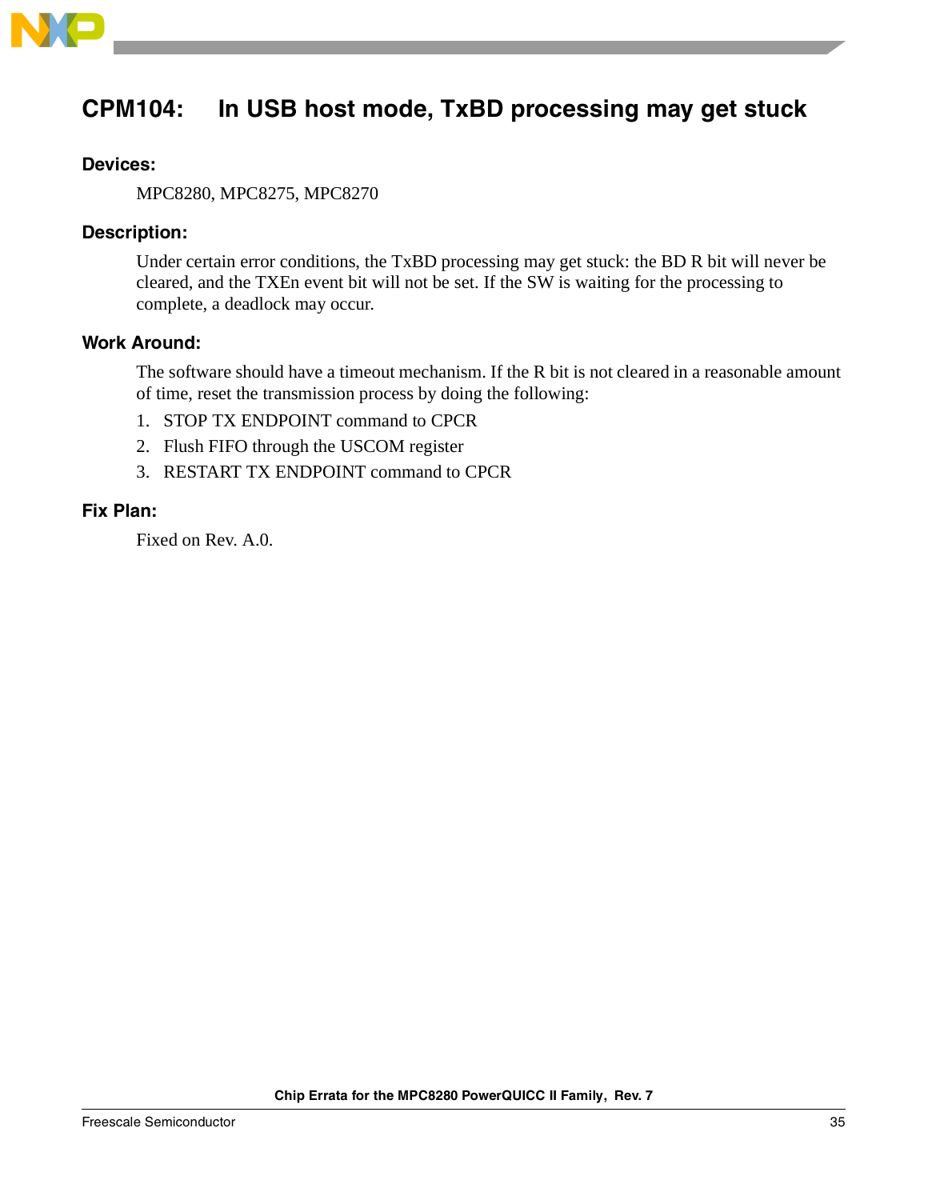## CPM104: In USB host mode, TxBD processing may get stuck

### Devices:

MPC8280, MPC8275, MPC8270

### Description:

Under certain error conditions, the TxBD processing may get stuck: the BD R bit will never be cleared, and the TXEn event bit will not be set. If the SW is waiting for the processing to complete, a deadlock may occur.

### Work Around:

The software should have a timeout mechanism. If the R bit is not cleared in a reasonable amount of time, reset the transmission process by doing the following:

1. STOP TX ENDPOINT command to CPCR
2. Flush FIFO through the USCOM register
3. RESTART TX ENDPOINT command to CPCR

### Fix Plan:

Fixed on Rev. A.0.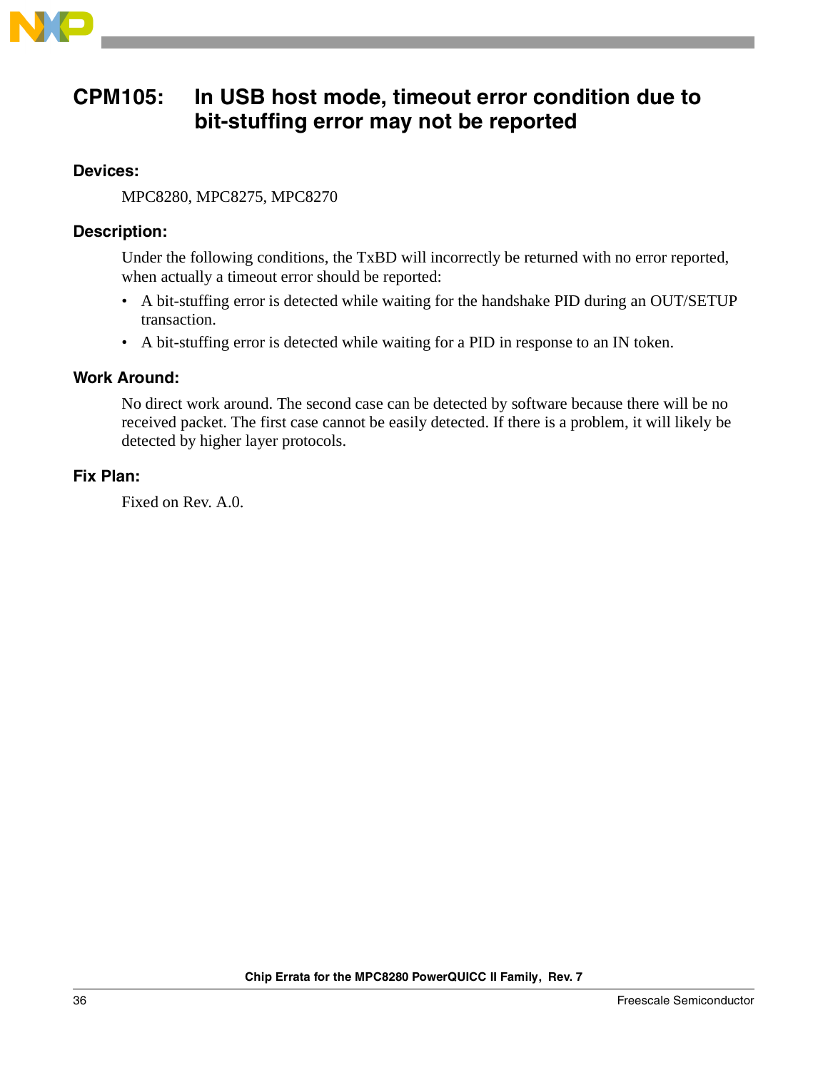## CPM105: In USB host mode, timeout error condition due to bit-stuffing error may not be reported

### Devices:

MPC8280, MPC8275, MPC8270

### Description:

Under the following conditions, the TxBD will incorrectly be returned with no error reported, when actually a timeout error should be reported:

- A bit-stuffing error is detected while waiting for the handshake PID during an OUT/SETUP transaction.
- A bit-stuffing error is detected while waiting for a PID in response to an IN token.

### Work Around:

No direct work around. The second case can be detected by software because there will be no received packet. The first case cannot be easily detected. If there is a problem, it will likely be detected by higher layer protocols.

### Fix Plan:

Fixed on Rev. A.0.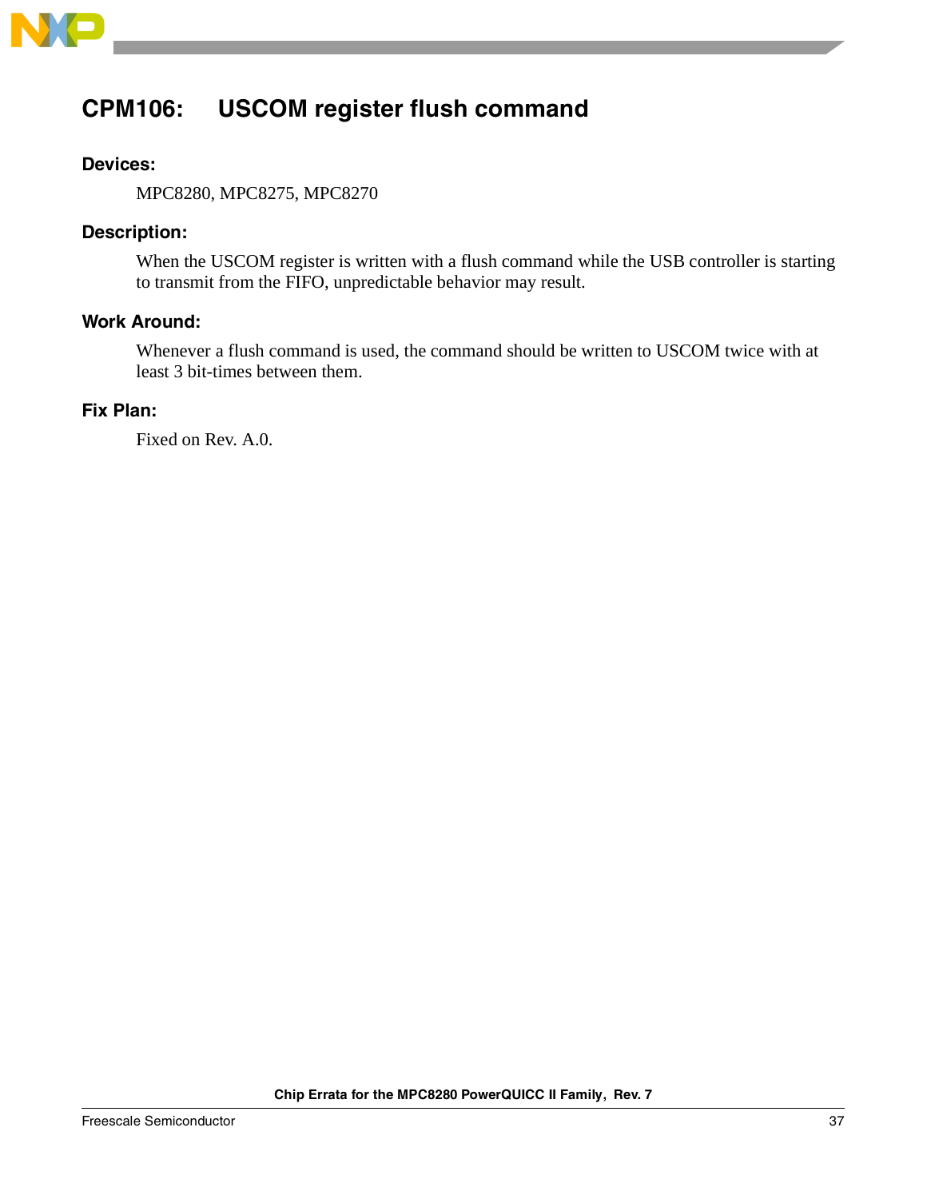## CPM106: USCOM register flush command

**Devices:**

MPC8280, MPC8275, MPC8270

**Description:**

When the USCOM register is written with a flush command while the USB controller is starting to transmit from the FIFO, unpredictable behavior may result.

**Work Around:**

Whenever a flush command is used, the command should be written to USCOM twice with at least 3 bit-times between them.

**Fix Plan:**

Fixed on Rev. A.0.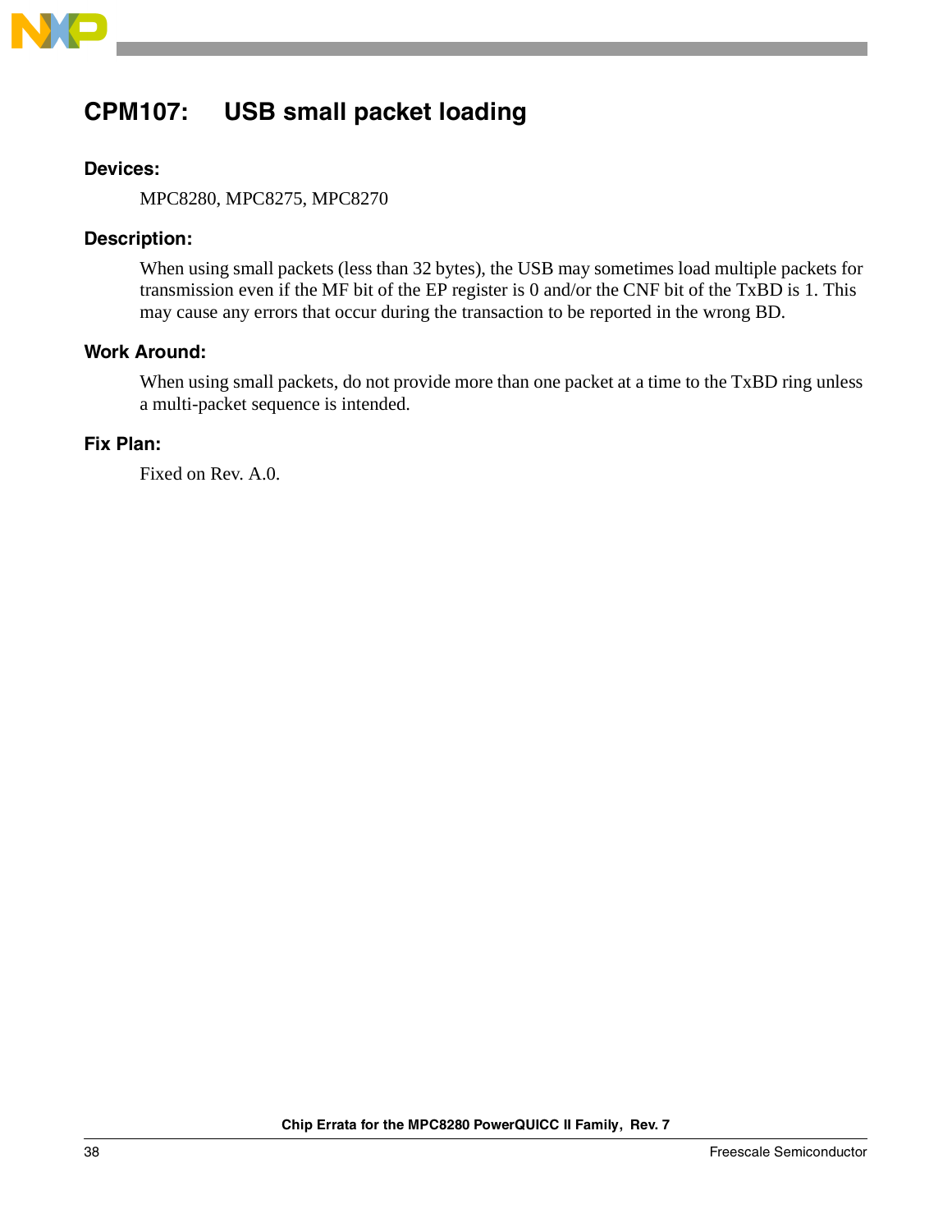## CPM107: USB small packet loading

### Devices:

MPC8280, MPC8275, MPC8270

### Description:

When using small packets (less than 32 bytes), the USB may sometimes load multiple packets for transmission even if the MF bit of the EP register is 0 and/or the CNF bit of the TxBD is 1. This may cause any errors that occur during the transaction to be reported in the wrong BD.

### Work Around:

When using small packets, do not provide more than one packet at a time to the TxBD ring unless a multi-packet sequence is intended.

### Fix Plan:

Fixed on Rev. A.0.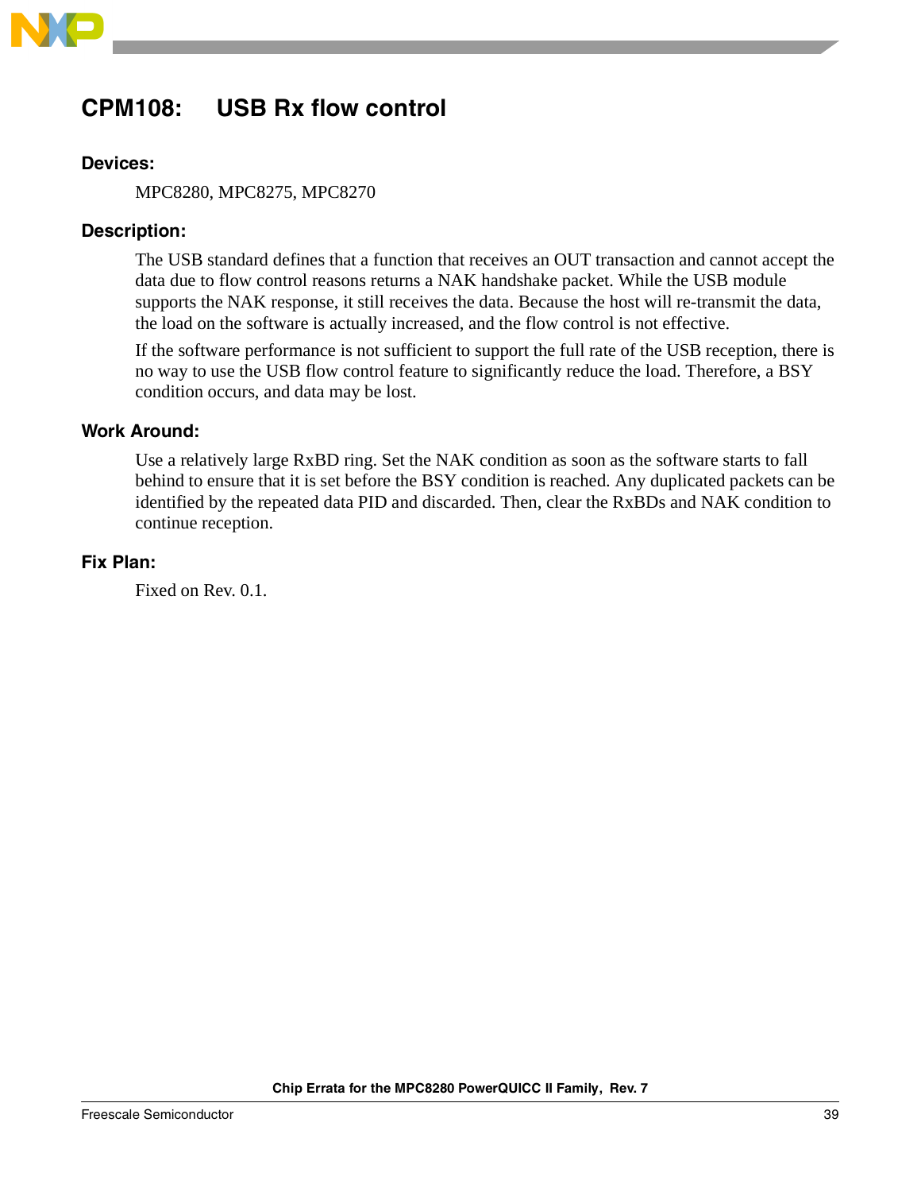## CPM108: USB Rx flow control

**Devices:**

MPC8280, MPC8275, MPC8270

**Description:**

The USB standard defines that a function that receives an OUT transaction and cannot accept the data due to flow control reasons returns a NAK handshake packet. While the USB module supports the NAK response, it still receives the data. Because the host will re-transmit the data, the load on the software is actually increased, and the flow control is not effective.

If the software performance is not sufficient to support the full rate of the USB reception, there is no way to use the USB flow control feature to significantly reduce the load. Therefore, a BSY condition occurs, and data may be lost.

**Work Around:**

Use a relatively large RxBD ring. Set the NAK condition as soon as the software starts to fall behind to ensure that it is set before the BSY condition is reached. Any duplicated packets can be identified by the repeated data PID and discarded. Then, clear the RxBDs and NAK condition to continue reception.

**Fix Plan:**

Fixed on Rev. 0.1.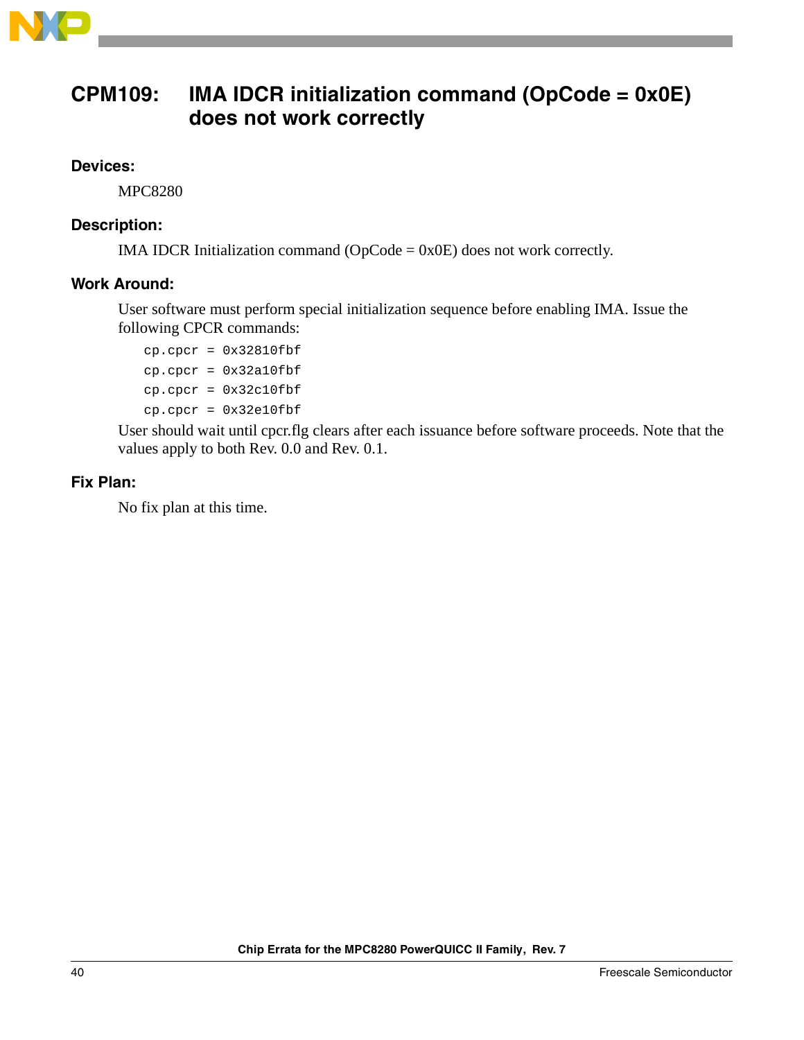## CPM109: IMA IDCR initialization command (OpCode = 0x0E) does not work correctly

### Devices:

MPC8280

### Description:

IMA IDCR Initialization command (OpCode = 0x0E) does not work correctly.

### Work Around:

User software must perform special initialization sequence before enabling IMA. Issue the following CPCR commands:

```
cp.cpcr = 0x32810fbf
cp.cpcr = 0x32a10fbf
cp.cpcr = 0x32c10fbf
cp.cpcr = 0x32e10fbf
```

User should wait until cpcr.flg clears after each issuance before software proceeds. Note that the values apply to both Rev. 0.0 and Rev. 0.1.

### Fix Plan:

No fix plan at this time.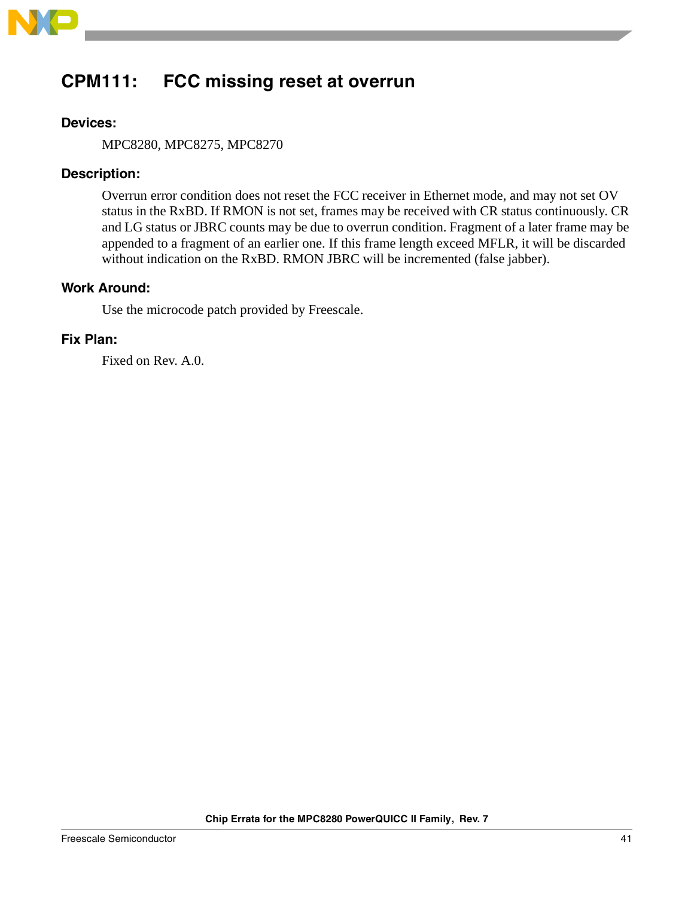## CPM111: FCC missing reset at overrun

### Devices:

MPC8280, MPC8275, MPC8270

### Description:

Overrun error condition does not reset the FCC receiver in Ethernet mode, and may not set OV status in the RxBD. If RMON is not set, frames may be received with CR status continuously. CR and LG status or JBRC counts may be due to overrun condition. Fragment of a later frame may be appended to a fragment of an earlier one. If this frame length exceed MFLR, it will be discarded without indication on the RxBD. RMON JBRC will be incremented (false jabber).

### Work Around:

Use the microcode patch provided by Freescale.

### Fix Plan:

Fixed on Rev. A.0.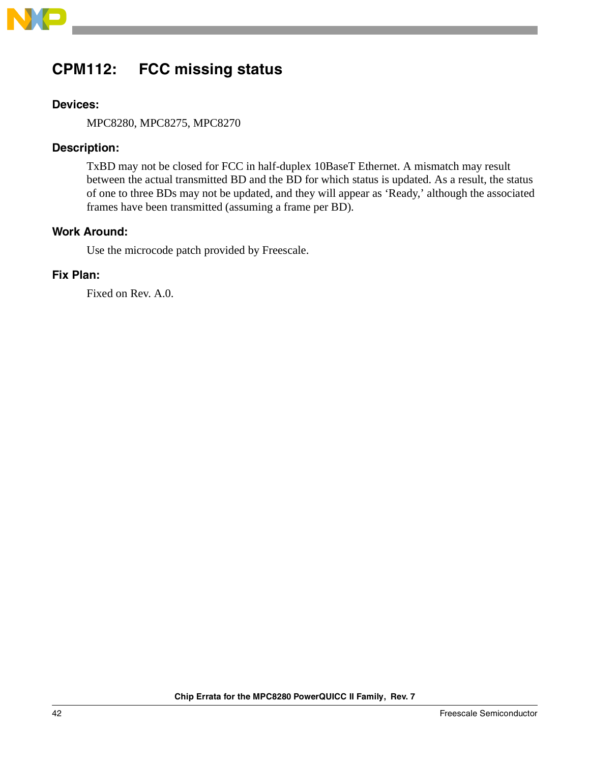## CPM112: FCC missing status

### Devices:

MPC8280, MPC8275, MPC8270

### Description:

TxBD may not be closed for FCC in half-duplex 10BaseT Ethernet. A mismatch may result between the actual transmitted BD and the BD for which status is updated. As a result, the status of one to three BDs may not be updated, and they will appear as 'Ready,' although the associated frames have been transmitted (assuming a frame per BD).

### Work Around:

Use the microcode patch provided by Freescale.

### Fix Plan:

Fixed on Rev. A.0.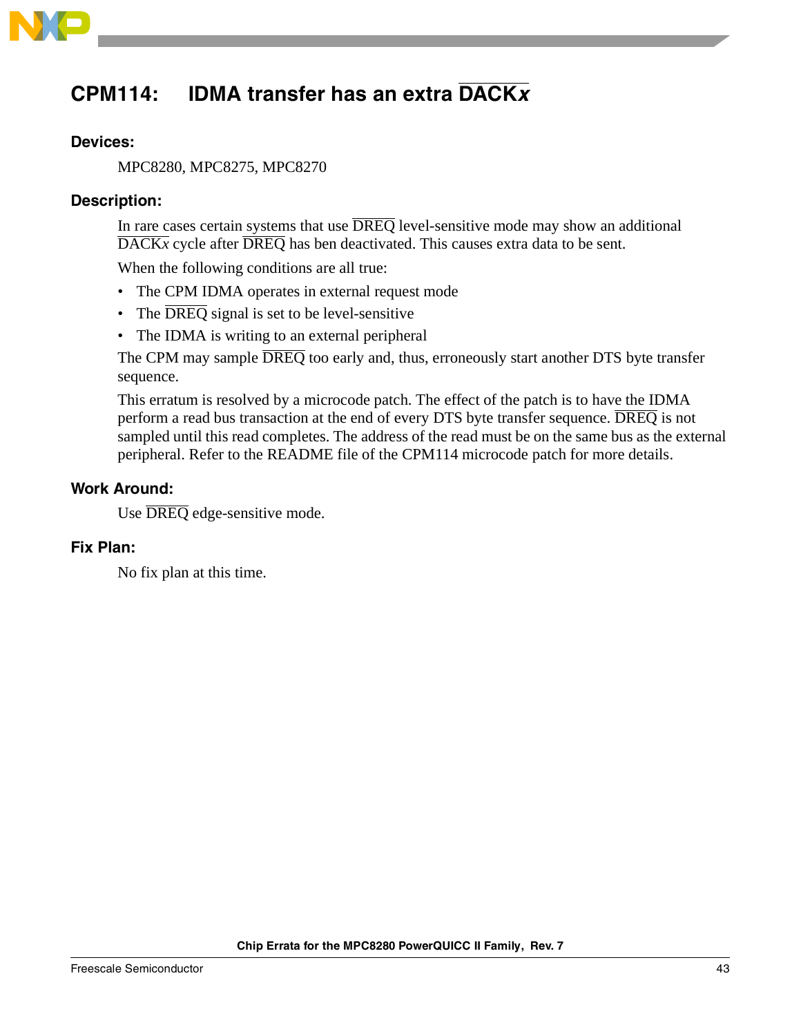## CPM114: IDMA transfer has an extra DACK*x*

### Devices:

MPC8280, MPC8275, MPC8270

### Description:

In rare cases certain systems that use DREQ level-sensitive mode may show an additional DACK*x* cycle after DREQ has ben deactivated. This causes extra data to be sent.

When the following conditions are all true:

- The CPM IDMA operates in external request mode
- The DREQ signal is set to be level-sensitive
- The IDMA is writing to an external peripheral

The CPM may sample DREQ too early and, thus, erroneously start another DTS byte transfer sequence.

This erratum is resolved by a microcode patch. The effect of the patch is to have the IDMA perform a read bus transaction at the end of every DTS byte transfer sequence. DREQ is not sampled until this read completes. The address of the read must be on the same bus as the external peripheral. Refer to the README file of the CPM114 microcode patch for more details.

### Work Around:

Use DREQ edge-sensitive mode.

### Fix Plan:

No fix plan at this time.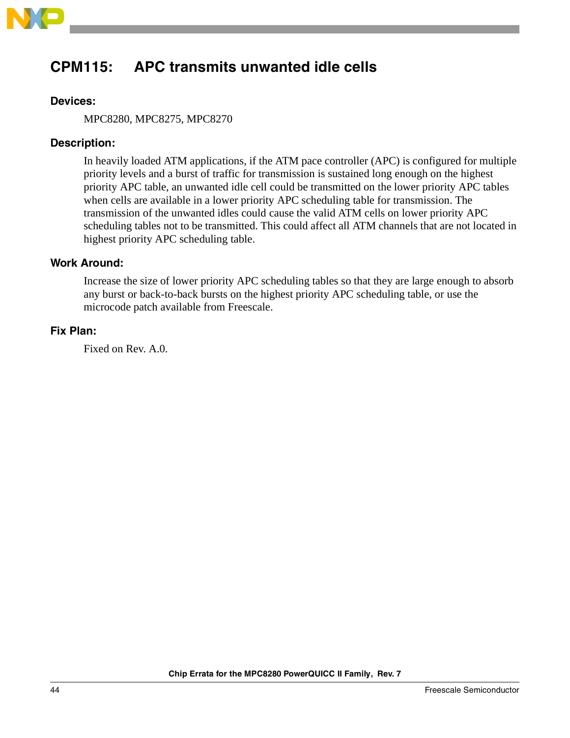## CPM115: APC transmits unwanted idle cells

### Devices:

MPC8280, MPC8275, MPC8270

### Description:

In heavily loaded ATM applications, if the ATM pace controller (APC) is configured for multiple priority levels and a burst of traffic for transmission is sustained long enough on the highest priority APC table, an unwanted idle cell could be transmitted on the lower priority APC tables when cells are available in a lower priority APC scheduling table for transmission. The transmission of the unwanted idles could cause the valid ATM cells on lower priority APC scheduling tables not to be transmitted. This could affect all ATM channels that are not located in highest priority APC scheduling table.

### Work Around:

Increase the size of lower priority APC scheduling tables so that they are large enough to absorb any burst or back-to-back bursts on the highest priority APC scheduling table, or use the microcode patch available from Freescale.

### Fix Plan:

Fixed on Rev. A.0.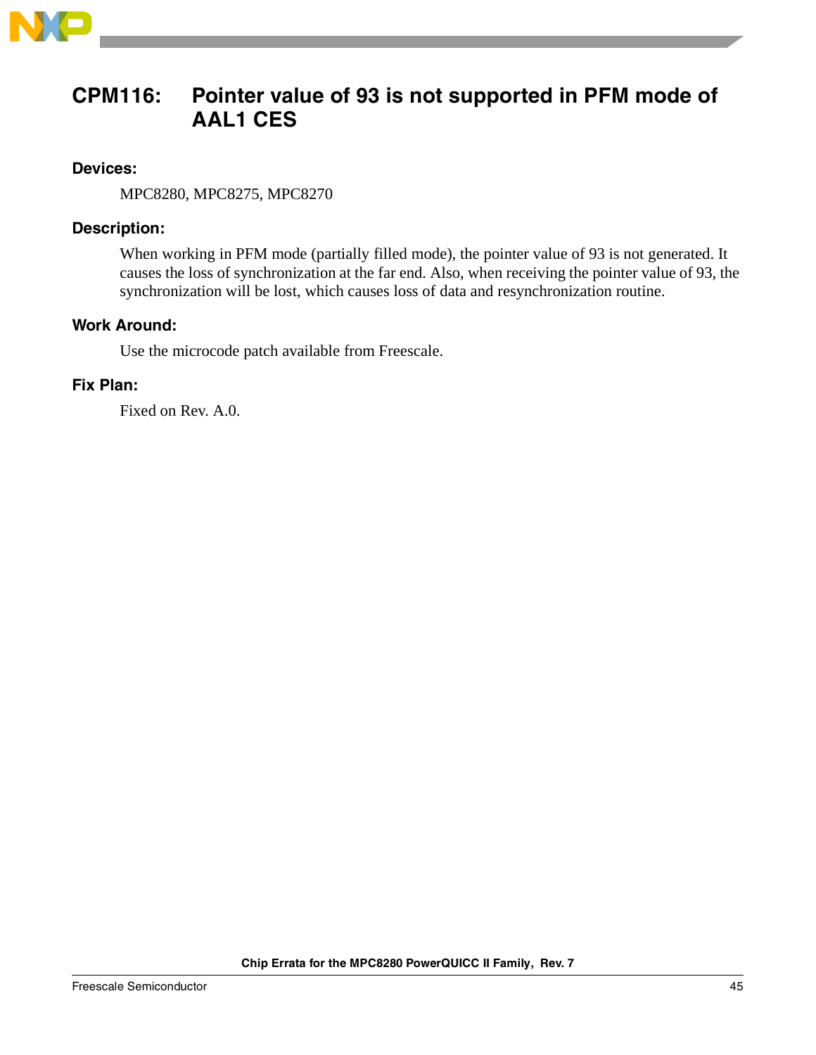## CPM116: Pointer value of 93 is not supported in PFM mode of AAL1 CES

### Devices:

MPC8280, MPC8275, MPC8270

### Description:

When working in PFM mode (partially filled mode), the pointer value of 93 is not generated. It causes the loss of synchronization at the far end. Also, when receiving the pointer value of 93, the synchronization will be lost, which causes loss of data and resynchronization routine.

### Work Around:

Use the microcode patch available from Freescale.

### Fix Plan:

Fixed on Rev. A.0.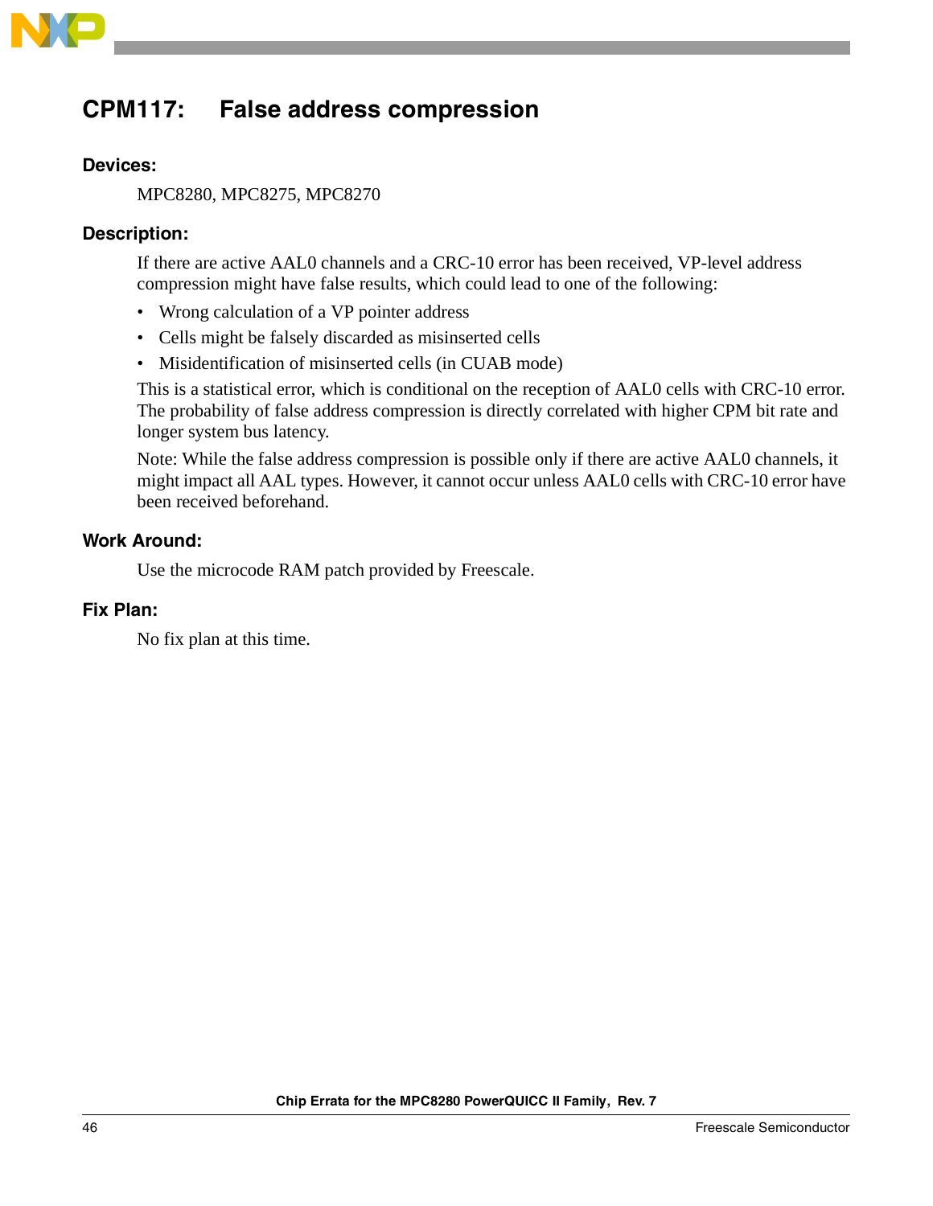## CPM117: False address compression

### Devices:

MPC8280, MPC8275, MPC8270

### Description:

If there are active AAL0 channels and a CRC-10 error has been received, VP-level address compression might have false results, which could lead to one of the following:

- Wrong calculation of a VP pointer address
- Cells might be falsely discarded as misinserted cells
- Misidentification of misinserted cells (in CUAB mode)

This is a statistical error, which is conditional on the reception of AAL0 cells with CRC-10 error. The probability of false address compression is directly correlated with higher CPM bit rate and longer system bus latency.

Note: While the false address compression is possible only if there are active AAL0 channels, it might impact all AAL types. However, it cannot occur unless AAL0 cells with CRC-10 error have been received beforehand.

### Work Around:

Use the microcode RAM patch provided by Freescale.

### Fix Plan:

No fix plan at this time.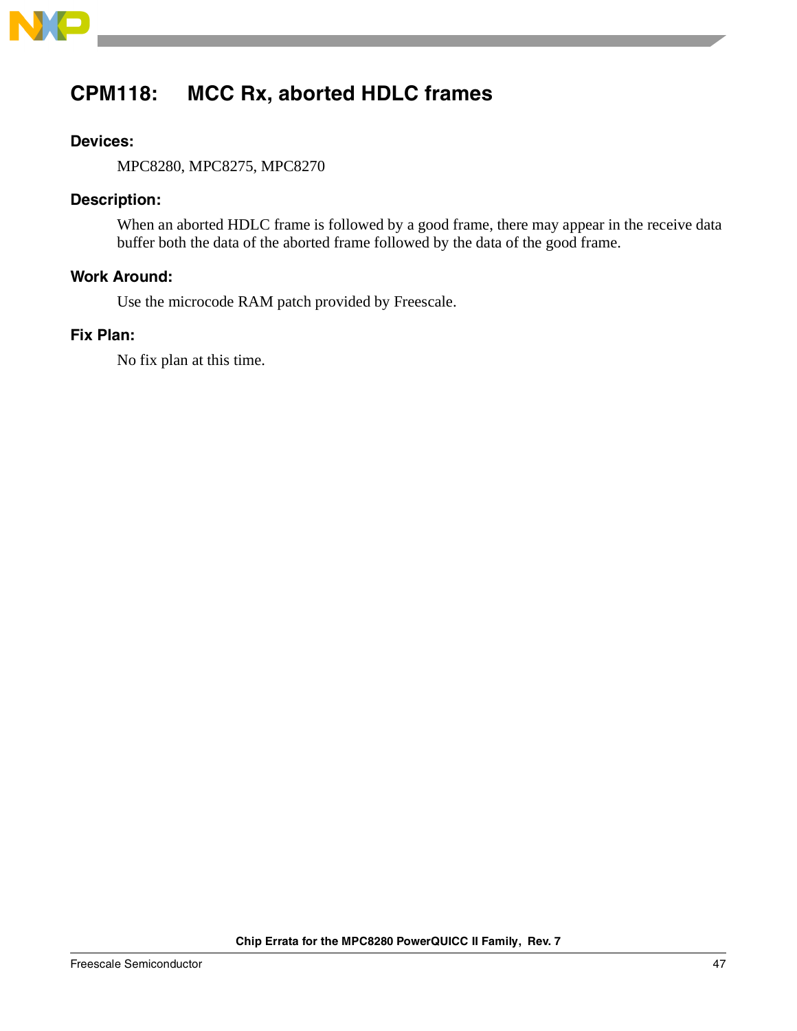## CPM118: MCC Rx, aborted HDLC frames

### Devices:

MPC8280, MPC8275, MPC8270

### Description:

When an aborted HDLC frame is followed by a good frame, there may appear in the receive data buffer both the data of the aborted frame followed by the data of the good frame.

### Work Around:

Use the microcode RAM patch provided by Freescale.

### Fix Plan:

No fix plan at this time.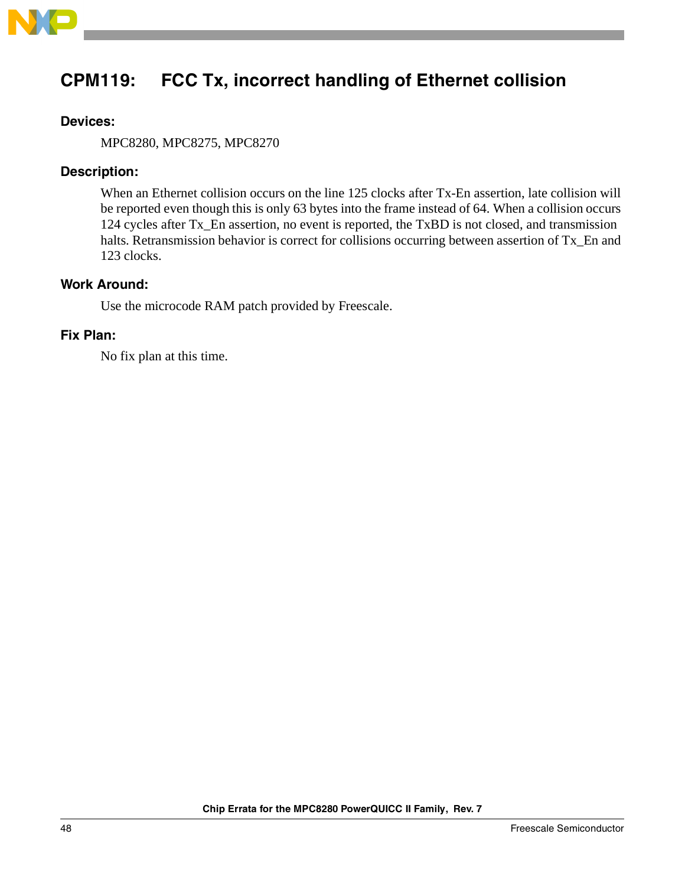## CPM119: FCC Tx, incorrect handling of Ethernet collision

### Devices:

MPC8280, MPC8275, MPC8270

### Description:

When an Ethernet collision occurs on the line 125 clocks after Tx-En assertion, late collision will be reported even though this is only 63 bytes into the frame instead of 64. When a collision occurs 124 cycles after Tx_En assertion, no event is reported, the TxBD is not closed, and transmission halts. Retransmission behavior is correct for collisions occurring between assertion of Tx_En and 123 clocks.

### Work Around:

Use the microcode RAM patch provided by Freescale.

### Fix Plan:

No fix plan at this time.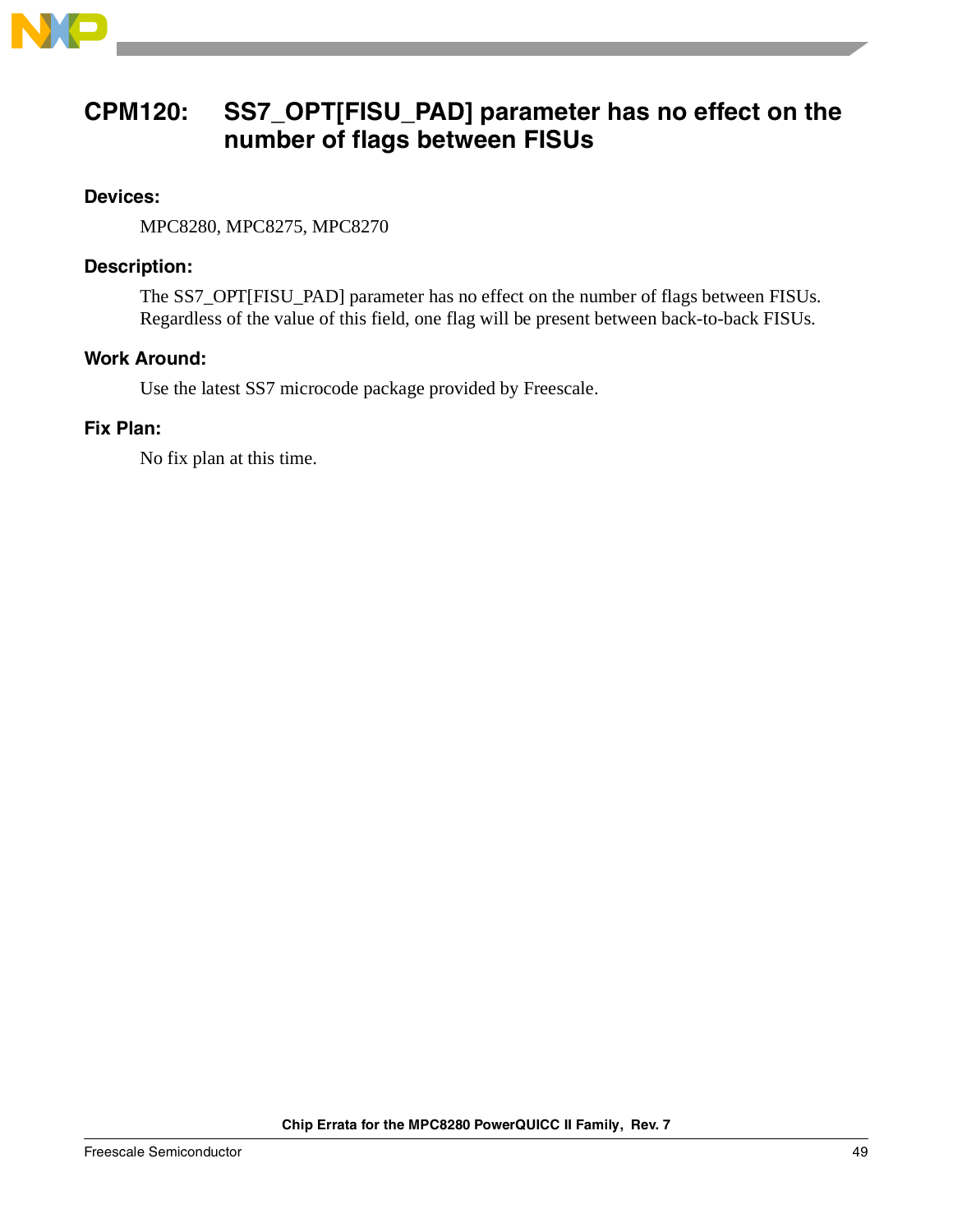## CPM120: SS7_OPT[FISU_PAD] parameter has no effect on the number of flags between FISUs

### Devices:

MPC8280, MPC8275, MPC8270

### Description:

The SS7_OPT[FISU_PAD] parameter has no effect on the number of flags between FISUs. Regardless of the value of this field, one flag will be present between back-to-back FISUs.

### Work Around:

Use the latest SS7 microcode package provided by Freescale.

### Fix Plan:

No fix plan at this time.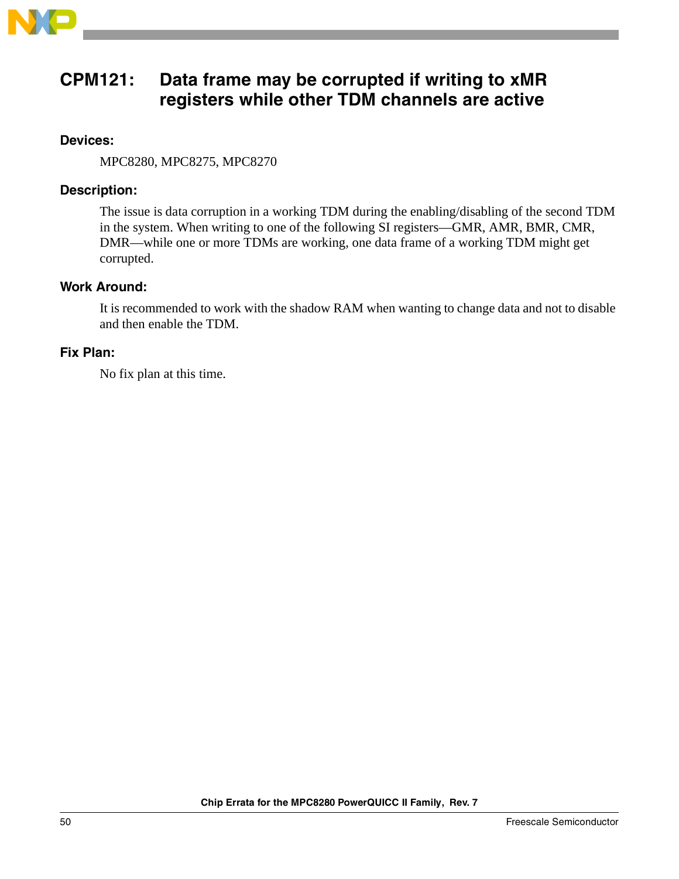## CPM121: Data frame may be corrupted if writing to xMR registers while other TDM channels are active

### Devices:

MPC8280, MPC8275, MPC8270

### Description:

The issue is data corruption in a working TDM during the enabling/disabling of the second TDM in the system. When writing to one of the following SI registers—GMR, AMR, BMR, CMR, DMR—while one or more TDMs are working, one data frame of a working TDM might get corrupted.

### Work Around:

It is recommended to work with the shadow RAM when wanting to change data and not to disable and then enable the TDM.

### Fix Plan:

No fix plan at this time.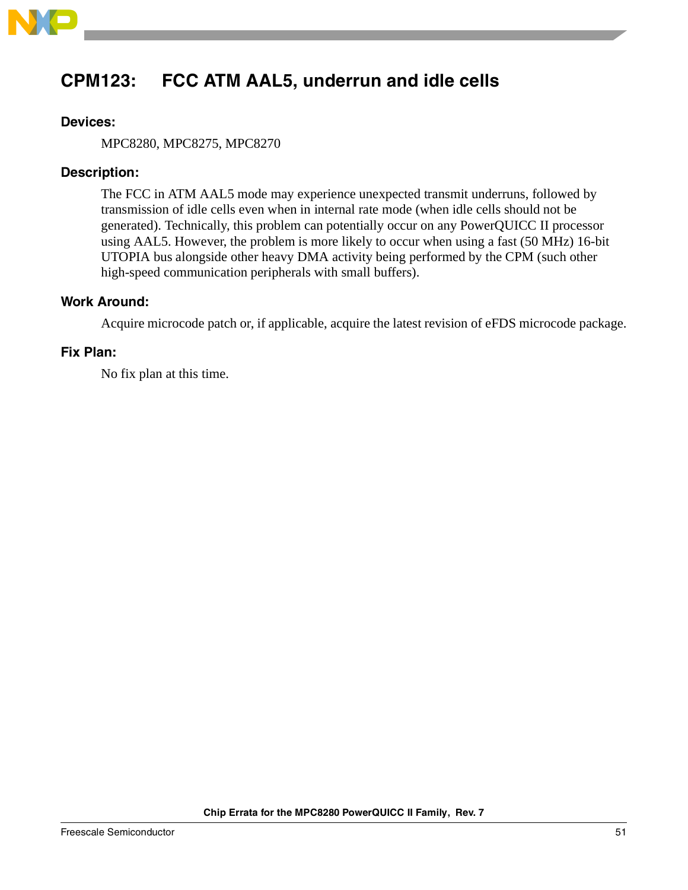## CPM123: FCC ATM AAL5, underrun and idle cells

### Devices:

MPC8280, MPC8275, MPC8270

### Description:

The FCC in ATM AAL5 mode may experience unexpected transmit underruns, followed by transmission of idle cells even when in internal rate mode (when idle cells should not be generated). Technically, this problem can potentially occur on any PowerQUICC II processor using AAL5. However, the problem is more likely to occur when using a fast (50 MHz) 16-bit UTOPIA bus alongside other heavy DMA activity being performed by the CPM (such other high-speed communication peripherals with small buffers).

### Work Around:

Acquire microcode patch or, if applicable, acquire the latest revision of eFDS microcode package.

### Fix Plan:

No fix plan at this time.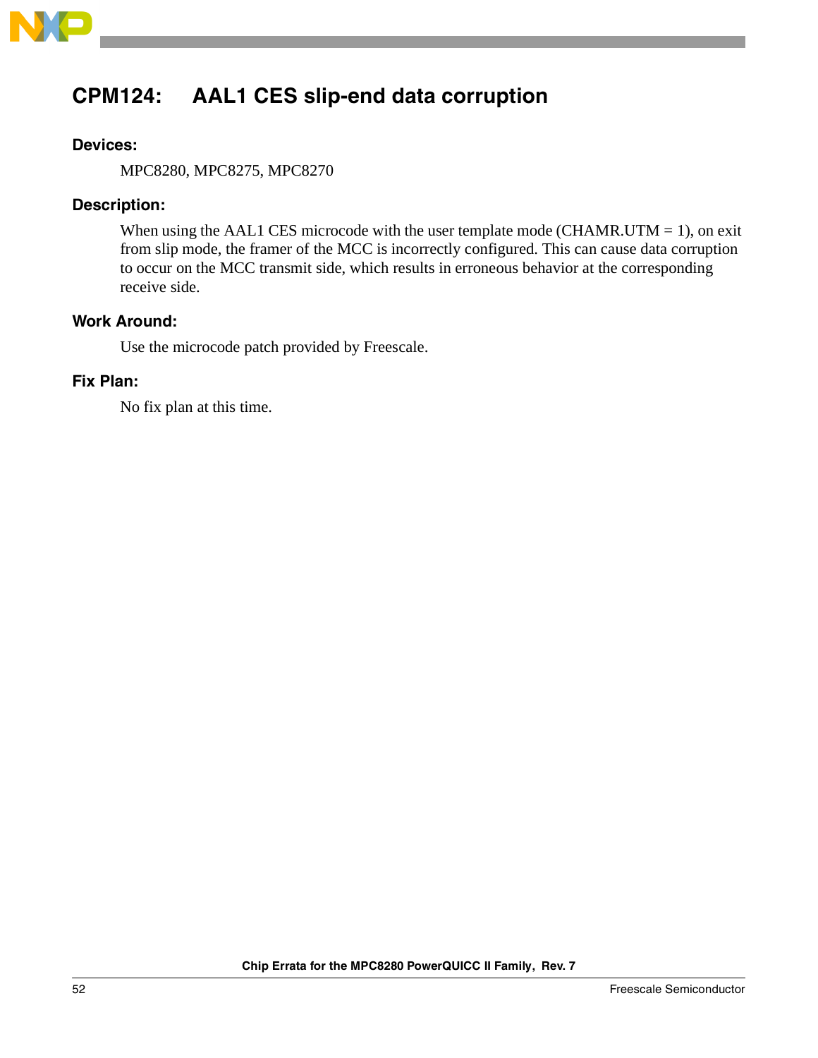## CPM124: AAL1 CES slip-end data corruption

### Devices:

MPC8280, MPC8275, MPC8270

### Description:

When using the AAL1 CES microcode with the user template mode (CHAMR.UTM = 1), on exit from slip mode, the framer of the MCC is incorrectly configured. This can cause data corruption to occur on the MCC transmit side, which results in erroneous behavior at the corresponding receive side.

### Work Around:

Use the microcode patch provided by Freescale.

### Fix Plan:

No fix plan at this time.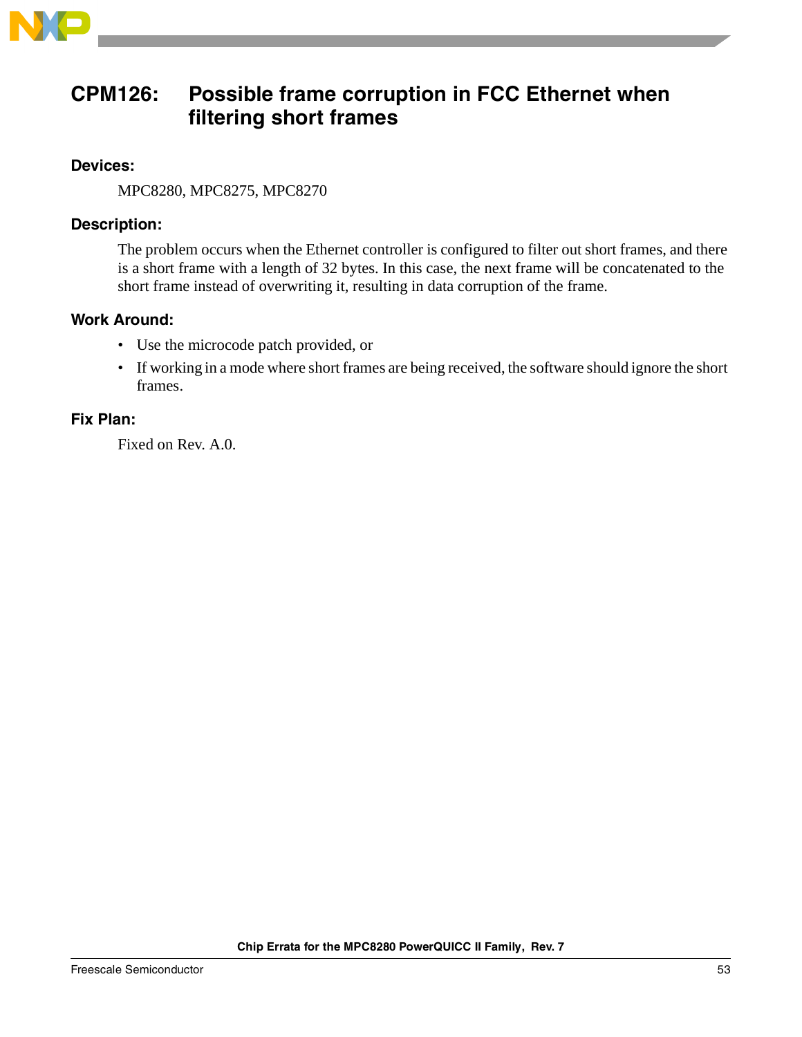## CPM126: Possible frame corruption in FCC Ethernet when filtering short frames

**Devices:**

MPC8280, MPC8275, MPC8270

**Description:**

The problem occurs when the Ethernet controller is configured to filter out short frames, and there is a short frame with a length of 32 bytes. In this case, the next frame will be concatenated to the short frame instead of overwriting it, resulting in data corruption of the frame.

**Work Around:**

- Use the microcode patch provided, or
- If working in a mode where short frames are being received, the software should ignore the short frames.

**Fix Plan:**

Fixed on Rev. A.0.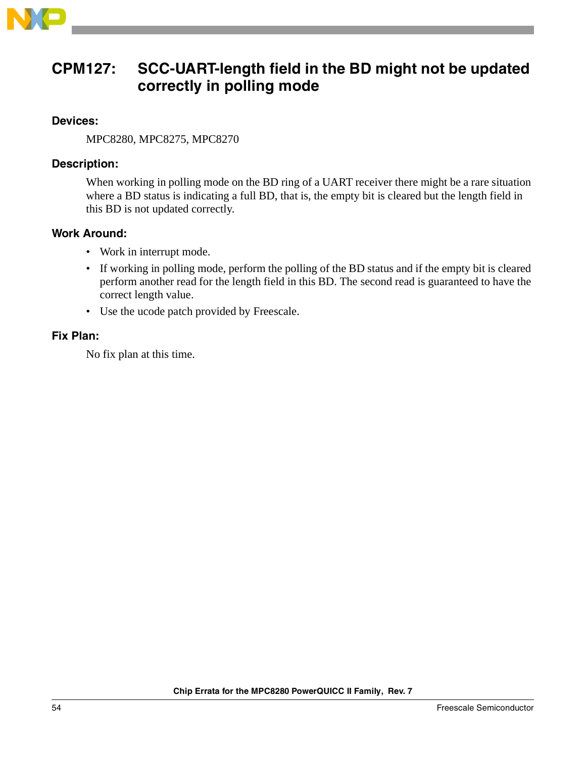## CPM127: SCC-UART-length field in the BD might not be updated correctly in polling mode

### Devices:

MPC8280, MPC8275, MPC8270

### Description:

When working in polling mode on the BD ring of a UART receiver there might be a rare situation where a BD status is indicating a full BD, that is, the empty bit is cleared but the length field in this BD is not updated correctly.

### Work Around:

- Work in interrupt mode.
- If working in polling mode, perform the polling of the BD status and if the empty bit is cleared perform another read for the length field in this BD. The second read is guaranteed to have the correct length value.
- Use the ucode patch provided by Freescale.

### Fix Plan:

No fix plan at this time.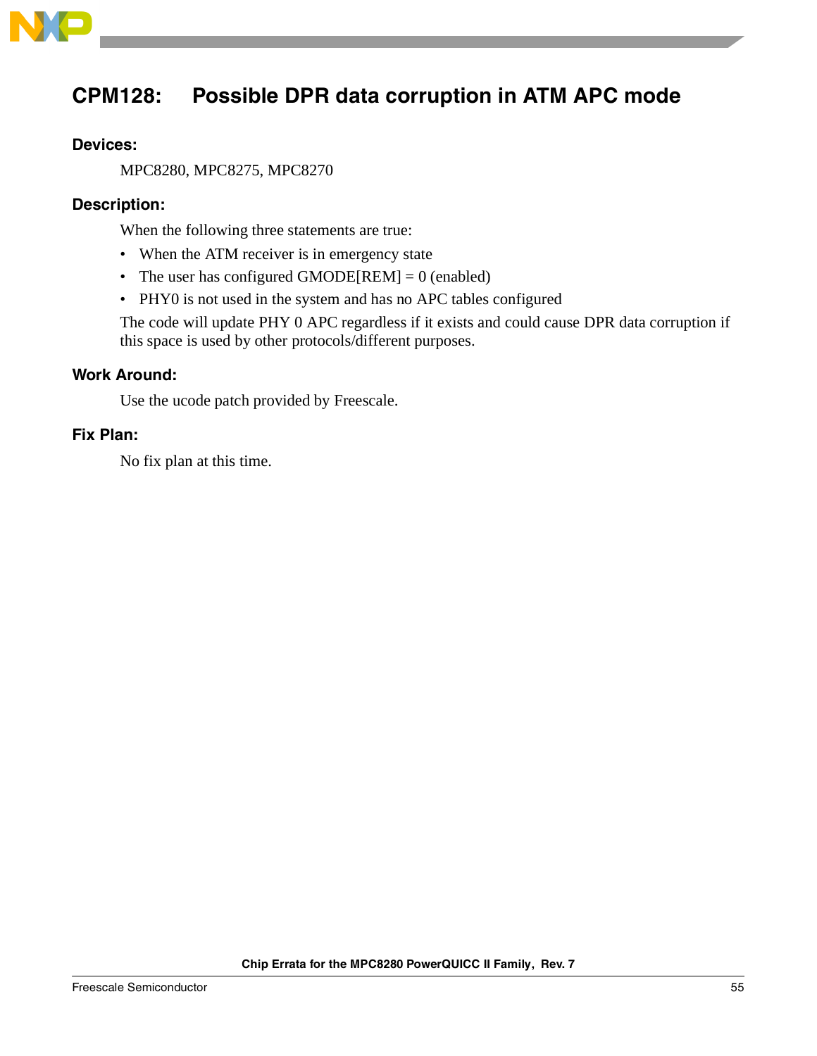## CPM128: Possible DPR data corruption in ATM APC mode

### Devices:

MPC8280, MPC8275, MPC8270

### Description:

When the following three statements are true:

- When the ATM receiver is in emergency state
- The user has configured GMODE[REM] = 0 (enabled)
- PHY0 is not used in the system and has no APC tables configured

The code will update PHY 0 APC regardless if it exists and could cause DPR data corruption if this space is used by other protocols/different purposes.

### Work Around:

Use the ucode patch provided by Freescale.

### Fix Plan:

No fix plan at this time.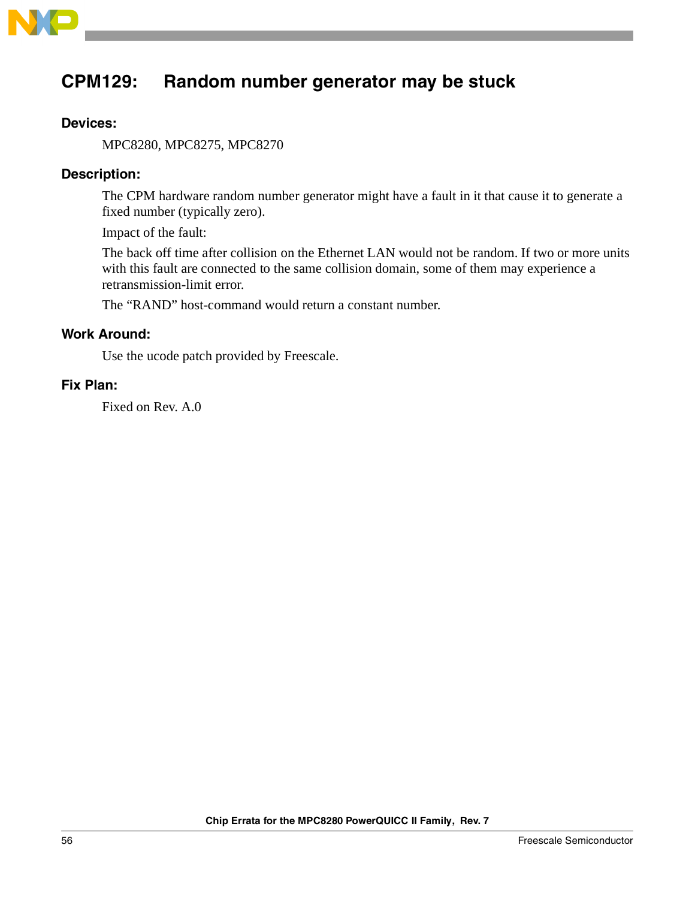## CPM129: Random number generator may be stuck

### Devices:

MPC8280, MPC8275, MPC8270

### Description:

The CPM hardware random number generator might have a fault in it that cause it to generate a fixed number (typically zero).

Impact of the fault:

The back off time after collision on the Ethernet LAN would not be random. If two or more units with this fault are connected to the same collision domain, some of them may experience a retransmission-limit error.

The “RAND” host-command would return a constant number.

### Work Around:

Use the ucode patch provided by Freescale.

### Fix Plan:

Fixed on Rev. A.0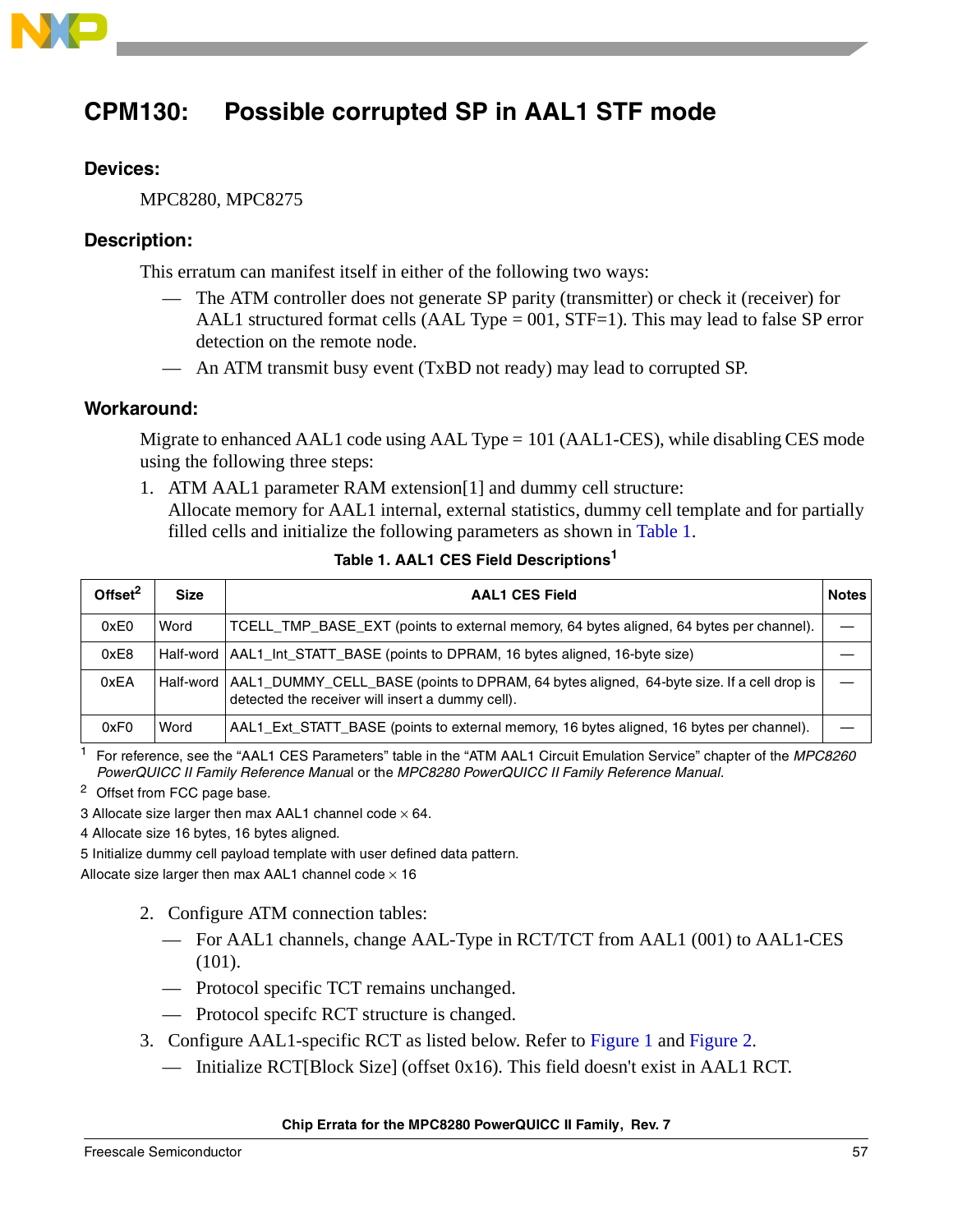## CPM130: Possible corrupted SP in AAL1 STF mode

### Devices:

MPC8280, MPC8275

### Description:

This erratum can manifest itself in either of the following two ways:

- — The ATM controller does not generate SP parity (transmitter) or check it (receiver) for AAL1 structured format cells (AAL Type = 001, STF=1). This may lead to false SP error detection on the remote node.
- — An ATM transmit busy event (TxBD not ready) may lead to corrupted SP.

### Workaround:

Migrate to enhanced AAL1 code using AAL Type = 101 (AAL1-CES), while disabling CES mode using the following three steps:

1. ATM AAL1 parameter RAM extension[1] and dummy cell structure:
   Allocate memory for AAL1 internal, external statistics, dummy cell template and for partially filled cells and initialize the following parameters as shown in Table 1.

**Table 1. AAL1 CES Field Descriptions[1]**

| Offset[2] | Size | AAL1 CES Field | Notes |
|---|---|---|---|
| 0xE0 | Word | TCELL_TMP_BASE_EXT (points to external memory, 64 bytes aligned, 64 bytes per channel). | — |
| 0xE8 | Half-word | AAL1_Int_STATT_BASE (points to DPRAM, 16 bytes aligned, 16-byte size) | — |
| 0xEA | Half-word | AAL1_DUMMY_CELL_BASE (points to DPRAM, 64 bytes aligned, 64-byte size. If a cell drop is detected the receiver will insert a dummy cell). | — |
| 0xF0 | Word | AAL1_Ext_STATT_BASE (points to external memory, 16 bytes aligned, 16 bytes per channel). | — |

[1] For reference, see the "AAL1 CES Parameters" table in the "ATM AAL1 Circuit Emulation Service" chapter of the *MPC8260 PowerQUICC II Family Reference Manua*l or the *MPC8280 PowerQUICC II Family Reference Manual*.

[2] Offset from FCC page base.

3 Allocate size larger then max AAL1 channel code × 64.

4 Allocate size 16 bytes, 16 bytes aligned.

5 Initialize dummy cell payload template with user defined data pattern.

Allocate size larger then max AAL1 channel code × 16

2. Configure ATM connection tables:
   - — For AAL1 channels, change AAL-Type in RCT/TCT from AAL1 (001) to AAL1-CES (101).
   - — Protocol specific TCT remains unchanged.
   - — Protocol specifc RCT structure is changed.
3. Configure AAL1-specific RCT as listed below. Refer to Figure 1 and Figure 2.
   - — Initialize RCT[Block Size] (offset 0x16). This field doesn't exist in AAL1 RCT.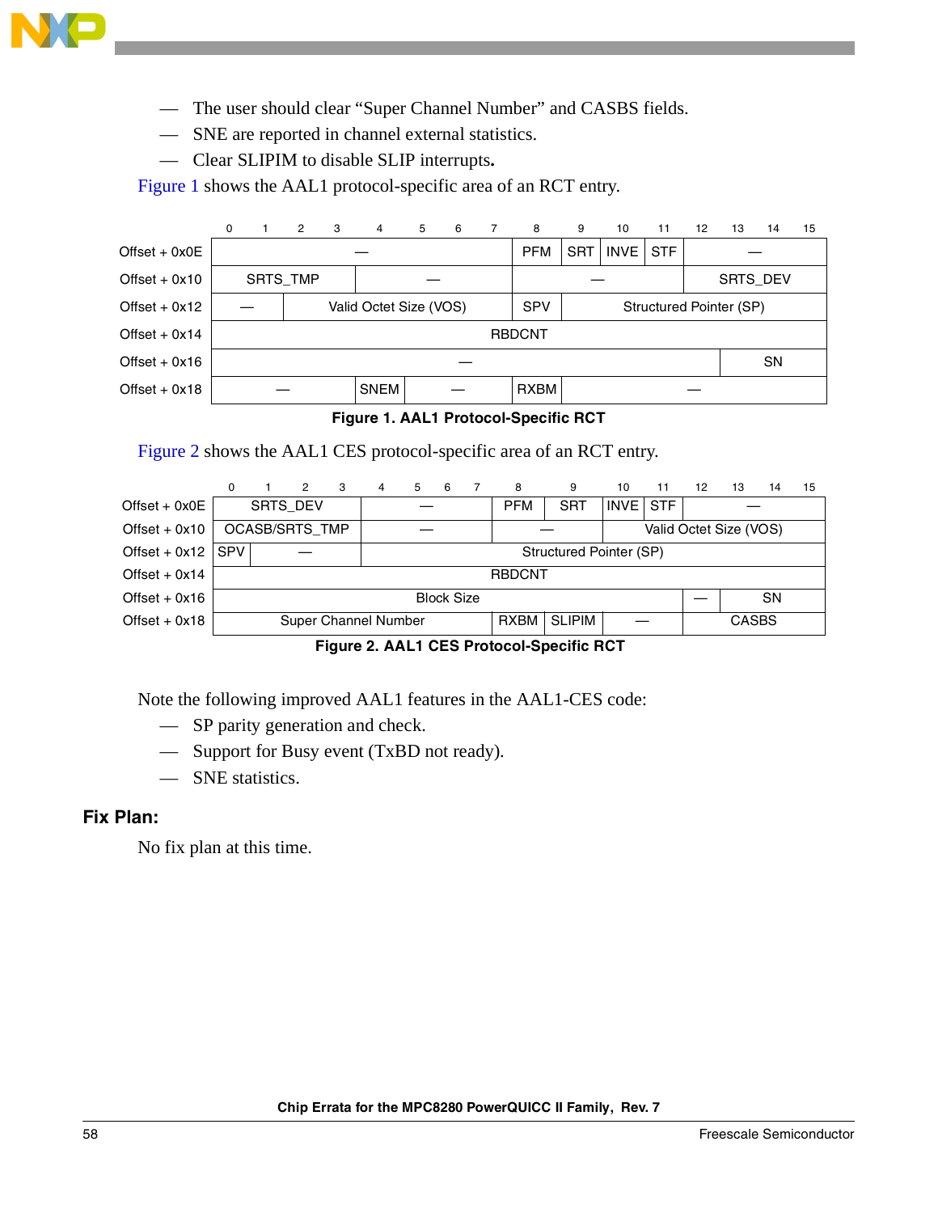- The user should clear “Super Channel Number” and CASBS fields.
- SNE are reported in channel external statistics.
- Clear SLIPIM to disable SLIP interrupts**.**

Figure 1 shows the AAL1 protocol-specific area of an RCT entry.

| | 0 | 1 | 2 | 3 | 4 | 5 | 6 | 7 | 8 | 9 | 10 | 11 | 12 | 13 | 14 | 15 |
|---|---|---|---|---|---|---|---|---|---|---|---|---|---|---|---|---|
| Offset + 0x0E | — | | | | | | | | PFM | SRT | INVE | STF | — | | | |
| Offset + 0x10 | SRTS_TMP | | | | — | | | | — | | | | | SRTS_DEV | | |
| Offset + 0x12 | — | | Valid Octet Size (VOS) | | | | | | SPV | Structured Pointer (SP) | | | | | | |
| Offset + 0x14 | RBDCNT | | | | | | | | | | | | | | | |
| Offset + 0x16 | — | | | | | | | | | | | | | | SN | |
| Offset + 0x18 | — | | | | SNEM | — | | | RXBM | — | | | | | | |

**Figure 1. AAL1 Protocol-Specific RCT**

Figure 2 shows the AAL1 CES protocol-specific area of an RCT entry.

| | 0 | 1 | 2 | 3 | 4 | 5 | 6 | 7 | 8 | 9 | 10 | 11 | 12 | 13 | 14 | 15 |
|---|---|---|---|---|---|---|---|---|---|---|---|---|---|---|---|---|
| Offset + 0x0E | SRTS_DEV | | | | — | | | | PFM | SRT | INVE | STF | — | | | |
| Offset + 0x10 | OCASB/SRTS_TMP | | | | — | | | | — | | Valid Octet Size (VOS) | | | | | |
| Offset + 0x12 | SPV | — | | | Structured Pointer (SP) | | | | | | | | | | | |
| Offset + 0x14 | RBDCNT | | | | | | | | | | | | | | | |
| Offset + 0x16 | Block Size | | | | | | | | | | | | — | SN | | |
| Offset + 0x18 | Super Channel Number | | | | | | | | RXBM | SLIPIM | — | | CASBS | | | |

**Figure 2. AAL1 CES Protocol-Specific RCT**

Note the following improved AAL1 features in the AAL1-CES code:

- SP parity generation and check.
- Support for Busy event (TxBD not ready).
- SNE statistics.

## Fix Plan:

No fix plan at this time.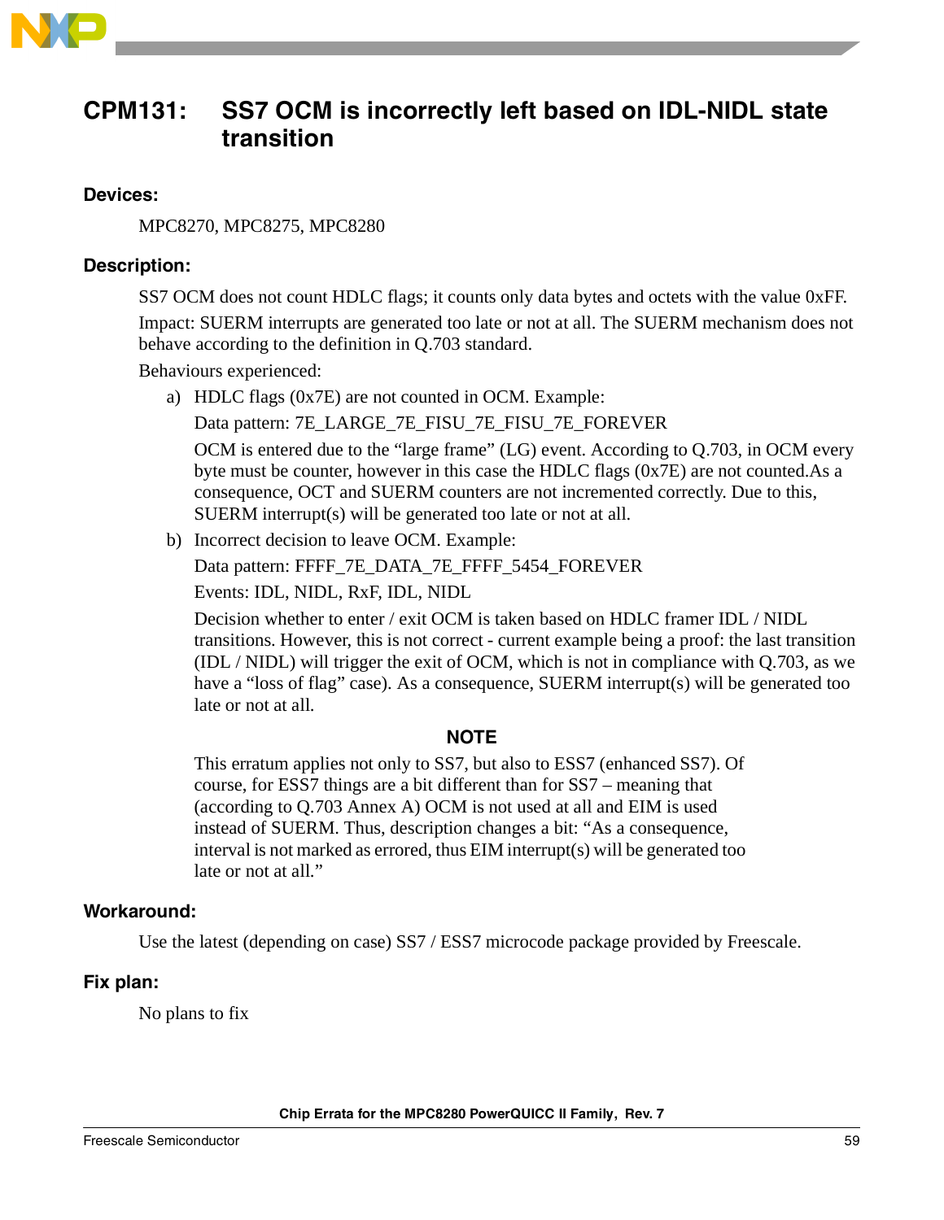## CPM131: SS7 OCM is incorrectly left based on IDL-NIDL state transition

### Devices:

MPC8270, MPC8275, MPC8280

### Description:

SS7 OCM does not count HDLC flags; it counts only data bytes and octets with the value 0xFF.

Impact: SUERM interrupts are generated too late or not at all. The SUERM mechanism does not behave according to the definition in Q.703 standard.

Behaviours experienced:

a) HDLC flags (0x7E) are not counted in OCM. Example:

   Data pattern: 7E_LARGE_7E_FISU_7E_FISU_7E_FOREVER

   OCM is entered due to the "large frame" (LG) event. According to Q.703, in OCM every byte must be counter, however in this case the HDLC flags (0x7E) are not counted.As a consequence, OCT and SUERM counters are not incremented correctly. Due to this, SUERM interrupt(s) will be generated too late or not at all.

b) Incorrect decision to leave OCM. Example:

   Data pattern: FFFF_7E_DATA_7E_FFFF_5454_FOREVER

   Events: IDL, NIDL, RxF, IDL, NIDL

   Decision whether to enter / exit OCM is taken based on HDLC framer IDL / NIDL transitions. However, this is not correct - current example being a proof: the last transition (IDL / NIDL) will trigger the exit of OCM, which is not in compliance with Q.703, as we have a "loss of flag" case). As a consequence, SUERM interrupt(s) will be generated too late or not at all.

**NOTE**

This erratum applies not only to SS7, but also to ESS7 (enhanced SS7). Of course, for ESS7 things are a bit different than for SS7 – meaning that (according to Q.703 Annex A) OCM is not used at all and EIM is used instead of SUERM. Thus, description changes a bit: "As a consequence, interval is not marked as errored, thus EIM interrupt(s) will be generated too late or not at all."

### Workaround:

Use the latest (depending on case) SS7 / ESS7 microcode package provided by Freescale.

### Fix plan:

No plans to fix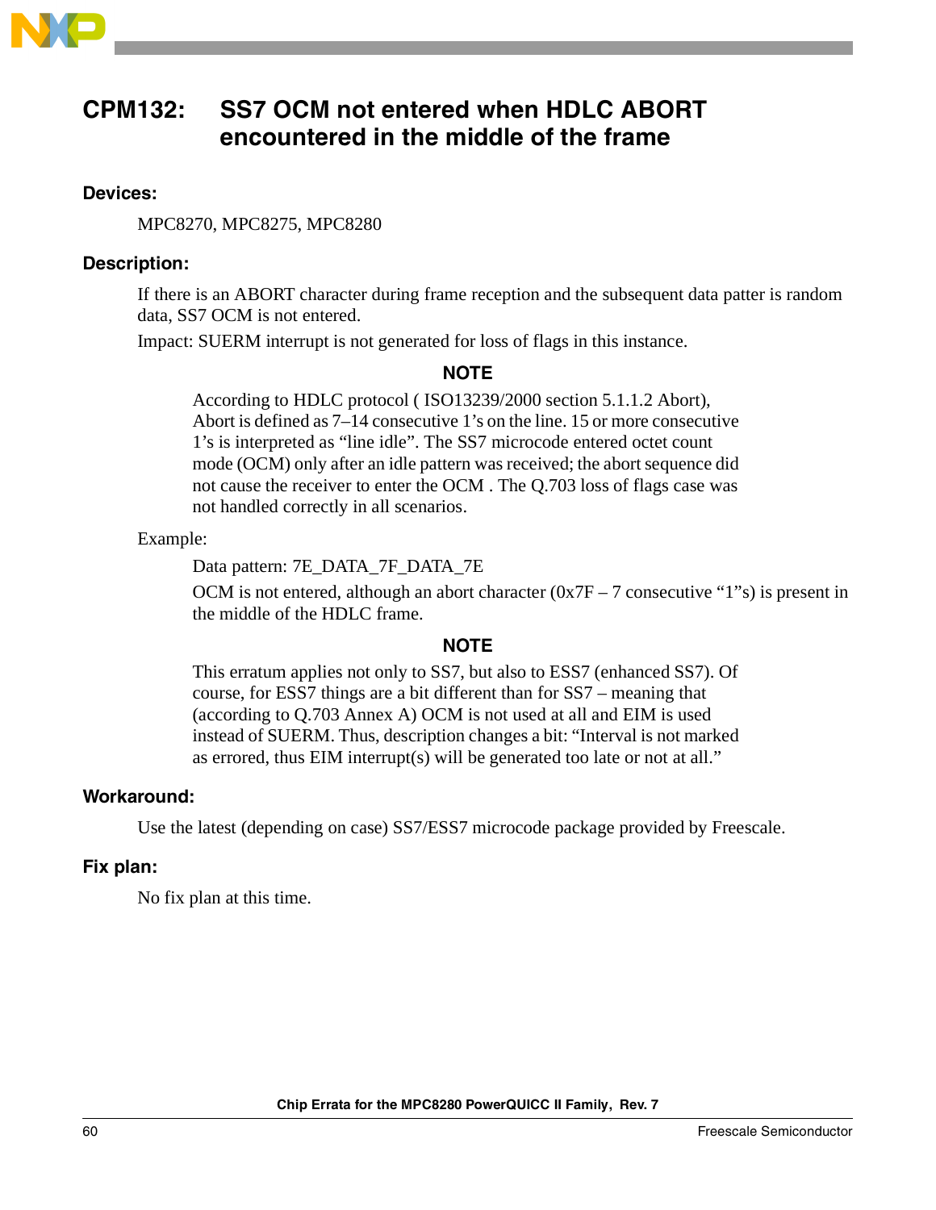## CPM132: SS7 OCM not entered when HDLC ABORT encountered in the middle of the frame

### Devices:

MPC8270, MPC8275, MPC8280

### Description:

If there is an ABORT character during frame reception and the subsequent data patter is random data, SS7 OCM is not entered.

Impact: SUERM interrupt is not generated for loss of flags in this instance.

**NOTE**

According to HDLC protocol ( ISO13239/2000 section 5.1.1.2 Abort), Abort is defined as 7–14 consecutive 1's on the line. 15 or more consecutive 1's is interpreted as "line idle". The SS7 microcode entered octet count mode (OCM) only after an idle pattern was received; the abort sequence did not cause the receiver to enter the OCM . The Q.703 loss of flags case was not handled correctly in all scenarios.

Example:

Data pattern: 7E_DATA_7F_DATA_7E

OCM is not entered, although an abort character (0x7F – 7 consecutive "1"s) is present in the middle of the HDLC frame.

**NOTE**

This erratum applies not only to SS7, but also to ESS7 (enhanced SS7). Of course, for ESS7 things are a bit different than for SS7 – meaning that (according to Q.703 Annex A) OCM is not used at all and EIM is used instead of SUERM. Thus, description changes a bit: "Interval is not marked as errored, thus EIM interrupt(s) will be generated too late or not at all."

### Workaround:

Use the latest (depending on case) SS7/ESS7 microcode package provided by Freescale.

### Fix plan:

No fix plan at this time.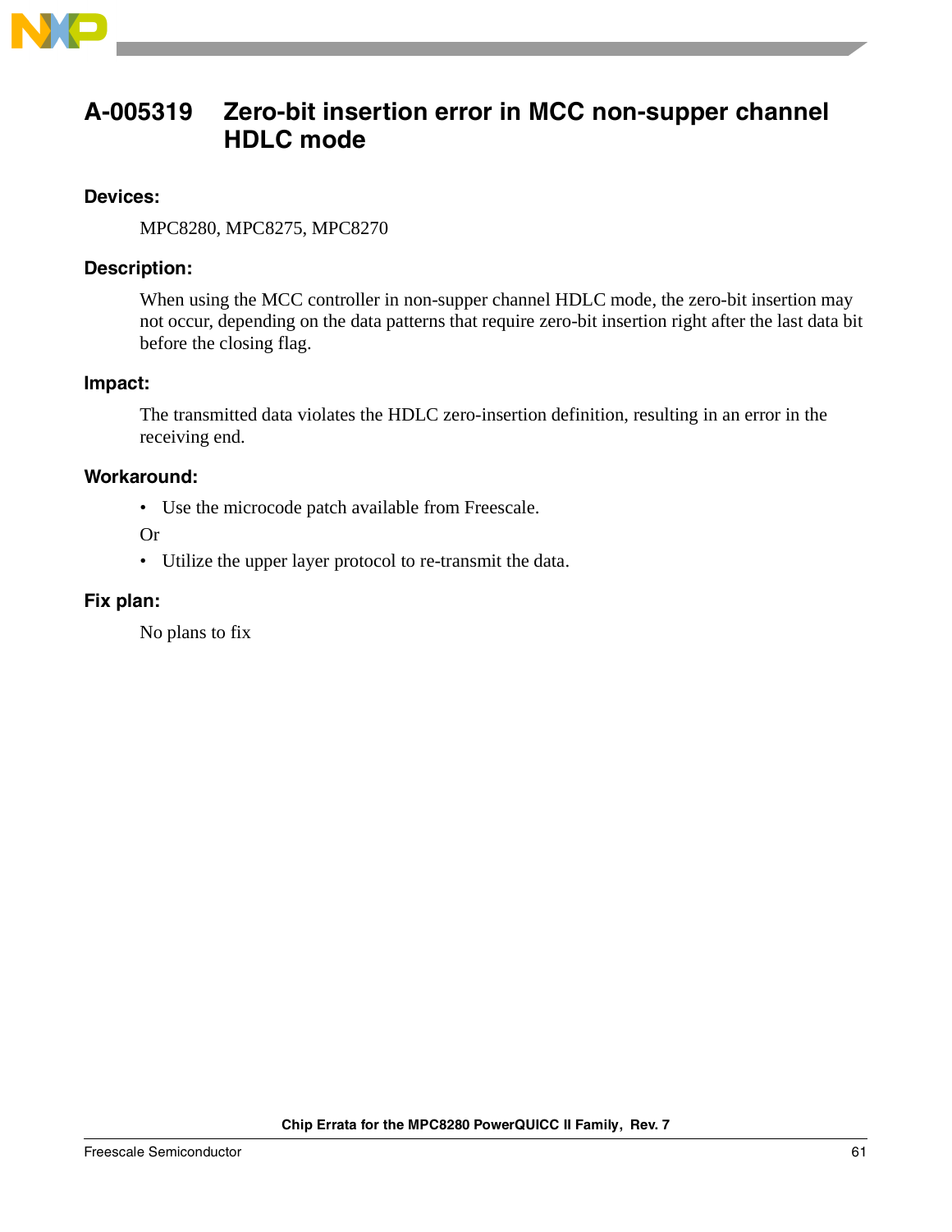## A-005319 Zero-bit insertion error in MCC non-supper channel HDLC mode

**Devices:**

MPC8280, MPC8275, MPC8270

**Description:**

When using the MCC controller in non-supper channel HDLC mode, the zero-bit insertion may not occur, depending on the data patterns that require zero-bit insertion right after the last data bit before the closing flag.

**Impact:**

The transmitted data violates the HDLC zero-insertion definition, resulting in an error in the receiving end.

**Workaround:**

- Use the microcode patch available from Freescale.

Or

- Utilize the upper layer protocol to re-transmit the data.

**Fix plan:**

No plans to fix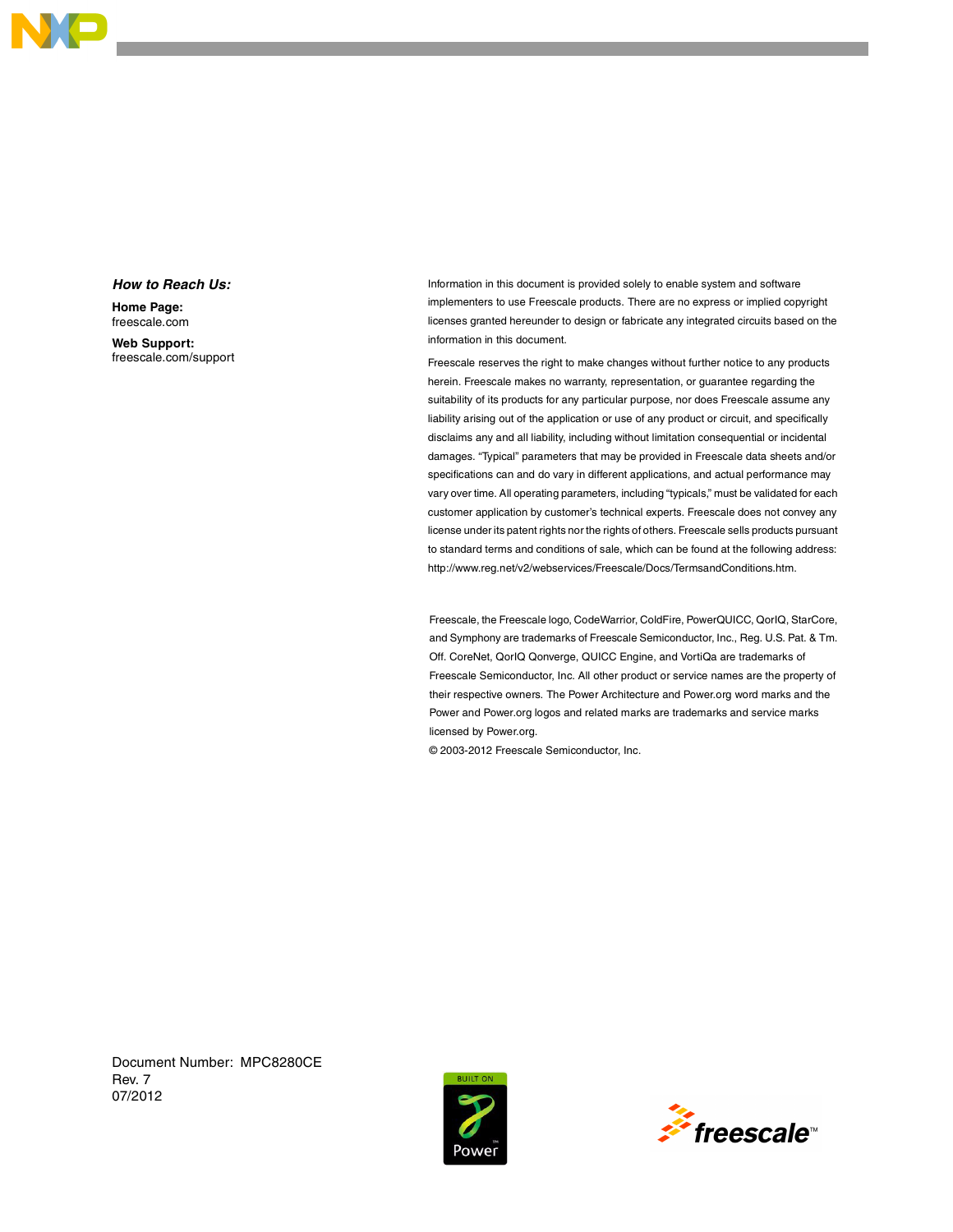***How to Reach Us:***

**Home Page:**
freescale.com

**Web Support:**
freescale.com/support

Information in this document is provided solely to enable system and software implementers to use Freescale products. There are no express or implied copyright licenses granted hereunder to design or fabricate any integrated circuits based on the information in this document.

Freescale reserves the right to make changes without further notice to any products herein. Freescale makes no warranty, representation, or guarantee regarding the suitability of its products for any particular purpose, nor does Freescale assume any liability arising out of the application or use of any product or circuit, and specifically disclaims any and all liability, including without limitation consequential or incidental damages. "Typical" parameters that may be provided in Freescale data sheets and/or specifications can and do vary in different applications, and actual performance may vary over time. All operating parameters, including "typicals," must be validated for each customer application by customer's technical experts. Freescale does not convey any license under its patent rights nor the rights of others. Freescale sells products pursuant to standard terms and conditions of sale, which can be found at the following address: http://www.reg.net/v2/webservices/Freescale/Docs/TermsandConditions.htm.

Freescale, the Freescale logo, CodeWarrior, ColdFire, PowerQUICC, QorIQ, StarCore, and Symphony are trademarks of Freescale Semiconductor, Inc., Reg. U.S. Pat. & Tm. Off. CoreNet, QorIQ Qonverge, QUICC Engine, and VortiQa are trademarks of Freescale Semiconductor, Inc. All other product or service names are the property of their respective owners. The Power Architecture and Power.org word marks and the Power and Power.org logos and related marks are trademarks and service marks licensed by Power.org.

© 2003-2012 Freescale Semiconductor, Inc.

Document Number: MPC8280CE
Rev. 7
07/2012